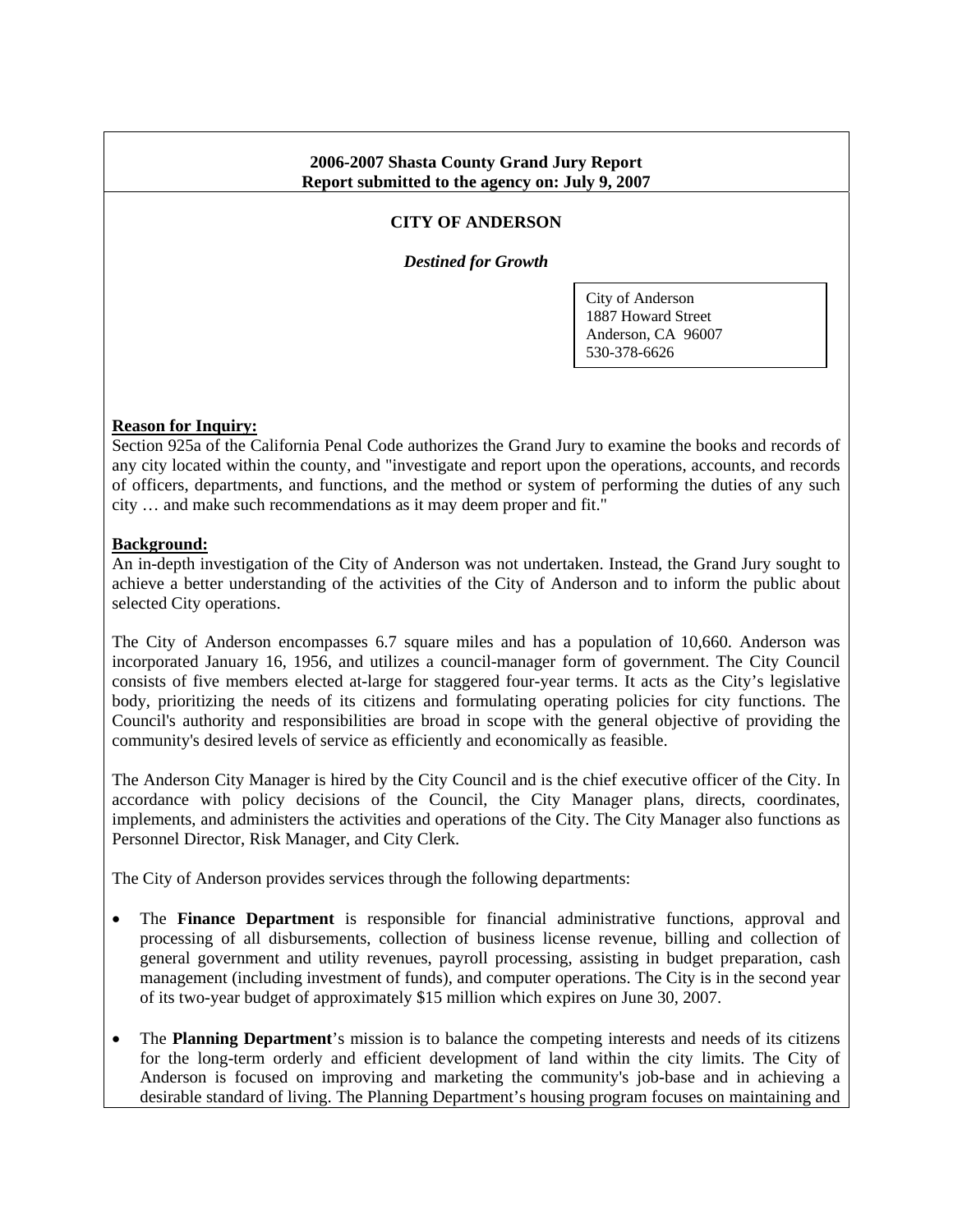**2006-2007 Shasta County Grand Jury Report**
**Report submitted to the agency on: July 9, 2007**

# CITY OF ANDERSON

***Destined for Growth***

City of Anderson
1887 Howard Street
Anderson, CA 96007
530-378-6626

## Reason for Inquiry:

Section 925a of the California Penal Code authorizes the Grand Jury to examine the books and records of any city located within the county, and "investigate and report upon the operations, accounts, and records of officers, departments, and functions, and the method or system of performing the duties of any such city … and make such recommendations as it may deem proper and fit."

## Background:

An in-depth investigation of the City of Anderson was not undertaken. Instead, the Grand Jury sought to achieve a better understanding of the activities of the City of Anderson and to inform the public about selected City operations.

The City of Anderson encompasses 6.7 square miles and has a population of 10,660. Anderson was incorporated January 16, 1956, and utilizes a council-manager form of government. The City Council consists of five members elected at-large for staggered four-year terms. It acts as the City's legislative body, prioritizing the needs of its citizens and formulating operating policies for city functions. The Council's authority and responsibilities are broad in scope with the general objective of providing the community's desired levels of service as efficiently and economically as feasible.

The Anderson City Manager is hired by the City Council and is the chief executive officer of the City. In accordance with policy decisions of the Council, the City Manager plans, directs, coordinates, implements, and administers the activities and operations of the City. The City Manager also functions as Personnel Director, Risk Manager, and City Clerk.

The City of Anderson provides services through the following departments:

- The **Finance Department** is responsible for financial administrative functions, approval and processing of all disbursements, collection of business license revenue, billing and collection of general government and utility revenues, payroll processing, assisting in budget preparation, cash management (including investment of funds), and computer operations. The City is in the second year of its two-year budget of approximately $15 million which expires on June 30, 2007.
- The **Planning Department**'s mission is to balance the competing interests and needs of its citizens for the long-term orderly and efficient development of land within the city limits. The City of Anderson is focused on improving and marketing the community's job-base and in achieving a desirable standard of living. The Planning Department's housing program focuses on maintaining and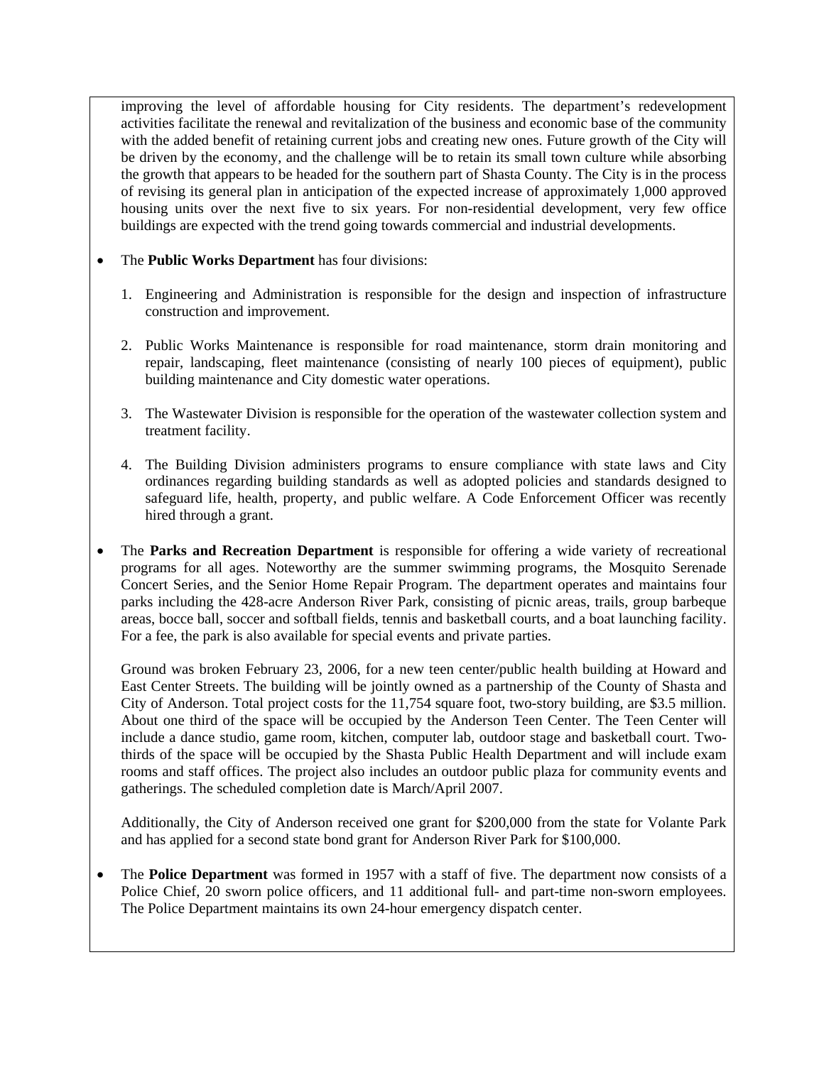improving the level of affordable housing for City residents. The department's redevelopment activities facilitate the renewal and revitalization of the business and economic base of the community with the added benefit of retaining current jobs and creating new ones. Future growth of the City will be driven by the economy, and the challenge will be to retain its small town culture while absorbing the growth that appears to be headed for the southern part of Shasta County. The City is in the process of revising its general plan in anticipation of the expected increase of approximately 1,000 approved housing units over the next five to six years. For non-residential development, very few office buildings are expected with the trend going towards commercial and industrial developments.

- The **Public Works Department** has four divisions:

  1. Engineering and Administration is responsible for the design and inspection of infrastructure construction and improvement.

  2. Public Works Maintenance is responsible for road maintenance, storm drain monitoring and repair, landscaping, fleet maintenance (consisting of nearly 100 pieces of equipment), public building maintenance and City domestic water operations.

  3. The Wastewater Division is responsible for the operation of the wastewater collection system and treatment facility.

  4. The Building Division administers programs to ensure compliance with state laws and City ordinances regarding building standards as well as adopted policies and standards designed to safeguard life, health, property, and public welfare. A Code Enforcement Officer was recently hired through a grant.

- The **Parks and Recreation Department** is responsible for offering a wide variety of recreational programs for all ages. Noteworthy are the summer swimming programs, the Mosquito Serenade Concert Series, and the Senior Home Repair Program. The department operates and maintains four parks including the 428-acre Anderson River Park, consisting of picnic areas, trails, group barbeque areas, bocce ball, soccer and softball fields, tennis and basketball courts, and a boat launching facility. For a fee, the park is also available for special events and private parties.

  Ground was broken February 23, 2006, for a new teen center/public health building at Howard and East Center Streets. The building will be jointly owned as a partnership of the County of Shasta and City of Anderson. Total project costs for the 11,754 square foot, two-story building, are $3.5 million. About one third of the space will be occupied by the Anderson Teen Center. The Teen Center will include a dance studio, game room, kitchen, computer lab, outdoor stage and basketball court. Two-thirds of the space will be occupied by the Shasta Public Health Department and will include exam rooms and staff offices. The project also includes an outdoor public plaza for community events and gatherings. The scheduled completion date is March/April 2007.

  Additionally, the City of Anderson received one grant for $200,000 from the state for Volante Park and has applied for a second state bond grant for Anderson River Park for $100,000.

- The **Police Department** was formed in 1957 with a staff of five. The department now consists of a Police Chief, 20 sworn police officers, and 11 additional full- and part-time non-sworn employees. The Police Department maintains its own 24-hour emergency dispatch center.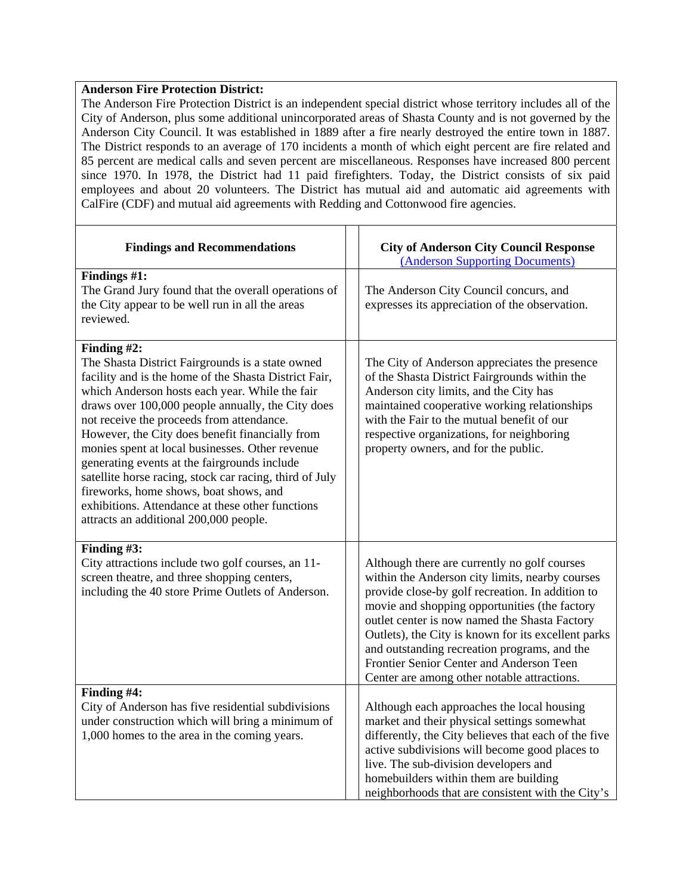**Anderson Fire Protection District:**

The Anderson Fire Protection District is an independent special district whose territory includes all of the City of Anderson, plus some additional unincorporated areas of Shasta County and is not governed by the Anderson City Council. It was established in 1889 after a fire nearly destroyed the entire town in 1887. The District responds to an average of 170 incidents a month of which eight percent are fire related and 85 percent are medical calls and seven percent are miscellaneous. Responses have increased 800 percent since 1970. In 1978, the District had 11 paid firefighters. Today, the District consists of six paid employees and about 20 volunteers. The District has mutual aid and automatic aid agreements with CalFire (CDF) and mutual aid agreements with Redding and Cottonwood fire agencies.

| Findings and Recommendations | | City of Anderson City Council Response (Anderson Supporting Documents) |
|---|---|---|
| **Findings #1:** The Grand Jury found that the overall operations of the City appear to be well run in all the areas reviewed. | | The Anderson City Council concurs, and expresses its appreciation of the observation. |
| **Finding #2:** The Shasta District Fairgrounds is a state owned facility and is the home of the Shasta District Fair, which Anderson hosts each year. While the fair draws over 100,000 people annually, the City does not receive the proceeds from attendance. However, the City does benefit financially from monies spent at local businesses. Other revenue generating events at the fairgrounds include satellite horse racing, stock car racing, third of July fireworks, home shows, boat shows, and exhibitions. Attendance at these other functions attracts an additional 200,000 people. | | The City of Anderson appreciates the presence of the Shasta District Fairgrounds within the Anderson city limits, and the City has maintained cooperative working relationships with the Fair to the mutual benefit of our respective organizations, for neighboring property owners, and for the public. |
| **Finding #3:** City attractions include two golf courses, an 11-screen theatre, and three shopping centers, including the 40 store Prime Outlets of Anderson. | | Although there are currently no golf courses within the Anderson city limits, nearby courses provide close-by golf recreation. In addition to movie and shopping opportunities (the factory outlet center is now named the Shasta Factory Outlets), the City is known for its excellent parks and outstanding recreation programs, and the Frontier Senior Center and Anderson Teen Center are among other notable attractions. |
| **Finding #4:** City of Anderson has five residential subdivisions under construction which will bring a minimum of 1,000 homes to the area in the coming years. | | Although each approaches the local housing market and their physical settings somewhat differently, the City believes that each of the five active subdivisions will become good places to live. The sub-division developers and homebuilders within them are building neighborhoods that are consistent with the City's |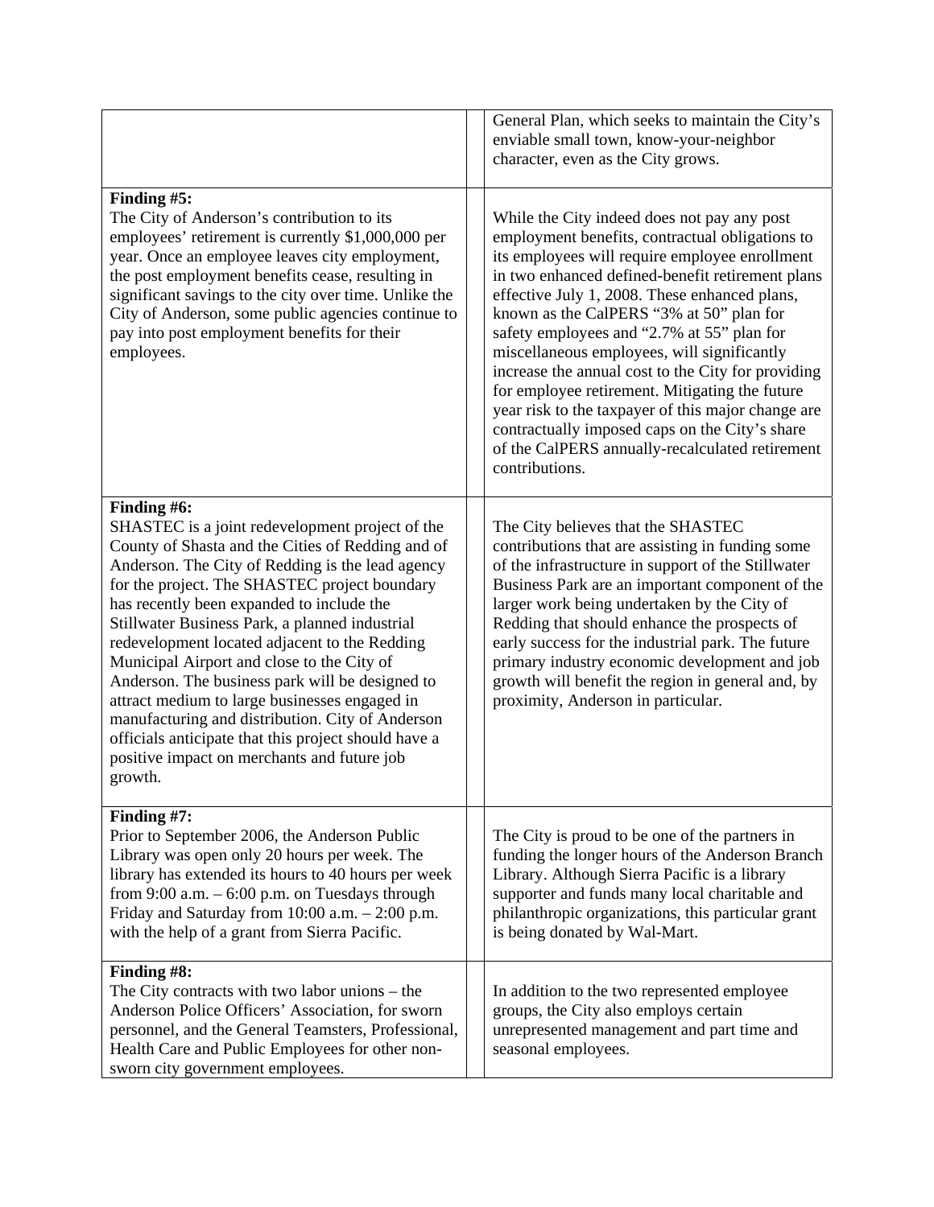| | | |
|---|---|---|
| | | General Plan, which seeks to maintain the City's enviable small town, know-your-neighbor character, even as the City grows. |
| **Finding #5:** The City of Anderson's contribution to its employees' retirement is currently $1,000,000 per year. Once an employee leaves city employment, the post employment benefits cease, resulting in significant savings to the city over time. Unlike the City of Anderson, some public agencies continue to pay into post employment benefits for their employees. | | While the City indeed does not pay any post employment benefits, contractual obligations to its employees will require employee enrollment in two enhanced defined-benefit retirement plans effective July 1, 2008. These enhanced plans, known as the CalPERS "3% at 50" plan for safety employees and "2.7% at 55" plan for miscellaneous employees, will significantly increase the annual cost to the City for providing for employee retirement. Mitigating the future year risk to the taxpayer of this major change are contractually imposed caps on the City's share of the CalPERS annually-recalculated retirement contributions. |
| **Finding #6:** SHASTEC is a joint redevelopment project of the County of Shasta and the Cities of Redding and of Anderson. The City of Redding is the lead agency for the project. The SHASTEC project boundary has recently been expanded to include the Stillwater Business Park, a planned industrial redevelopment located adjacent to the Redding Municipal Airport and close to the City of Anderson. The business park will be designed to attract medium to large businesses engaged in manufacturing and distribution. City of Anderson officials anticipate that this project should have a positive impact on merchants and future job growth. | | The City believes that the SHASTEC contributions that are assisting in funding some of the infrastructure in support of the Stillwater Business Park are an important component of the larger work being undertaken by the City of Redding that should enhance the prospects of early success for the industrial park. The future primary industry economic development and job growth will benefit the region in general and, by proximity, Anderson in particular. |
| **Finding #7:** Prior to September 2006, the Anderson Public Library was open only 20 hours per week. The library has extended its hours to 40 hours per week from 9:00 a.m. – 6:00 p.m. on Tuesdays through Friday and Saturday from 10:00 a.m. – 2:00 p.m. with the help of a grant from Sierra Pacific. | | The City is proud to be one of the partners in funding the longer hours of the Anderson Branch Library. Although Sierra Pacific is a library supporter and funds many local charitable and philanthropic organizations, this particular grant is being donated by Wal-Mart. |
| **Finding #8:** The City contracts with two labor unions – the Anderson Police Officers' Association, for sworn personnel, and the General Teamsters, Professional, Health Care and Public Employees for other non-sworn city government employees. | | In addition to the two represented employee groups, the City also employs certain unrepresented management and part time and seasonal employees. |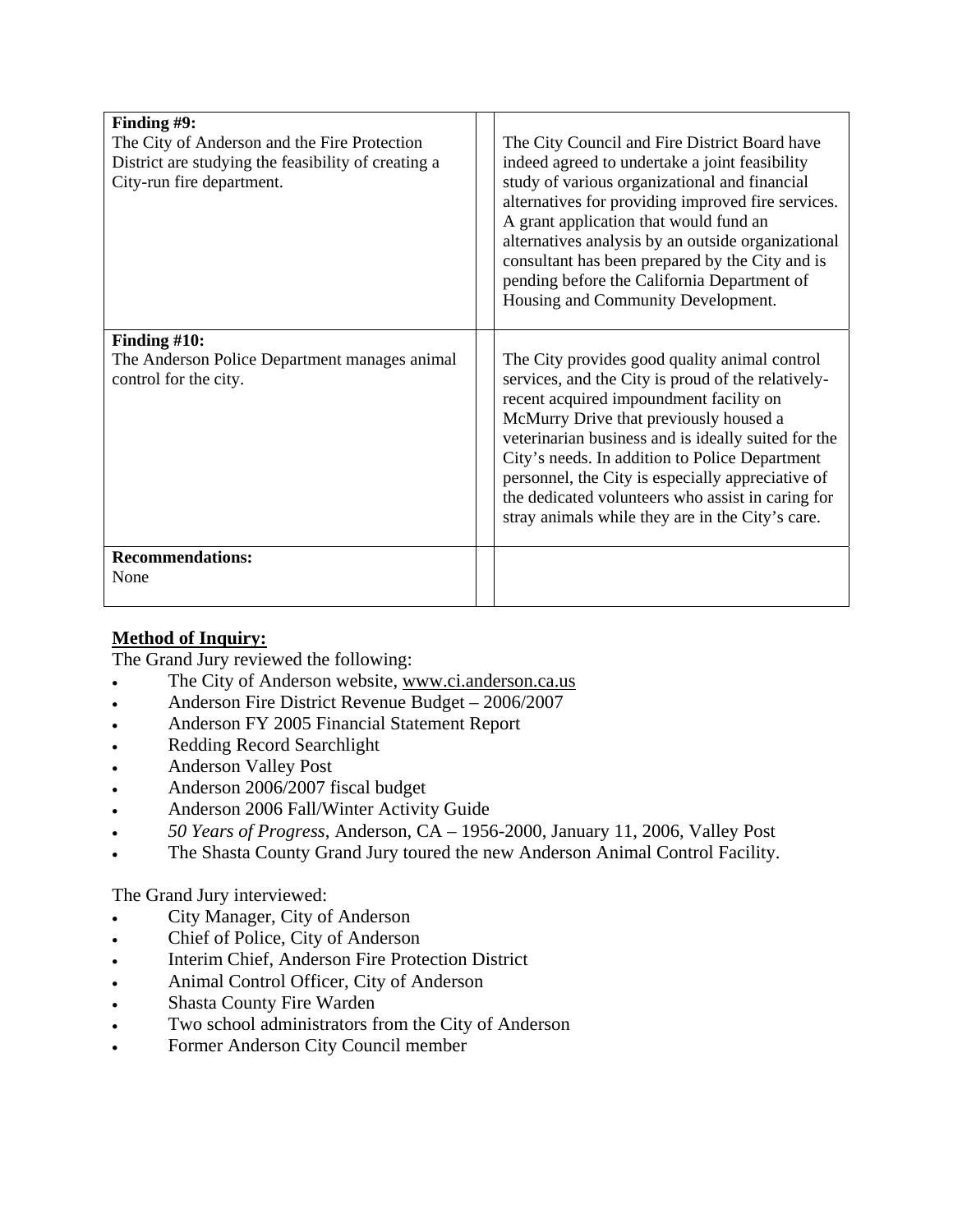| Finding #9: The City of Anderson and the Fire Protection District are studying the feasibility of creating a City-run fire department. | | The City Council and Fire District Board have indeed agreed to undertake a joint feasibility study of various organizational and financial alternatives for providing improved fire services. A grant application that would fund an alternatives analysis by an outside organizational consultant has been prepared by the City and is pending before the California Department of Housing and Community Development. |
|---|---|---|
| **Finding #10:** The Anderson Police Department manages animal control for the city. | | The City provides good quality animal control services, and the City is proud of the relatively-recent acquired impoundment facility on McMurry Drive that previously housed a veterinarian business and is ideally suited for the City's needs. In addition to Police Department personnel, the City is especially appreciative of the dedicated volunteers who assist in caring for stray animals while they are in the City's care. |
| **Recommendations:** None | | |

**Method of Inquiry:**

The Grand Jury reviewed the following:

- The City of Anderson website, www.ci.anderson.ca.us
- Anderson Fire District Revenue Budget – 2006/2007
- Anderson FY 2005 Financial Statement Report
- Redding Record Searchlight
- Anderson Valley Post
- Anderson 2006/2007 fiscal budget
- Anderson 2006 Fall/Winter Activity Guide
- *50 Years of Progress*, Anderson, CA – 1956-2000, January 11, 2006, Valley Post
- The Shasta County Grand Jury toured the new Anderson Animal Control Facility.

The Grand Jury interviewed:

- City Manager, City of Anderson
- Chief of Police, City of Anderson
- Interim Chief, Anderson Fire Protection District
- Animal Control Officer, City of Anderson
- Shasta County Fire Warden
- Two school administrators from the City of Anderson
- Former Anderson City Council member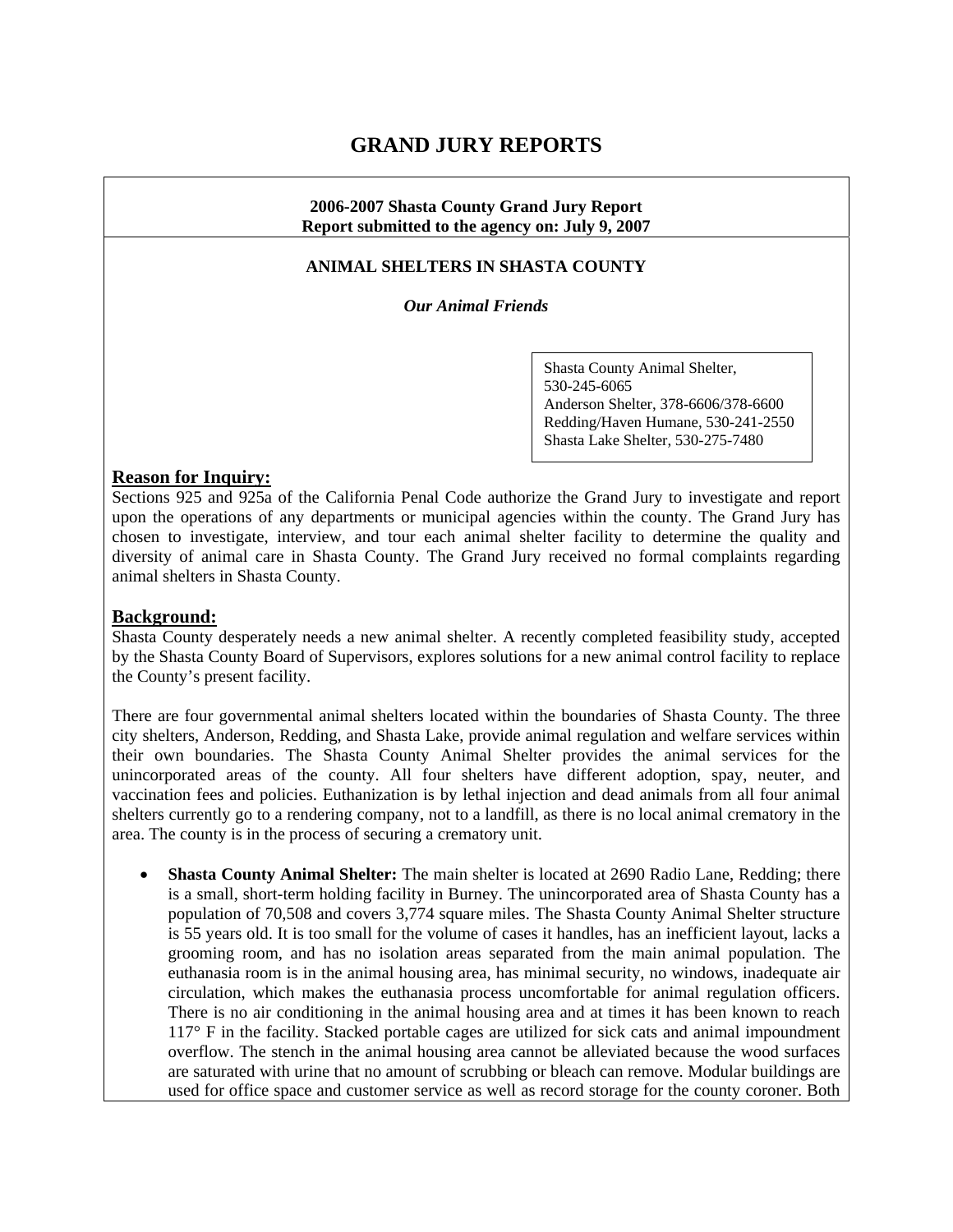# GRAND JURY REPORTS

**2006-2007 Shasta County Grand Jury Report**
**Report submitted to the agency on: July 9, 2007**

## ANIMAL SHELTERS IN SHASTA COUNTY

***Our Animal Friends***

Shasta County Animal Shelter, 530-245-6065
Anderson Shelter, 378-6606/378-6600
Redding/Haven Humane, 530-241-2550
Shasta Lake Shelter, 530-275-7480

## Reason for Inquiry:

Sections 925 and 925a of the California Penal Code authorize the Grand Jury to investigate and report upon the operations of any departments or municipal agencies within the county. The Grand Jury has chosen to investigate, interview, and tour each animal shelter facility to determine the quality and diversity of animal care in Shasta County. The Grand Jury received no formal complaints regarding animal shelters in Shasta County.

## Background:

Shasta County desperately needs a new animal shelter. A recently completed feasibility study, accepted by the Shasta County Board of Supervisors, explores solutions for a new animal control facility to replace the County's present facility.

There are four governmental animal shelters located within the boundaries of Shasta County. The three city shelters, Anderson, Redding, and Shasta Lake, provide animal regulation and welfare services within their own boundaries. The Shasta County Animal Shelter provides the animal services for the unincorporated areas of the county. All four shelters have different adoption, spay, neuter, and vaccination fees and policies. Euthanization is by lethal injection and dead animals from all four animal shelters currently go to a rendering company, not to a landfill, as there is no local animal crematory in the area. The county is in the process of securing a crematory unit.

- **Shasta County Animal Shelter:** The main shelter is located at 2690 Radio Lane, Redding; there is a small, short-term holding facility in Burney. The unincorporated area of Shasta County has a population of 70,508 and covers 3,774 square miles. The Shasta County Animal Shelter structure is 55 years old. It is too small for the volume of cases it handles, has an inefficient layout, lacks a grooming room, and has no isolation areas separated from the main animal population. The euthanasia room is in the animal housing area, has minimal security, no windows, inadequate air circulation, which makes the euthanasia process uncomfortable for animal regulation officers. There is no air conditioning in the animal housing area and at times it has been known to reach 117° F in the facility. Stacked portable cages are utilized for sick cats and animal impoundment overflow. The stench in the animal housing area cannot be alleviated because the wood surfaces are saturated with urine that no amount of scrubbing or bleach can remove. Modular buildings are used for office space and customer service as well as record storage for the county coroner. Both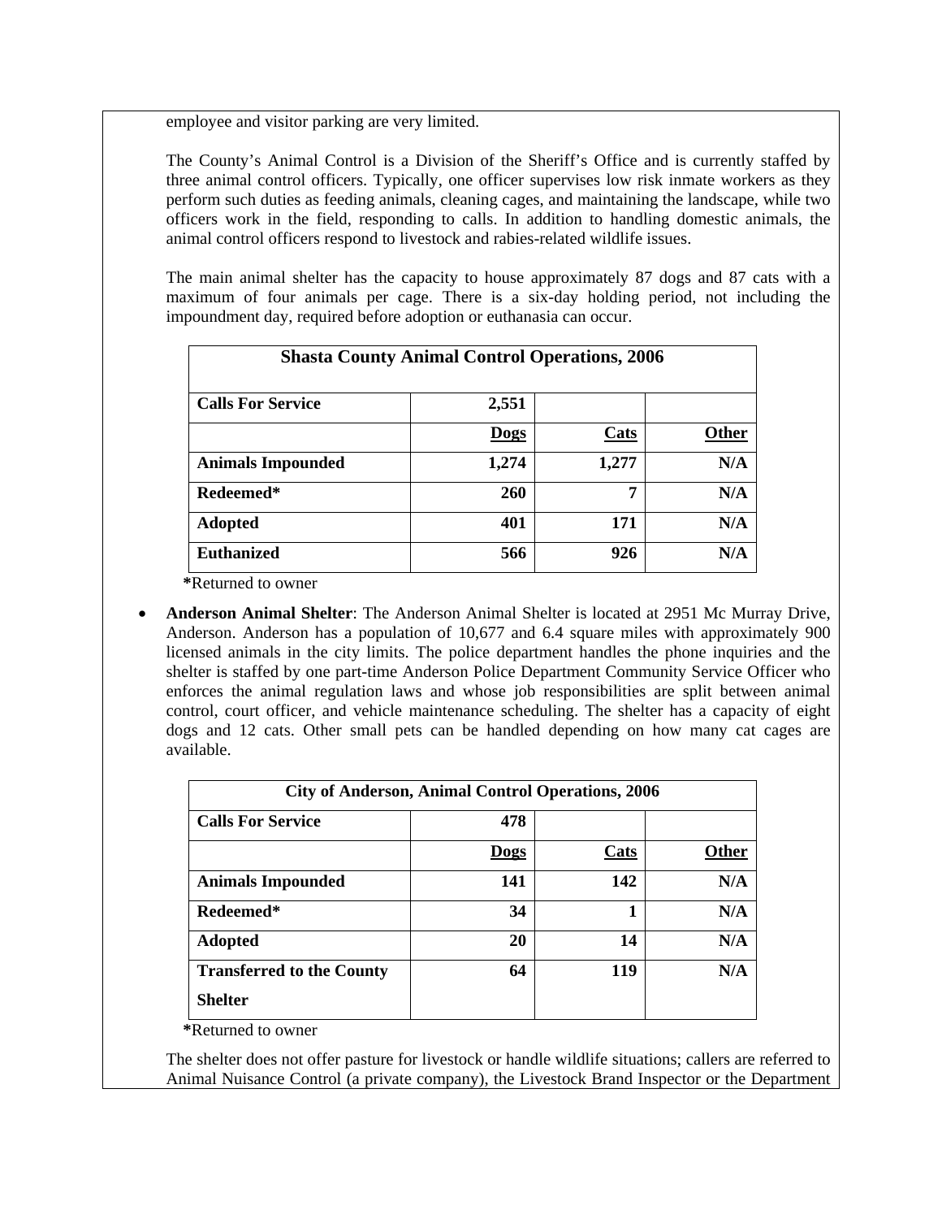employee and visitor parking are very limited.

The County's Animal Control is a Division of the Sheriff's Office and is currently staffed by three animal control officers. Typically, one officer supervises low risk inmate workers as they perform such duties as feeding animals, cleaning cages, and maintaining the landscape, while two officers work in the field, responding to calls. In addition to handling domestic animals, the animal control officers respond to livestock and rabies-related wildlife issues.

The main animal shelter has the capacity to house approximately 87 dogs and 87 cats with a maximum of four animals per cage. There is a six-day holding period, not including the impoundment day, required before adoption or euthanasia can occur.

| **Shasta County Animal Control Operations, 2006** | | | |
|---|---|---|---|
| **Calls For Service** | **2,551** | | |
| | **Dogs** | **Cats** | **Other** |
| **Animals Impounded** | **1,274** | **1,277** | **N/A** |
| **Redeemed*** | **260** | **7** | **N/A** |
| **Adopted** | **401** | **171** | **N/A** |
| **Euthanized** | **566** | **926** | **N/A** |

***Returned to owner**

- **Anderson Animal Shelter**: The Anderson Animal Shelter is located at 2951 Mc Murray Drive, Anderson. Anderson has a population of 10,677 and 6.4 square miles with approximately 900 licensed animals in the city limits. The police department handles the phone inquiries and the shelter is staffed by one part-time Anderson Police Department Community Service Officer who enforces the animal regulation laws and whose job responsibilities are split between animal control, court officer, and vehicle maintenance scheduling. The shelter has a capacity of eight dogs and 12 cats. Other small pets can be handled depending on how many cat cages are available.

| **City of Anderson, Animal Control Operations, 2006** | | | |
|---|---|---|---|
| **Calls For Service** | **478** | | |
| | **Dogs** | **Cats** | **Other** |
| **Animals Impounded** | **141** | **142** | **N/A** |
| **Redeemed*** | **34** | **1** | **N/A** |
| **Adopted** | **20** | **14** | **N/A** |
| **Transferred to the County Shelter** | **64** | **119** | **N/A** |

***Returned to owner**

The shelter does not offer pasture for livestock or handle wildlife situations; callers are referred to Animal Nuisance Control (a private company), the Livestock Brand Inspector or the Department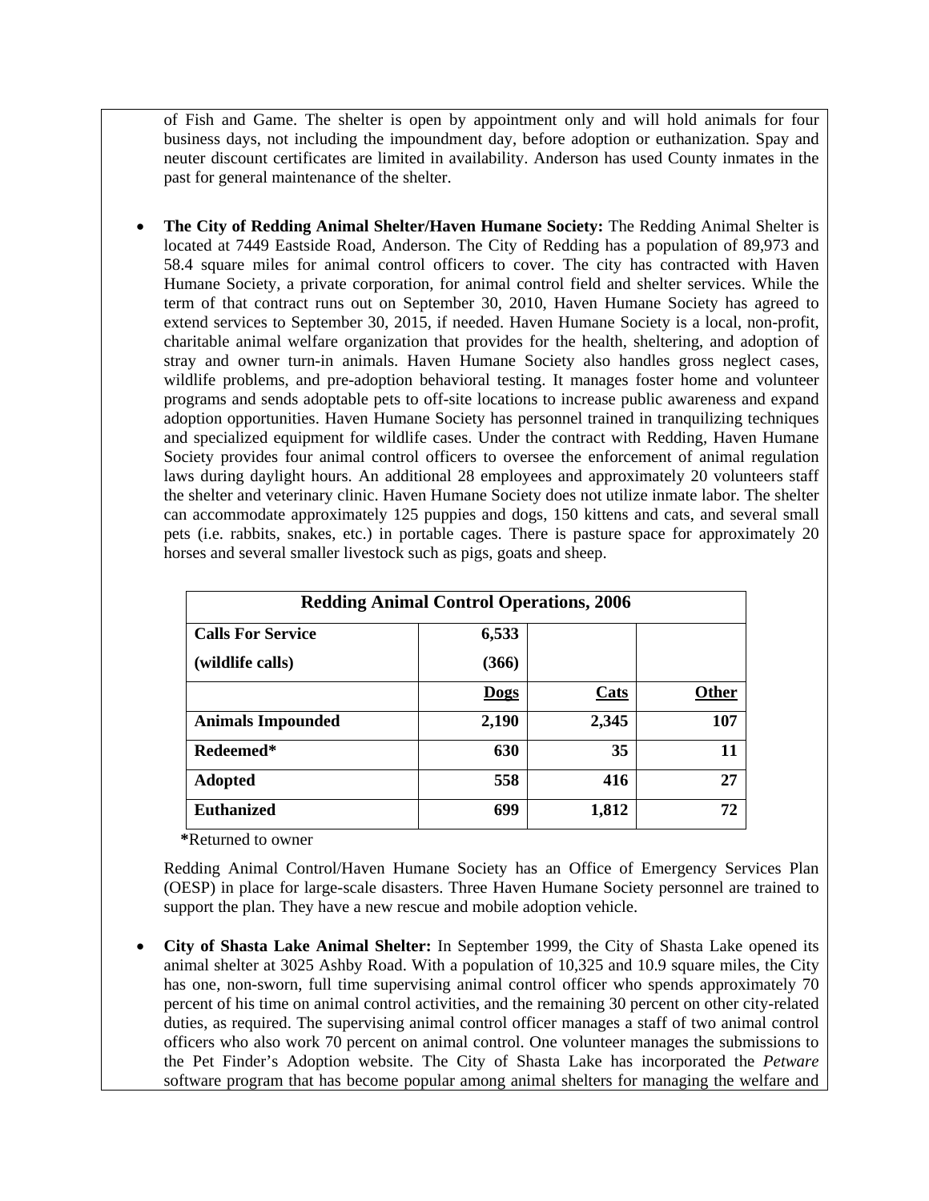of Fish and Game. The shelter is open by appointment only and will hold animals for four business days, not including the impoundment day, before adoption or euthanization. Spay and neuter discount certificates are limited in availability. Anderson has used County inmates in the past for general maintenance of the shelter.

- **The City of Redding Animal Shelter/Haven Humane Society:** The Redding Animal Shelter is located at 7449 Eastside Road, Anderson. The City of Redding has a population of 89,973 and 58.4 square miles for animal control officers to cover. The city has contracted with Haven Humane Society, a private corporation, for animal control field and shelter services. While the term of that contract runs out on September 30, 2010, Haven Humane Society has agreed to extend services to September 30, 2015, if needed. Haven Humane Society is a local, non-profit, charitable animal welfare organization that provides for the health, sheltering, and adoption of stray and owner turn-in animals. Haven Humane Society also handles gross neglect cases, wildlife problems, and pre-adoption behavioral testing. It manages foster home and volunteer programs and sends adoptable pets to off-site locations to increase public awareness and expand adoption opportunities. Haven Humane Society has personnel trained in tranquilizing techniques and specialized equipment for wildlife cases. Under the contract with Redding, Haven Humane Society provides four animal control officers to oversee the enforcement of animal regulation laws during daylight hours. An additional 28 employees and approximately 20 volunteers staff the shelter and veterinary clinic. Haven Humane Society does not utilize inmate labor. The shelter can accommodate approximately 125 puppies and dogs, 150 kittens and cats, and several small pets (i.e. rabbits, snakes, etc.) in portable cages. There is pasture space for approximately 20 horses and several smaller livestock such as pigs, goats and sheep.

| **Redding Animal Control Operations, 2006** | | | |
|---|---|---|---|
| **Calls For Service**<br>**(wildlife calls)** | **6,533**<br>**(366)** | | |
| | **Dogs** | **Cats** | **Other** |
| **Animals Impounded** | **2,190** | **2,345** | **107** |
| **Redeemed*** | **630** | **35** | **11** |
| **Adopted** | **558** | **416** | **27** |
| **Euthanized** | **699** | **1,812** | **72** |

***Returned to owner**

Redding Animal Control/Haven Humane Society has an Office of Emergency Services Plan (OESP) in place for large-scale disasters. Three Haven Humane Society personnel are trained to support the plan. They have a new rescue and mobile adoption vehicle.

- **City of Shasta Lake Animal Shelter:** In September 1999, the City of Shasta Lake opened its animal shelter at 3025 Ashby Road. With a population of 10,325 and 10.9 square miles, the City has one, non-sworn, full time supervising animal control officer who spends approximately 70 percent of his time on animal control activities, and the remaining 30 percent on other city-related duties, as required. The supervising animal control officer manages a staff of two animal control officers who also work 70 percent on animal control. One volunteer manages the submissions to the Pet Finder's Adoption website. The City of Shasta Lake has incorporated the *Petware* software program that has become popular among animal shelters for managing the welfare and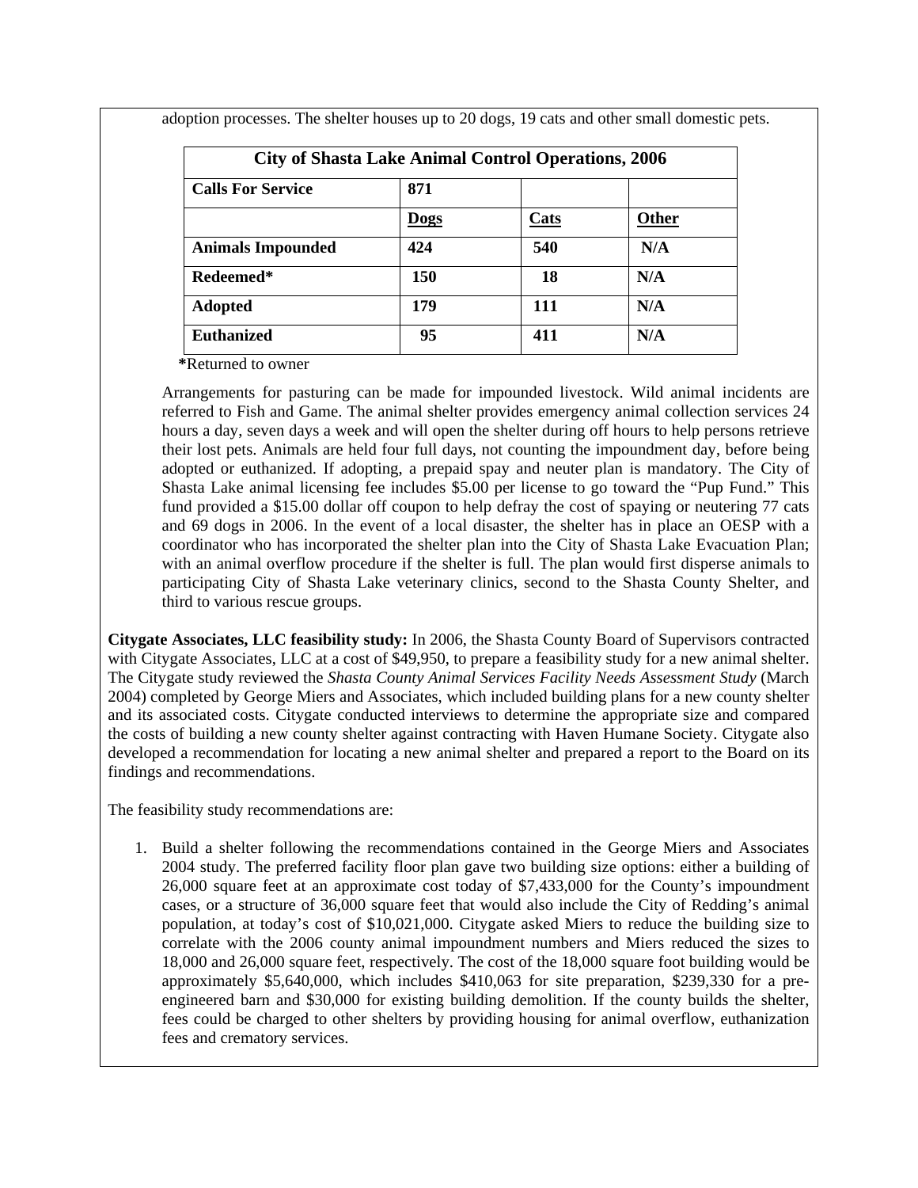adoption processes. The shelter houses up to 20 dogs, 19 cats and other small domestic pets.

| City of Shasta Lake Animal Control Operations, 2006 | | | |
|---|---|---|---|
| **Calls For Service** | **871** | | |
| | **Dogs** | **Cats** | **Other** |
| **Animals Impounded** | **424** | **540** | **N/A** |
| **Redeemed*** | **150** | **18** | **N/A** |
| **Adopted** | **179** | **111** | **N/A** |
| **Euthanized** | **95** | **411** | **N/A** |

**\***Returned to owner

Arrangements for pasturing can be made for impounded livestock. Wild animal incidents are referred to Fish and Game. The animal shelter provides emergency animal collection services 24 hours a day, seven days a week and will open the shelter during off hours to help persons retrieve their lost pets. Animals are held four full days, not counting the impoundment day, before being adopted or euthanized. If adopting, a prepaid spay and neuter plan is mandatory. The City of Shasta Lake animal licensing fee includes $5.00 per license to go toward the "Pup Fund." This fund provided a $15.00 dollar off coupon to help defray the cost of spaying or neutering 77 cats and 69 dogs in 2006. In the event of a local disaster, the shelter has in place an OESP with a coordinator who has incorporated the shelter plan into the City of Shasta Lake Evacuation Plan; with an animal overflow procedure if the shelter is full. The plan would first disperse animals to participating City of Shasta Lake veterinary clinics, second to the Shasta County Shelter, and third to various rescue groups.

**Citygate Associates, LLC feasibility study:** In 2006, the Shasta County Board of Supervisors contracted with Citygate Associates, LLC at a cost of $49,950, to prepare a feasibility study for a new animal shelter. The Citygate study reviewed the *Shasta County Animal Services Facility Needs Assessment Study* (March 2004) completed by George Miers and Associates, which included building plans for a new county shelter and its associated costs. Citygate conducted interviews to determine the appropriate size and compared the costs of building a new county shelter against contracting with Haven Humane Society. Citygate also developed a recommendation for locating a new animal shelter and prepared a report to the Board on its findings and recommendations.

The feasibility study recommendations are:

1. Build a shelter following the recommendations contained in the George Miers and Associates 2004 study. The preferred facility floor plan gave two building size options: either a building of 26,000 square feet at an approximate cost today of $7,433,000 for the County's impoundment cases, or a structure of 36,000 square feet that would also include the City of Redding's animal population, at today's cost of $10,021,000. Citygate asked Miers to reduce the building size to correlate with the 2006 county animal impoundment numbers and Miers reduced the sizes to 18,000 and 26,000 square feet, respectively. The cost of the 18,000 square foot building would be approximately $5,640,000, which includes $410,063 for site preparation, $239,330 for a pre-engineered barn and $30,000 for existing building demolition. If the county builds the shelter, fees could be charged to other shelters by providing housing for animal overflow, euthanization fees and crematory services.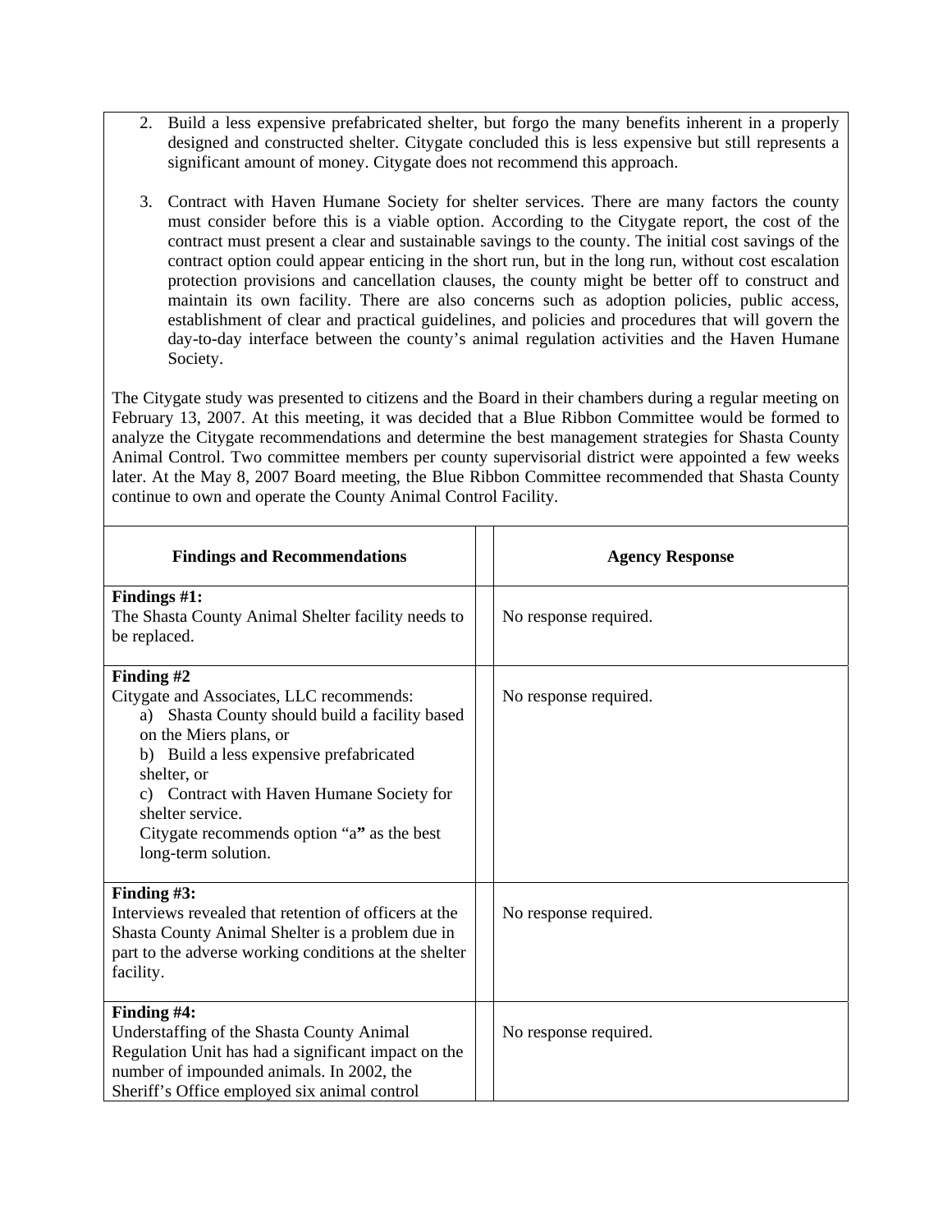2. Build a less expensive prefabricated shelter, but forgo the many benefits inherent in a properly designed and constructed shelter. Citygate concluded this is less expensive but still represents a significant amount of money. Citygate does not recommend this approach.

3. Contract with Haven Humane Society for shelter services. There are many factors the county must consider before this is a viable option. According to the Citygate report, the cost of the contract must present a clear and sustainable savings to the county. The initial cost savings of the contract option could appear enticing in the short run, but in the long run, without cost escalation protection provisions and cancellation clauses, the county might be better off to construct and maintain its own facility. There are also concerns such as adoption policies, public access, establishment of clear and practical guidelines, and policies and procedures that will govern the day-to-day interface between the county's animal regulation activities and the Haven Humane Society.

The Citygate study was presented to citizens and the Board in their chambers during a regular meeting on February 13, 2007. At this meeting, it was decided that a Blue Ribbon Committee would be formed to analyze the Citygate recommendations and determine the best management strategies for Shasta County Animal Control. Two committee members per county supervisorial district were appointed a few weeks later. At the May 8, 2007 Board meeting, the Blue Ribbon Committee recommended that Shasta County continue to own and operate the County Animal Control Facility.

| **Findings and Recommendations** | | **Agency Response** |
|---|---|---|
| **Findings #1:**<br>The Shasta County Animal Shelter facility needs to be replaced. | | No response required. |
| **Finding #2**<br>Citygate and Associates, LLC recommends:<br>a) Shasta County should build a facility based on the Miers plans, or<br>b) Build a less expensive prefabricated shelter, or<br>c) Contract with Haven Humane Society for shelter service.<br>Citygate recommends option "a" as the best long-term solution. | | No response required. |
| **Finding #3:**<br>Interviews revealed that retention of officers at the Shasta County Animal Shelter is a problem due in part to the adverse working conditions at the shelter facility. | | No response required. |
| **Finding #4:**<br>Understaffing of the Shasta County Animal Regulation Unit has had a significant impact on the number of impounded animals. In 2002, the Sheriff's Office employed six animal control | | No response required. |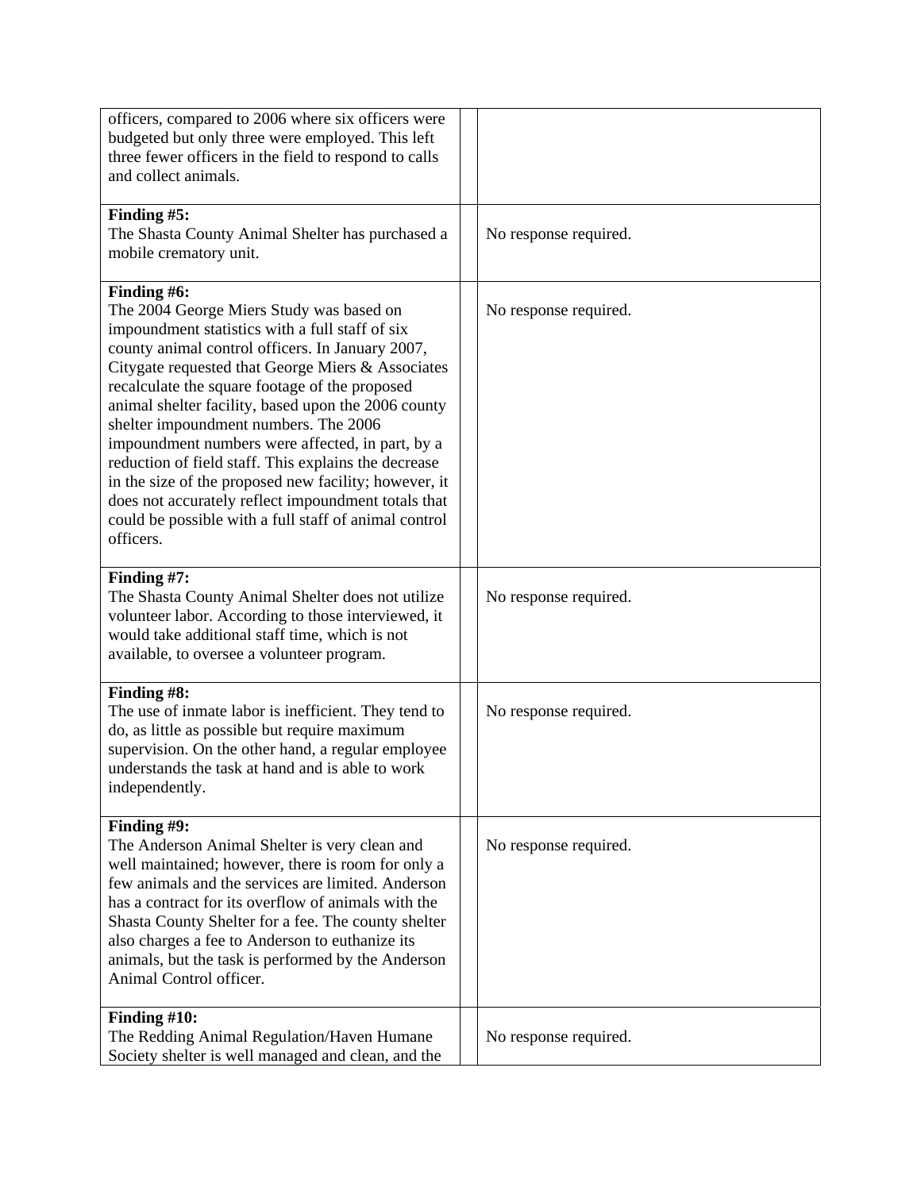| | | |
|---|---|---|
| officers, compared to 2006 where six officers were budgeted but only three were employed. This left three fewer officers in the field to respond to calls and collect animals. | | |
| **Finding #5:** The Shasta County Animal Shelter has purchased a mobile crematory unit. | | No response required. |
| **Finding #6:** The 2004 George Miers Study was based on impoundment statistics with a full staff of six county animal control officers. In January 2007, Citygate requested that George Miers & Associates recalculate the square footage of the proposed animal shelter facility, based upon the 2006 county shelter impoundment numbers. The 2006 impoundment numbers were affected, in part, by a reduction of field staff. This explains the decrease in the size of the proposed new facility; however, it does not accurately reflect impoundment totals that could be possible with a full staff of animal control officers. | | No response required. |
| **Finding #7:** The Shasta County Animal Shelter does not utilize volunteer labor. According to those interviewed, it would take additional staff time, which is not available, to oversee a volunteer program. | | No response required. |
| **Finding #8:** The use of inmate labor is inefficient. They tend to do, as little as possible but require maximum supervision. On the other hand, a regular employee understands the task at hand and is able to work independently. | | No response required. |
| **Finding #9:** The Anderson Animal Shelter is very clean and well maintained; however, there is room for only a few animals and the services are limited. Anderson has a contract for its overflow of animals with the Shasta County Shelter for a fee. The county shelter also charges a fee to Anderson to euthanize its animals, but the task is performed by the Anderson Animal Control officer. | | No response required. |
| **Finding #10:** The Redding Animal Regulation/Haven Humane Society shelter is well managed and clean, and the | | No response required. |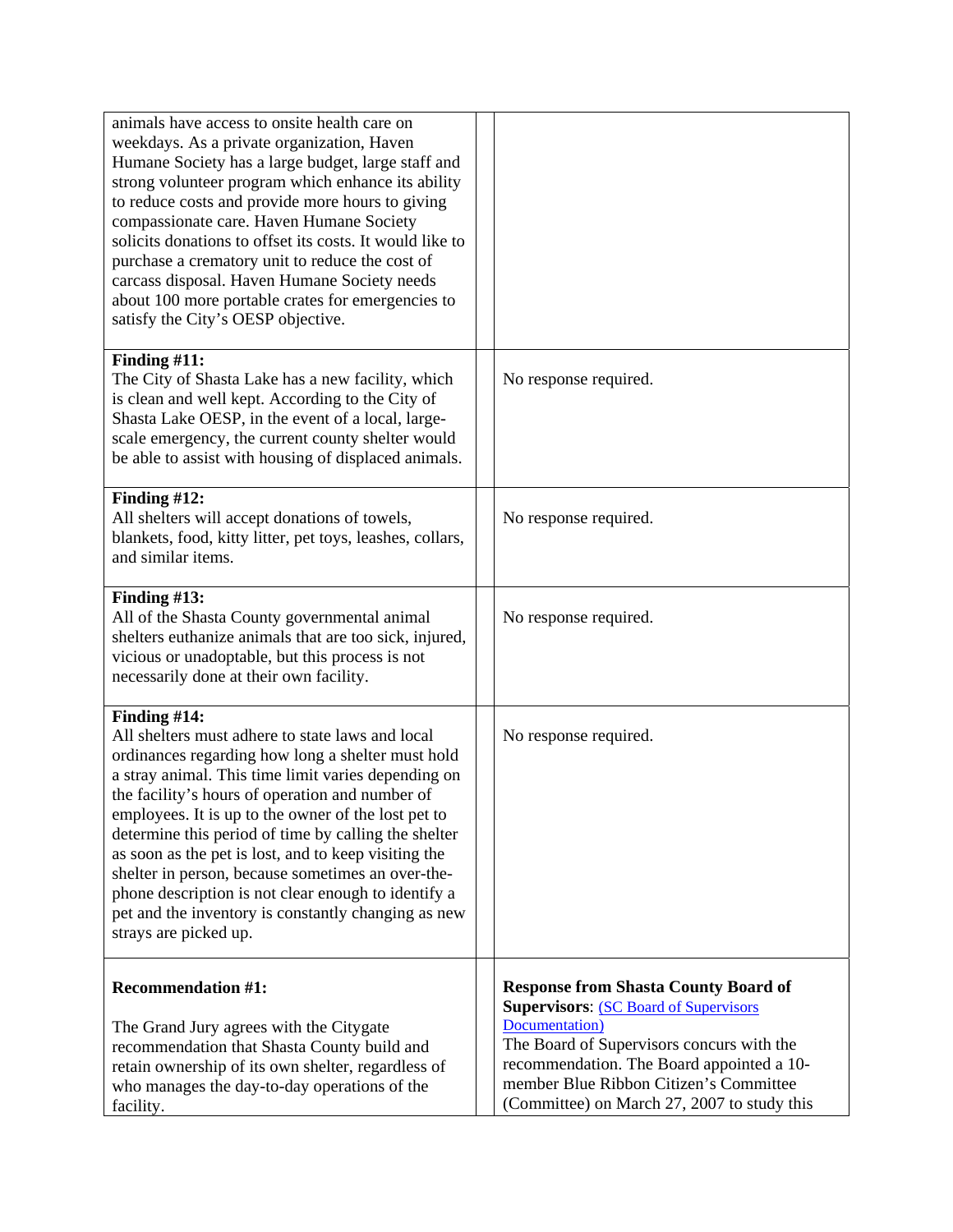| | | |
|---|---|---|
| animals have access to onsite health care on weekdays. As a private organization, Haven Humane Society has a large budget, large staff and strong volunteer program which enhance its ability to reduce costs and provide more hours to giving compassionate care. Haven Humane Society solicits donations to offset its costs. It would like to purchase a crematory unit to reduce the cost of carcass disposal. Haven Humane Society needs about 100 more portable crates for emergencies to satisfy the City's OESP objective. | | |
| **Finding #11:** The City of Shasta Lake has a new facility, which is clean and well kept. According to the City of Shasta Lake OESP, in the event of a local, large-scale emergency, the current county shelter would be able to assist with housing of displaced animals. | | No response required. |
| **Finding #12:** All shelters will accept donations of towels, blankets, food, kitty litter, pet toys, leashes, collars, and similar items. | | No response required. |
| **Finding #13:** All of the Shasta County governmental animal shelters euthanize animals that are too sick, injured, vicious or unadoptable, but this process is not necessarily done at their own facility. | | No response required. |
| **Finding #14:** All shelters must adhere to state laws and local ordinances regarding how long a shelter must hold a stray animal. This time limit varies depending on the facility's hours of operation and number of employees. It is up to the owner of the lost pet to determine this period of time by calling the shelter as soon as the pet is lost, and to keep visiting the shelter in person, because sometimes an over-the-phone description is not clear enough to identify a pet and the inventory is constantly changing as new strays are picked up. | | No response required. |
| **Recommendation #1:** The Grand Jury agrees with the Citygate recommendation that Shasta County build and retain ownership of its own shelter, regardless of who manages the day-to-day operations of the facility. | | **Response from Shasta County Board of Supervisors**: (SC Board of Supervisors Documentation) The Board of Supervisors concurs with the recommendation. The Board appointed a 10-member Blue Ribbon Citizen's Committee (Committee) on March 27, 2007 to study this |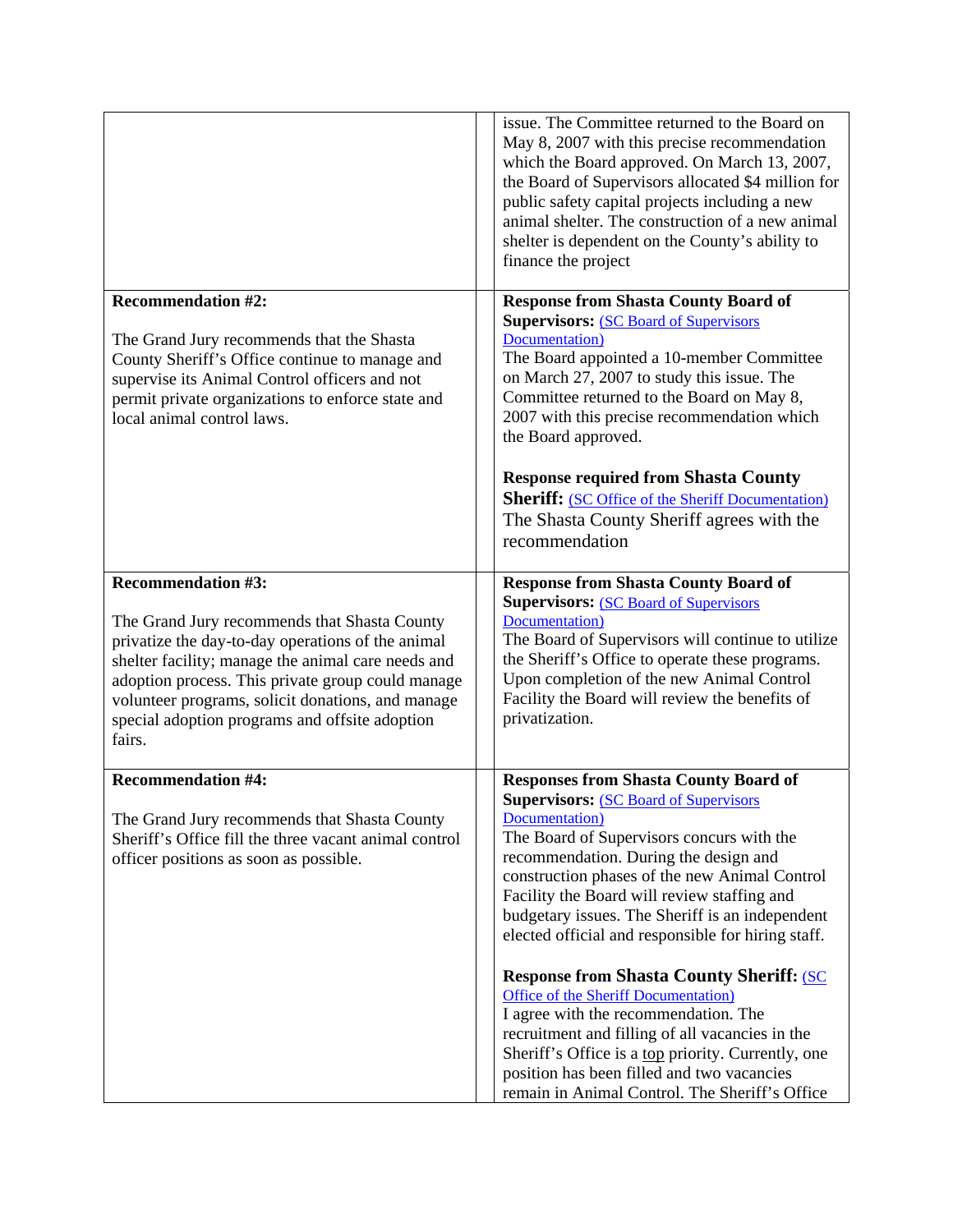| Recommendation | | Response |
| --- | --- | --- |
| | | issue. The Committee returned to the Board on May 8, 2007 with this precise recommendation which the Board approved. On March 13, 2007, the Board of Supervisors allocated $4 million for public safety capital projects including a new animal shelter. The construction of a new animal shelter is dependent on the County's ability to finance the project |
| **Recommendation #2:**<br><br>The Grand Jury recommends that the Shasta County Sheriff's Office continue to manage and supervise its Animal Control officers and not permit private organizations to enforce state and local animal control laws. | | **Response from Shasta County Board of Supervisors:** (SC Board of Supervisors Documentation)<br>The Board appointed a 10-member Committee on March 27, 2007 to study this issue. The Committee returned to the Board on May 8, 2007 with this precise recommendation which the Board approved.<br><br>**Response required from Shasta County Sheriff:** (SC Office of the Sheriff Documentation)<br>The Shasta County Sheriff agrees with the recommendation |
| **Recommendation #3:**<br><br>The Grand Jury recommends that Shasta County privatize the day-to-day operations of the animal shelter facility; manage the animal care needs and adoption process. This private group could manage volunteer programs, solicit donations, and manage special adoption programs and offsite adoption fairs. | | **Response from Shasta County Board of Supervisors:** (SC Board of Supervisors Documentation)<br>The Board of Supervisors will continue to utilize the Sheriff's Office to operate these programs. Upon completion of the new Animal Control Facility the Board will review the benefits of privatization. |
| **Recommendation #4:**<br><br>The Grand Jury recommends that Shasta County Sheriff's Office fill the three vacant animal control officer positions as soon as possible. | | **Responses from Shasta County Board of Supervisors:** (SC Board of Supervisors Documentation)<br>The Board of Supervisors concurs with the recommendation. During the design and construction phases of the new Animal Control Facility the Board will review staffing and budgetary issues. The Sheriff is an independent elected official and responsible for hiring staff.<br><br>**Response from Shasta County Sheriff:** (SC Office of the Sheriff Documentation)<br>I agree with the recommendation. The recruitment and filling of all vacancies in the Sheriff's Office is a top priority. Currently, one position has been filled and two vacancies remain in Animal Control. The Sheriff's Office |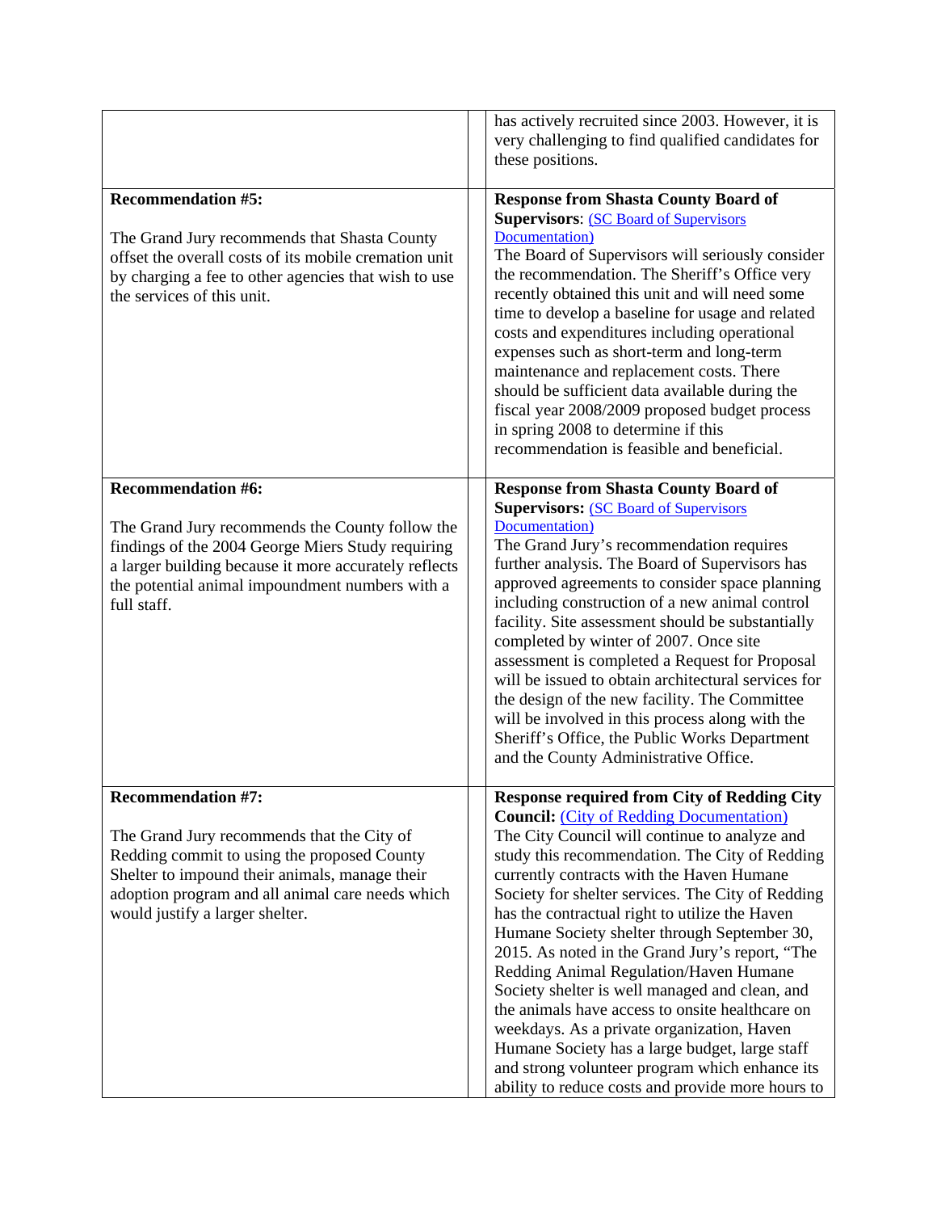| | | |
|---|---|---|
| | | has actively recruited since 2003. However, it is very challenging to find qualified candidates for these positions. |
| **Recommendation #5:**<br><br>The Grand Jury recommends that Shasta County offset the overall costs of its mobile cremation unit by charging a fee to other agencies that wish to use the services of this unit. | | **Response from Shasta County Board of Supervisors**: (SC Board of Supervisors Documentation)<br>The Board of Supervisors will seriously consider the recommendation. The Sheriff's Office very recently obtained this unit and will need some time to develop a baseline for usage and related costs and expenditures including operational expenses such as short-term and long-term maintenance and replacement costs. There should be sufficient data available during the fiscal year 2008/2009 proposed budget process in spring 2008 to determine if this recommendation is feasible and beneficial. |
| **Recommendation #6:**<br><br>The Grand Jury recommends the County follow the findings of the 2004 George Miers Study requiring a larger building because it more accurately reflects the potential animal impoundment numbers with a full staff. | | **Response from Shasta County Board of Supervisors:** (SC Board of Supervisors Documentation)<br>The Grand Jury's recommendation requires further analysis. The Board of Supervisors has approved agreements to consider space planning including construction of a new animal control facility. Site assessment should be substantially completed by winter of 2007. Once site assessment is completed a Request for Proposal will be issued to obtain architectural services for the design of the new facility. The Committee will be involved in this process along with the Sheriff's Office, the Public Works Department and the County Administrative Office. |
| **Recommendation #7:**<br><br>The Grand Jury recommends that the City of Redding commit to using the proposed County Shelter to impound their animals, manage their adoption program and all animal care needs which would justify a larger shelter. | | **Response required from City of Redding City Council:** (City of Redding Documentation)<br>The City Council will continue to analyze and study this recommendation. The City of Redding currently contracts with the Haven Humane Society for shelter services. The City of Redding has the contractual right to utilize the Haven Humane Society shelter through September 30, 2015. As noted in the Grand Jury's report, "The Redding Animal Regulation/Haven Humane Society shelter is well managed and clean, and the animals have access to onsite healthcare on weekdays. As a private organization, Haven Humane Society has a large budget, large staff and strong volunteer program which enhance its ability to reduce costs and provide more hours to |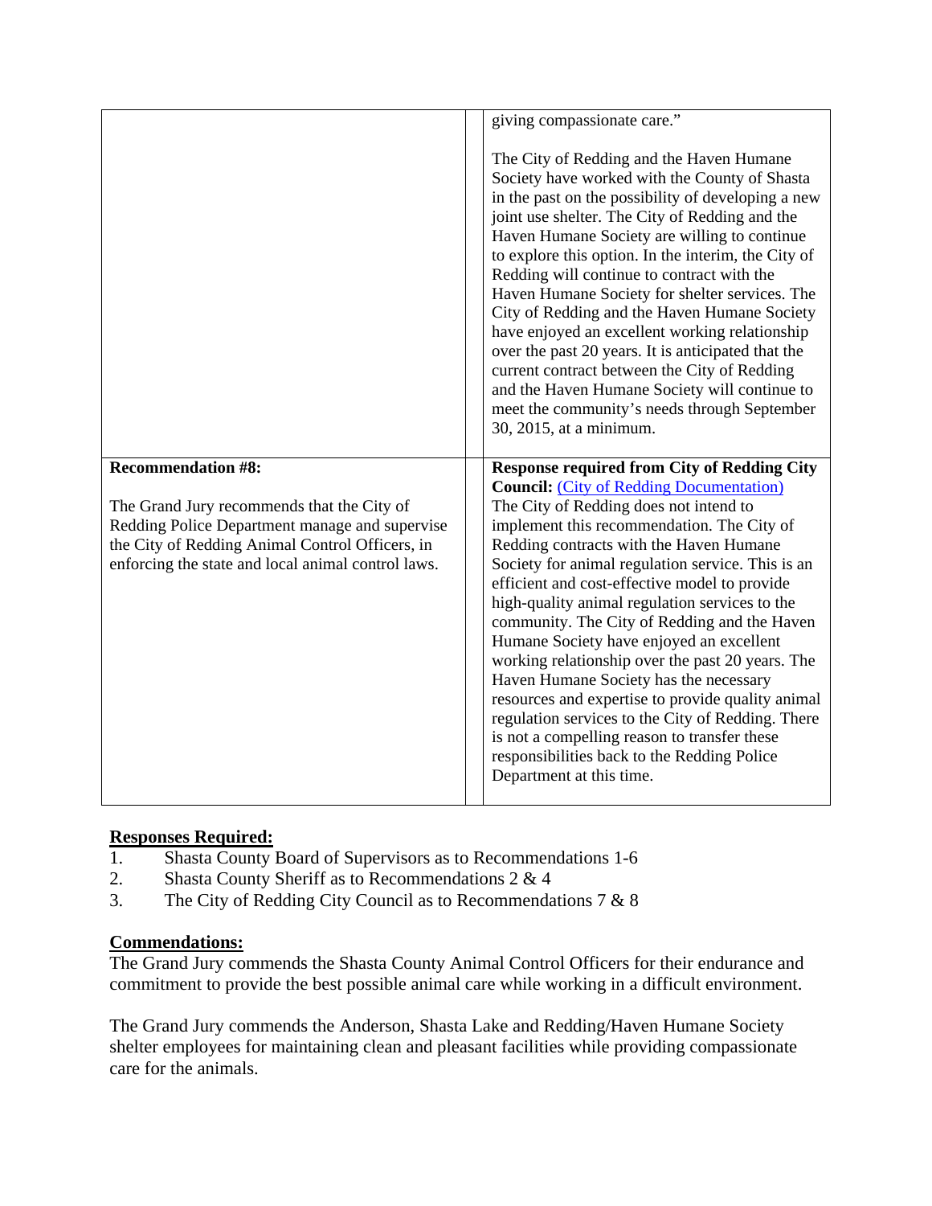| | | |
|---|---|---|
| | | giving compassionate care."<br><br>The City of Redding and the Haven Humane Society have worked with the County of Shasta in the past on the possibility of developing a new joint use shelter. The City of Redding and the Haven Humane Society are willing to continue to explore this option. In the interim, the City of Redding will continue to contract with the Haven Humane Society for shelter services. The City of Redding and the Haven Humane Society have enjoyed an excellent working relationship over the past 20 years. It is anticipated that the current contract between the City of Redding and the Haven Humane Society will continue to meet the community's needs through September 30, 2015, at a minimum. |
| **Recommendation #8:**<br><br>The Grand Jury recommends that the City of Redding Police Department manage and supervise the City of Redding Animal Control Officers, in enforcing the state and local animal control laws. | | **Response required from City of Redding City Council:** (City of Redding Documentation)<br>The City of Redding does not intend to implement this recommendation. The City of Redding contracts with the Haven Humane Society for animal regulation service. This is an efficient and cost-effective model to provide high-quality animal regulation services to the community. The City of Redding and the Haven Humane Society have enjoyed an excellent working relationship over the past 20 years. The Haven Humane Society has the necessary resources and expertise to provide quality animal regulation services to the City of Redding. There is not a compelling reason to transfer these responsibilities back to the Redding Police Department at this time. |

## Responses Required:

1. Shasta County Board of Supervisors as to Recommendations 1-6
2. Shasta County Sheriff as to Recommendations 2 & 4
3. The City of Redding City Council as to Recommendations 7 & 8

## Commendations:

The Grand Jury commends the Shasta County Animal Control Officers for their endurance and commitment to provide the best possible animal care while working in a difficult environment.

The Grand Jury commends the Anderson, Shasta Lake and Redding/Haven Humane Society shelter employees for maintaining clean and pleasant facilities while providing compassionate care for the animals.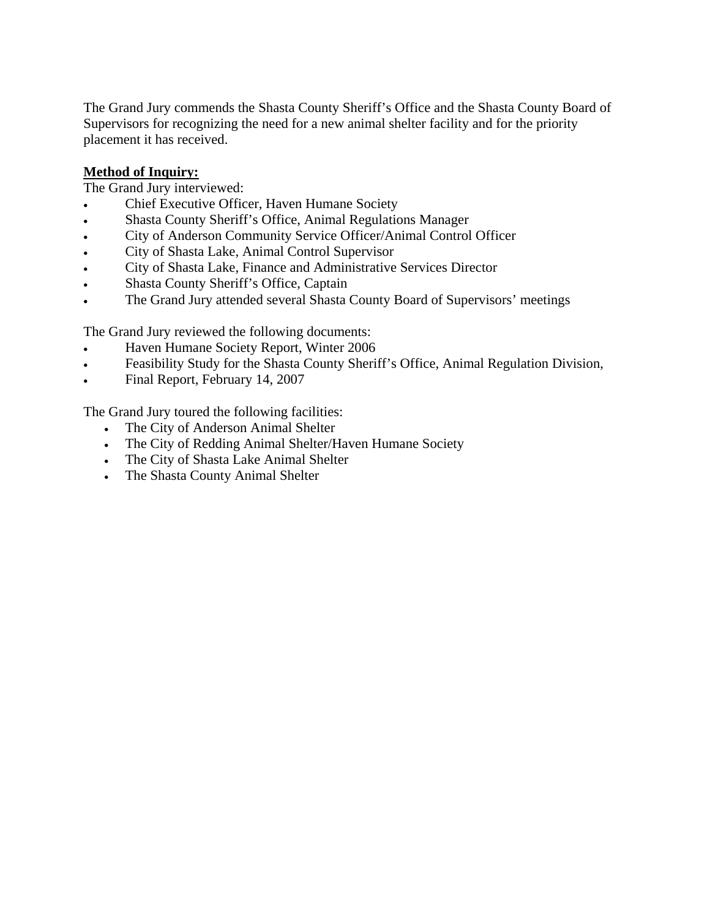The Grand Jury commends the Shasta County Sheriff's Office and the Shasta County Board of Supervisors for recognizing the need for a new animal shelter facility and for the priority placement it has received.

**Method of Inquiry:**

The Grand Jury interviewed:

- Chief Executive Officer, Haven Humane Society
- Shasta County Sheriff's Office, Animal Regulations Manager
- City of Anderson Community Service Officer/Animal Control Officer
- City of Shasta Lake, Animal Control Supervisor
- City of Shasta Lake, Finance and Administrative Services Director
- Shasta County Sheriff's Office, Captain
- The Grand Jury attended several Shasta County Board of Supervisors' meetings

The Grand Jury reviewed the following documents:

- Haven Humane Society Report, Winter 2006
- Feasibility Study for the Shasta County Sheriff's Office, Animal Regulation Division,
- Final Report, February 14, 2007

The Grand Jury toured the following facilities:

- The City of Anderson Animal Shelter
- The City of Redding Animal Shelter/Haven Humane Society
- The City of Shasta Lake Animal Shelter
- The Shasta County Animal Shelter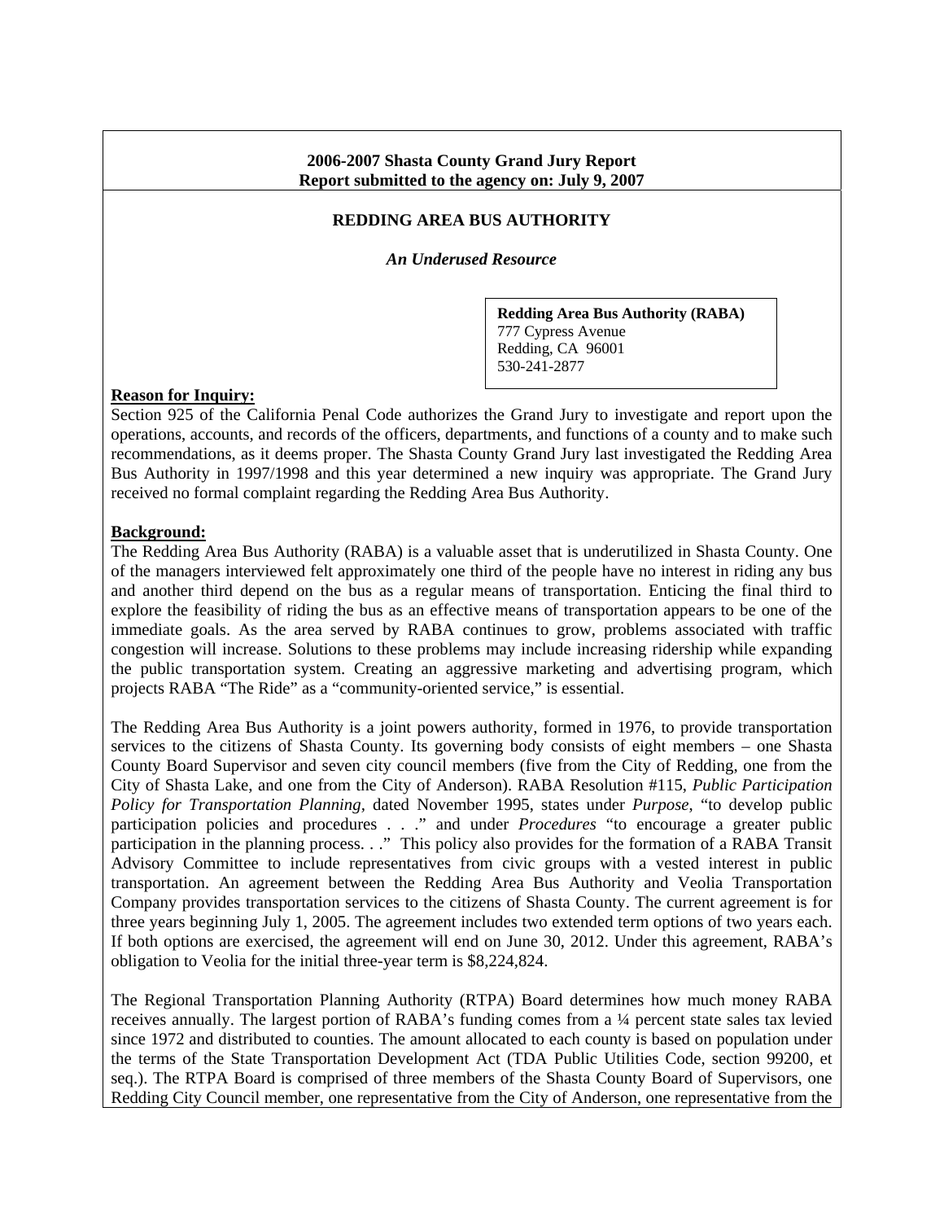**2006-2007 Shasta County Grand Jury Report**
**Report submitted to the agency on: July 9, 2007**

## REDDING AREA BUS AUTHORITY

### *An Underused Resource*

**Redding Area Bus Authority (RABA)**
777 Cypress Avenue
Redding, CA 96001
530-241-2877

**Reason for Inquiry:**

Section 925 of the California Penal Code authorizes the Grand Jury to investigate and report upon the operations, accounts, and records of the officers, departments, and functions of a county and to make such recommendations, as it deems proper. The Shasta County Grand Jury last investigated the Redding Area Bus Authority in 1997/1998 and this year determined a new inquiry was appropriate. The Grand Jury received no formal complaint regarding the Redding Area Bus Authority.

**Background:**

The Redding Area Bus Authority (RABA) is a valuable asset that is underutilized in Shasta County. One of the managers interviewed felt approximately one third of the people have no interest in riding any bus and another third depend on the bus as a regular means of transportation. Enticing the final third to explore the feasibility of riding the bus as an effective means of transportation appears to be one of the immediate goals. As the area served by RABA continues to grow, problems associated with traffic congestion will increase. Solutions to these problems may include increasing ridership while expanding the public transportation system. Creating an aggressive marketing and advertising program, which projects RABA "The Ride" as a "community-oriented service," is essential.

The Redding Area Bus Authority is a joint powers authority, formed in 1976, to provide transportation services to the citizens of Shasta County. Its governing body consists of eight members – one Shasta County Board Supervisor and seven city council members (five from the City of Redding, one from the City of Shasta Lake, and one from the City of Anderson). RABA Resolution #115, *Public Participation Policy for Transportation Planning*, dated November 1995, states under *Purpose*, "to develop public participation policies and procedures . . ." and under *Procedures* "to encourage a greater public participation in the planning process. . ." This policy also provides for the formation of a RABA Transit Advisory Committee to include representatives from civic groups with a vested interest in public transportation. An agreement between the Redding Area Bus Authority and Veolia Transportation Company provides transportation services to the citizens of Shasta County. The current agreement is for three years beginning July 1, 2005. The agreement includes two extended term options of two years each. If both options are exercised, the agreement will end on June 30, 2012. Under this agreement, RABA's obligation to Veolia for the initial three-year term is $8,224,824.

The Regional Transportation Planning Authority (RTPA) Board determines how much money RABA receives annually. The largest portion of RABA's funding comes from a ¼ percent state sales tax levied since 1972 and distributed to counties. The amount allocated to each county is based on population under the terms of the State Transportation Development Act (TDA Public Utilities Code, section 99200, et seq.). The RTPA Board is comprised of three members of the Shasta County Board of Supervisors, one Redding City Council member, one representative from the City of Anderson, one representative from the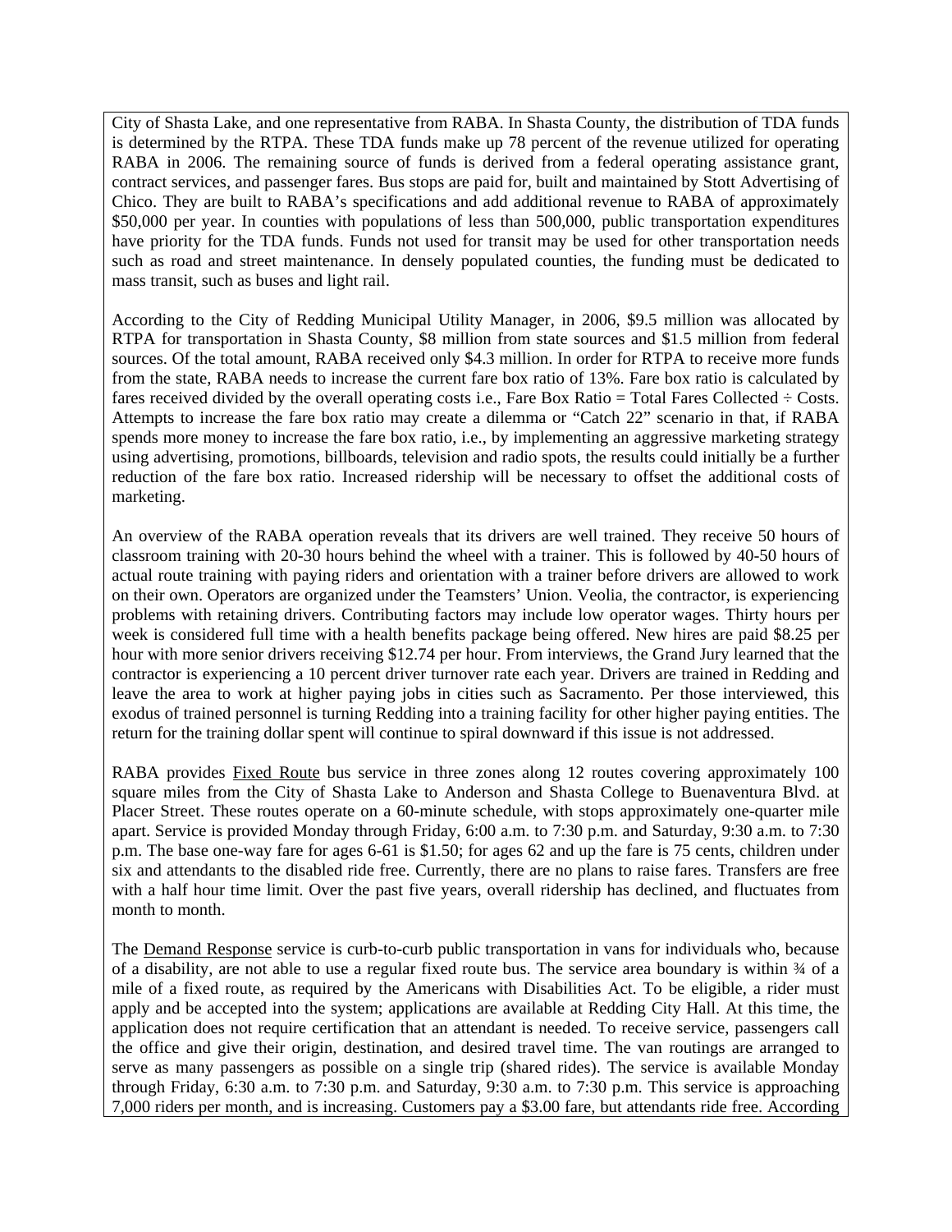City of Shasta Lake, and one representative from RABA. In Shasta County, the distribution of TDA funds is determined by the RTPA. These TDA funds make up 78 percent of the revenue utilized for operating RABA in 2006. The remaining source of funds is derived from a federal operating assistance grant, contract services, and passenger fares. Bus stops are paid for, built and maintained by Stott Advertising of Chico. They are built to RABA's specifications and add additional revenue to RABA of approximately $50,000 per year. In counties with populations of less than 500,000, public transportation expenditures have priority for the TDA funds. Funds not used for transit may be used for other transportation needs such as road and street maintenance. In densely populated counties, the funding must be dedicated to mass transit, such as buses and light rail.

According to the City of Redding Municipal Utility Manager, in 2006, $9.5 million was allocated by RTPA for transportation in Shasta County, $8 million from state sources and $1.5 million from federal sources. Of the total amount, RABA received only $4.3 million. In order for RTPA to receive more funds from the state, RABA needs to increase the current fare box ratio of 13%. Fare box ratio is calculated by fares received divided by the overall operating costs i.e., Fare Box Ratio = Total Fares Collected ÷ Costs. Attempts to increase the fare box ratio may create a dilemma or "Catch 22" scenario in that, if RABA spends more money to increase the fare box ratio, i.e., by implementing an aggressive marketing strategy using advertising, promotions, billboards, television and radio spots, the results could initially be a further reduction of the fare box ratio. Increased ridership will be necessary to offset the additional costs of marketing.

An overview of the RABA operation reveals that its drivers are well trained. They receive 50 hours of classroom training with 20-30 hours behind the wheel with a trainer. This is followed by 40-50 hours of actual route training with paying riders and orientation with a trainer before drivers are allowed to work on their own. Operators are organized under the Teamsters' Union. Veolia, the contractor, is experiencing problems with retaining drivers. Contributing factors may include low operator wages. Thirty hours per week is considered full time with a health benefits package being offered. New hires are paid $8.25 per hour with more senior drivers receiving $12.74 per hour. From interviews, the Grand Jury learned that the contractor is experiencing a 10 percent driver turnover rate each year. Drivers are trained in Redding and leave the area to work at higher paying jobs in cities such as Sacramento. Per those interviewed, this exodus of trained personnel is turning Redding into a training facility for other higher paying entities. The return for the training dollar spent will continue to spiral downward if this issue is not addressed.

RABA provides Fixed Route bus service in three zones along 12 routes covering approximately 100 square miles from the City of Shasta Lake to Anderson and Shasta College to Buenaventura Blvd. at Placer Street. These routes operate on a 60-minute schedule, with stops approximately one-quarter mile apart. Service is provided Monday through Friday, 6:00 a.m. to 7:30 p.m. and Saturday, 9:30 a.m. to 7:30 p.m. The base one-way fare for ages 6-61 is $1.50; for ages 62 and up the fare is 75 cents, children under six and attendants to the disabled ride free. Currently, there are no plans to raise fares. Transfers are free with a half hour time limit. Over the past five years, overall ridership has declined, and fluctuates from month to month.

The Demand Response service is curb-to-curb public transportation in vans for individuals who, because of a disability, are not able to use a regular fixed route bus. The service area boundary is within ¾ of a mile of a fixed route, as required by the Americans with Disabilities Act. To be eligible, a rider must apply and be accepted into the system; applications are available at Redding City Hall. At this time, the application does not require certification that an attendant is needed. To receive service, passengers call the office and give their origin, destination, and desired travel time. The van routings are arranged to serve as many passengers as possible on a single trip (shared rides). The service is available Monday through Friday, 6:30 a.m. to 7:30 p.m. and Saturday, 9:30 a.m. to 7:30 p.m. This service is approaching 7,000 riders per month, and is increasing. Customers pay a $3.00 fare, but attendants ride free. According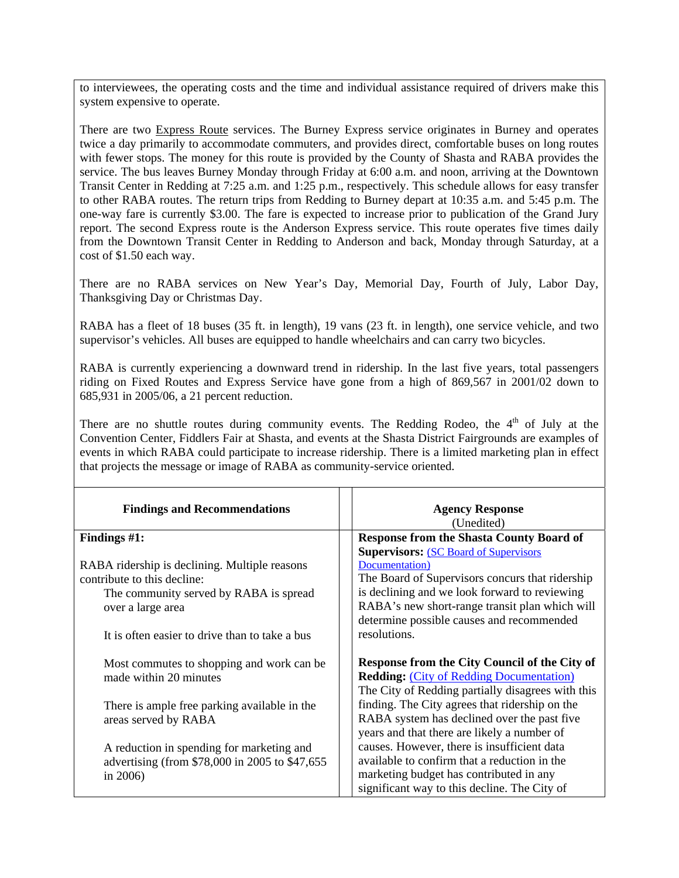to interviewees, the operating costs and the time and individual assistance required of drivers make this system expensive to operate.

There are two Express Route services. The Burney Express service originates in Burney and operates twice a day primarily to accommodate commuters, and provides direct, comfortable buses on long routes with fewer stops. The money for this route is provided by the County of Shasta and RABA provides the service. The bus leaves Burney Monday through Friday at 6:00 a.m. and noon, arriving at the Downtown Transit Center in Redding at 7:25 a.m. and 1:25 p.m., respectively. This schedule allows for easy transfer to other RABA routes. The return trips from Redding to Burney depart at 10:35 a.m. and 5:45 p.m. The one-way fare is currently $3.00. The fare is expected to increase prior to publication of the Grand Jury report. The second Express route is the Anderson Express service. This route operates five times daily from the Downtown Transit Center in Redding to Anderson and back, Monday through Saturday, at a cost of $1.50 each way.

There are no RABA services on New Year's Day, Memorial Day, Fourth of July, Labor Day, Thanksgiving Day or Christmas Day.

RABA has a fleet of 18 buses (35 ft. in length), 19 vans (23 ft. in length), one service vehicle, and two supervisor's vehicles. All buses are equipped to handle wheelchairs and can carry two bicycles.

RABA is currently experiencing a downward trend in ridership. In the last five years, total passengers riding on Fixed Routes and Express Service have gone from a high of 869,567 in 2001/02 down to 685,931 in 2005/06, a 21 percent reduction.

There are no shuttle routes during community events. The Redding Rodeo, the 4th of July at the Convention Center, Fiddlers Fair at Shasta, and events at the Shasta District Fairgrounds are examples of events in which RABA could participate to increase ridership. There is a limited marketing plan in effect that projects the message or image of RABA as community-service oriented.

| **Findings and Recommendations** | **Agency Response** (Unedited) |
|---|---|
| **Findings #1:**<br><br>RABA ridership is declining. Multiple reasons contribute to this decline:<br>The community served by RABA is spread over a large area<br><br>It is often easier to drive than to take a bus<br><br>Most commutes to shopping and work can be made within 20 minutes<br><br>There is ample free parking available in the areas served by RABA<br><br>A reduction in spending for marketing and advertising (from $78,000 in 2005 to $47,655 in 2006) | **Response from the Shasta County Board of Supervisors:** (SC Board of Supervisors Documentation)<br>The Board of Supervisors concurs that ridership is declining and we look forward to reviewing RABA's new short-range transit plan which will determine possible causes and recommended resolutions.<br><br>**Response from the City Council of the City of Redding:** (City of Redding Documentation)<br>The City of Redding partially disagrees with this finding. The City agrees that ridership on the RABA system has declined over the past five years and that there are likely a number of causes. However, there is insufficient data available to confirm that a reduction in the marketing budget has contributed in any significant way to this decline. The City of |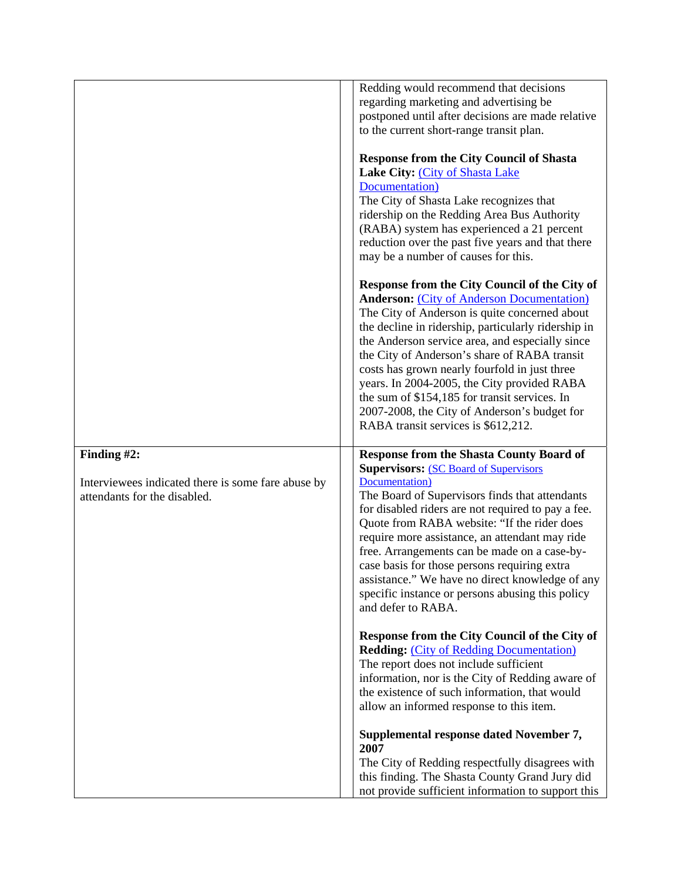| | |
|---|---|
| | Redding would recommend that decisions regarding marketing and advertising be postponed until after decisions are made relative to the current short-range transit plan.<br><br>**Response from the City Council of Shasta Lake City:** (City of Shasta Lake Documentation)<br>The City of Shasta Lake recognizes that ridership on the Redding Area Bus Authority (RABA) system has experienced a 21 percent reduction over the past five years and that there may be a number of causes for this.<br><br>**Response from the City Council of the City of Anderson:** (City of Anderson Documentation)<br>The City of Anderson is quite concerned about the decline in ridership, particularly ridership in the Anderson service area, and especially since the City of Anderson's share of RABA transit costs has grown nearly fourfold in just three years. In 2004-2005, the City provided RABA the sum of $154,185 for transit services. In 2007-2008, the City of Anderson's budget for RABA transit services is $612,212. |
| **Finding #2:**<br><br>Interviewees indicated there is some fare abuse by attendants for the disabled. | **Response from the Shasta County Board of Supervisors:** (SC Board of Supervisors Documentation)<br>The Board of Supervisors finds that attendants for disabled riders are not required to pay a fee. Quote from RABA website: "If the rider does require more assistance, an attendant may ride free. Arrangements can be made on a case-by-case basis for those persons requiring extra assistance." We have no direct knowledge of any specific instance or persons abusing this policy and defer to RABA.<br><br>**Response from the City Council of the City of Redding:** (City of Redding Documentation)<br>The report does not include sufficient information, nor is the City of Redding aware of the existence of such information, that would allow an informed response to this item.<br><br>**Supplemental response dated November 7, 2007**<br>The City of Redding respectfully disagrees with this finding. The Shasta County Grand Jury did not provide sufficient information to support this |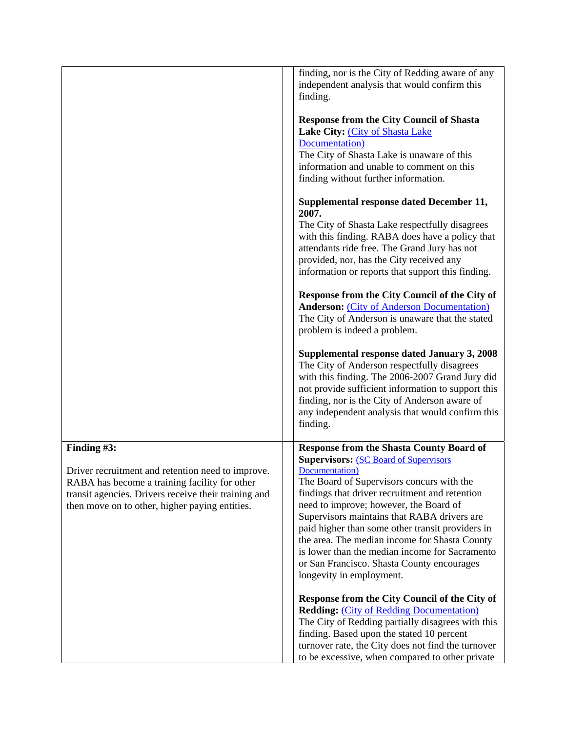| | | |
|---|---|---|
| | | finding, nor is the City of Redding aware of any independent analysis that would confirm this finding.<br><br>**Response from the City Council of Shasta Lake City:** (City of Shasta Lake Documentation)<br>The City of Shasta Lake is unaware of this information and unable to comment on this finding without further information.<br><br>**Supplemental response dated December 11, 2007.**<br>The City of Shasta Lake respectfully disagrees with this finding. RABA does have a policy that attendants ride free. The Grand Jury has not provided, nor, has the City received any information or reports that support this finding.<br><br>**Response from the City Council of the City of Anderson:** (City of Anderson Documentation)<br>The City of Anderson is unaware that the stated problem is indeed a problem.<br><br>**Supplemental response dated January 3, 2008**<br>The City of Anderson respectfully disagrees with this finding. The 2006-2007 Grand Jury did not provide sufficient information to support this finding, nor is the City of Anderson aware of any independent analysis that would confirm this finding. |
| **Finding #3:**<br><br>Driver recruitment and retention need to improve. RABA has become a training facility for other transit agencies. Drivers receive their training and then move on to other, higher paying entities. | | **Response from the Shasta County Board of Supervisors:** (SC Board of Supervisors Documentation)<br>The Board of Supervisors concurs with the findings that driver recruitment and retention need to improve; however, the Board of Supervisors maintains that RABA drivers are paid higher than some other transit providers in the area. The median income for Shasta County is lower than the median income for Sacramento or San Francisco. Shasta County encourages longevity in employment.<br><br>**Response from the City Council of the City of Redding:** (City of Redding Documentation)<br>The City of Redding partially disagrees with this finding. Based upon the stated 10 percent turnover rate, the City does not find the turnover to be excessive, when compared to other private |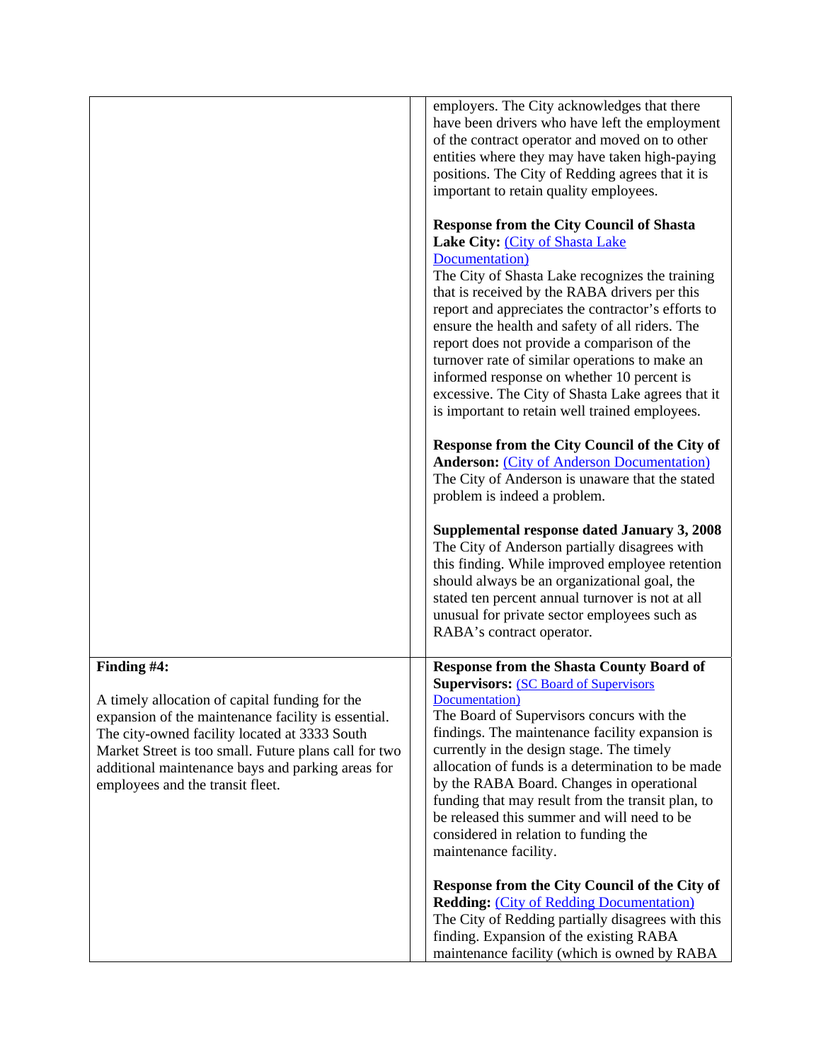| | | |
|---|---|---|
| | | employers. The City acknowledges that there have been drivers who have left the employment of the contract operator and moved on to other entities where they may have taken high-paying positions. The City of Redding agrees that it is important to retain quality employees.<br><br>**Response from the City Council of Shasta Lake City:** (City of Shasta Lake Documentation)<br>The City of Shasta Lake recognizes the training that is received by the RABA drivers per this report and appreciates the contractor's efforts to ensure the health and safety of all riders. The report does not provide a comparison of the turnover rate of similar operations to make an informed response on whether 10 percent is excessive. The City of Shasta Lake agrees that it is important to retain well trained employees.<br><br>**Response from the City Council of the City of Anderson:** (City of Anderson Documentation)<br>The City of Anderson is unaware that the stated problem is indeed a problem.<br><br>**Supplemental response dated January 3, 2008**<br>The City of Anderson partially disagrees with this finding. While improved employee retention should always be an organizational goal, the stated ten percent annual turnover is not at all unusual for private sector employees such as RABA's contract operator. |
| **Finding #4:**<br><br>A timely allocation of capital funding for the expansion of the maintenance facility is essential. The city-owned facility located at 3333 South Market Street is too small. Future plans call for two additional maintenance bays and parking areas for employees and the transit fleet. | | **Response from the Shasta County Board of Supervisors:** (SC Board of Supervisors Documentation)<br>The Board of Supervisors concurs with the findings. The maintenance facility expansion is currently in the design stage. The timely allocation of funds is a determination to be made by the RABA Board. Changes in operational funding that may result from the transit plan, to be released this summer and will need to be considered in relation to funding the maintenance facility.<br><br>**Response from the City Council of the City of Redding:** (City of Redding Documentation)<br>The City of Redding partially disagrees with this finding. Expansion of the existing RABA maintenance facility (which is owned by RABA |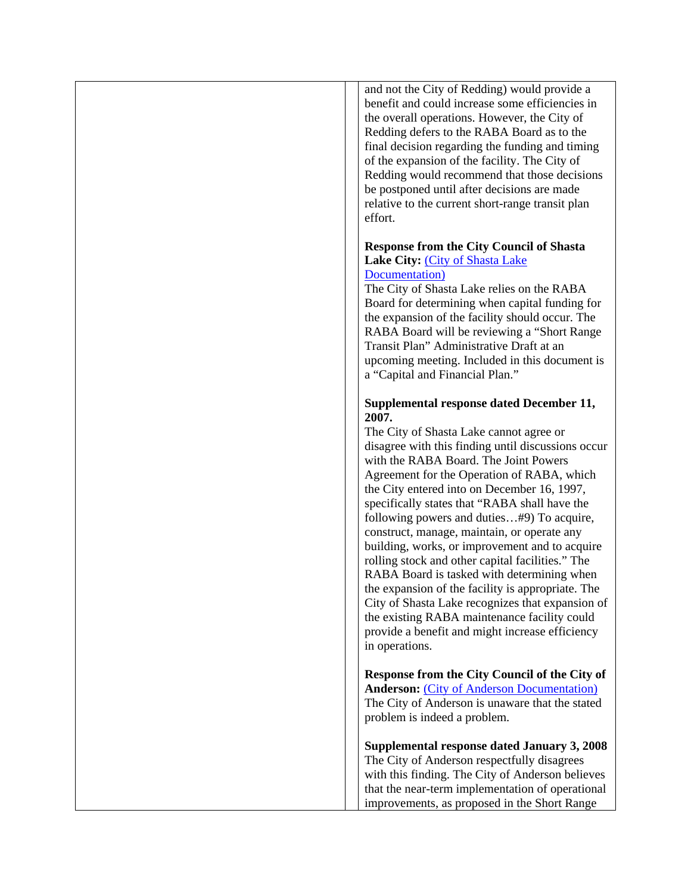| | |
|---|---|
| | and not the City of Redding) would provide a benefit and could increase some efficiencies in the overall operations. However, the City of Redding defers to the RABA Board as to the final decision regarding the funding and timing of the expansion of the facility. The City of Redding would recommend that those decisions be postponed until after decisions are made relative to the current short-range transit plan effort.<br><br>**Response from the City Council of Shasta Lake City:** (City of Shasta Lake Documentation)<br>The City of Shasta Lake relies on the RABA Board for determining when capital funding for the expansion of the facility should occur. The RABA Board will be reviewing a "Short Range Transit Plan" Administrative Draft at an upcoming meeting. Included in this document is a "Capital and Financial Plan."<br><br>**Supplemental response dated December 11, 2007.**<br>The City of Shasta Lake cannot agree or disagree with this finding until discussions occur with the RABA Board. The Joint Powers Agreement for the Operation of RABA, which the City entered into on December 16, 1997, specifically states that "RABA shall have the following powers and duties…#9) To acquire, construct, manage, maintain, or operate any building, works, or improvement and to acquire rolling stock and other capital facilities." The RABA Board is tasked with determining when the expansion of the facility is appropriate. The City of Shasta Lake recognizes that expansion of the existing RABA maintenance facility could provide a benefit and might increase efficiency in operations.<br><br>**Response from the City Council of the City of Anderson:** (City of Anderson Documentation)<br>The City of Anderson is unaware that the stated problem is indeed a problem.<br><br>**Supplemental response dated January 3, 2008**<br>The City of Anderson respectfully disagrees with this finding. The City of Anderson believes that the near-term implementation of operational improvements, as proposed in the Short Range |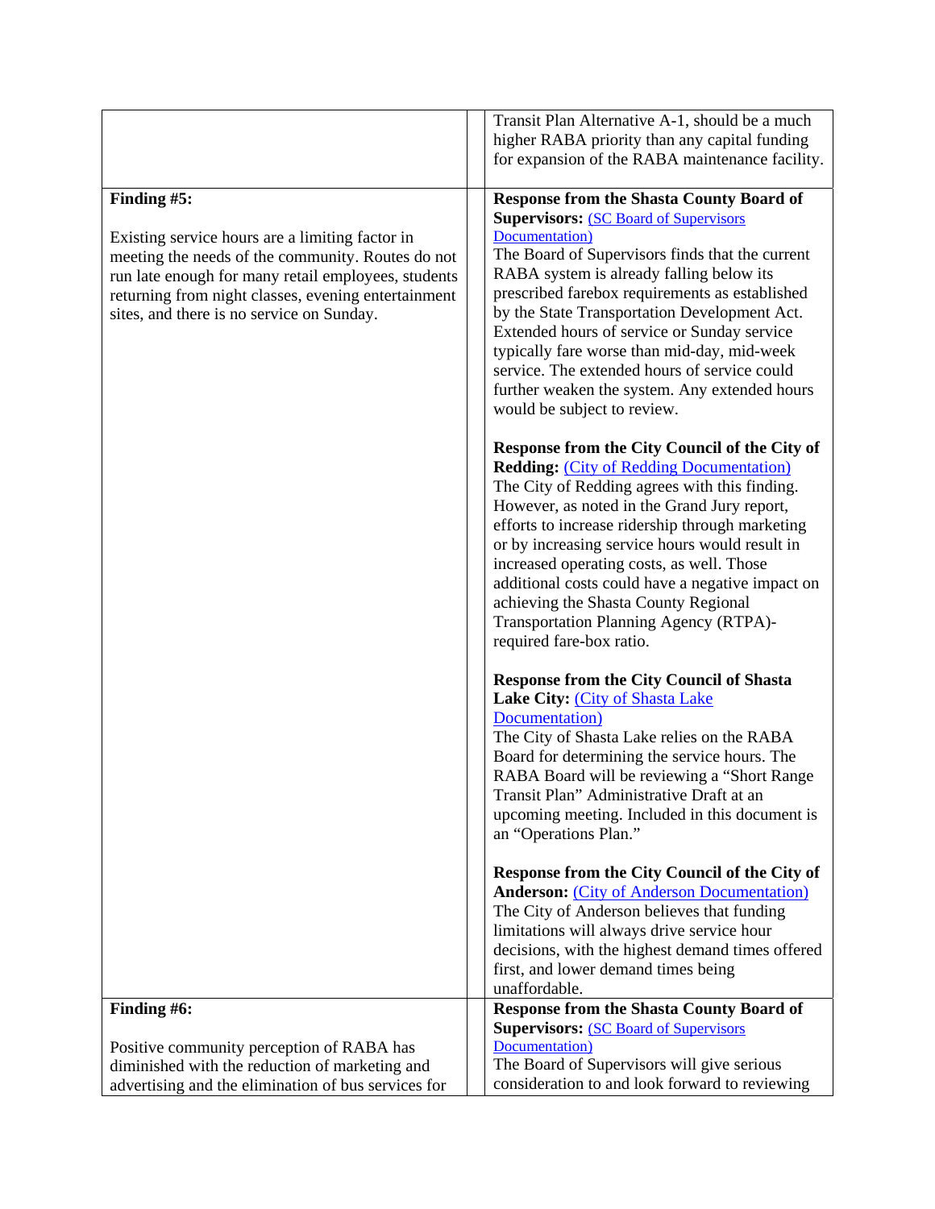| | | |
|---|---|---|
| | | Transit Plan Alternative A-1, should be a much higher RABA priority than any capital funding for expansion of the RABA maintenance facility. |
| **Finding #5:**<br><br>Existing service hours are a limiting factor in meeting the needs of the community. Routes do not run late enough for many retail employees, students returning from night classes, evening entertainment sites, and there is no service on Sunday. | | **Response from the Shasta County Board of Supervisors:** (SC Board of Supervisors Documentation)<br>The Board of Supervisors finds that the current RABA system is already falling below its prescribed farebox requirements as established by the State Transportation Development Act. Extended hours of service or Sunday service typically fare worse than mid-day, mid-week service. The extended hours of service could further weaken the system. Any extended hours would be subject to review.<br><br>**Response from the City Council of the City of Redding:** (City of Redding Documentation)<br>The City of Redding agrees with this finding. However, as noted in the Grand Jury report, efforts to increase ridership through marketing or by increasing service hours would result in increased operating costs, as well. Those additional costs could have a negative impact on achieving the Shasta County Regional Transportation Planning Agency (RTPA)-required fare-box ratio.<br><br>**Response from the City Council of Shasta Lake City:** (City of Shasta Lake Documentation)<br>The City of Shasta Lake relies on the RABA Board for determining the service hours. The RABA Board will be reviewing a "Short Range Transit Plan" Administrative Draft at an upcoming meeting. Included in this document is an "Operations Plan."<br><br>**Response from the City Council of the City of Anderson:** (City of Anderson Documentation)<br>The City of Anderson believes that funding limitations will always drive service hour decisions, with the highest demand times offered first, and lower demand times being unaffordable. |
| **Finding #6:**<br><br>Positive community perception of RABA has diminished with the reduction of marketing and advertising and the elimination of bus services for | | **Response from the Shasta County Board of Supervisors:** (SC Board of Supervisors Documentation)<br>The Board of Supervisors will give serious consideration to and look forward to reviewing |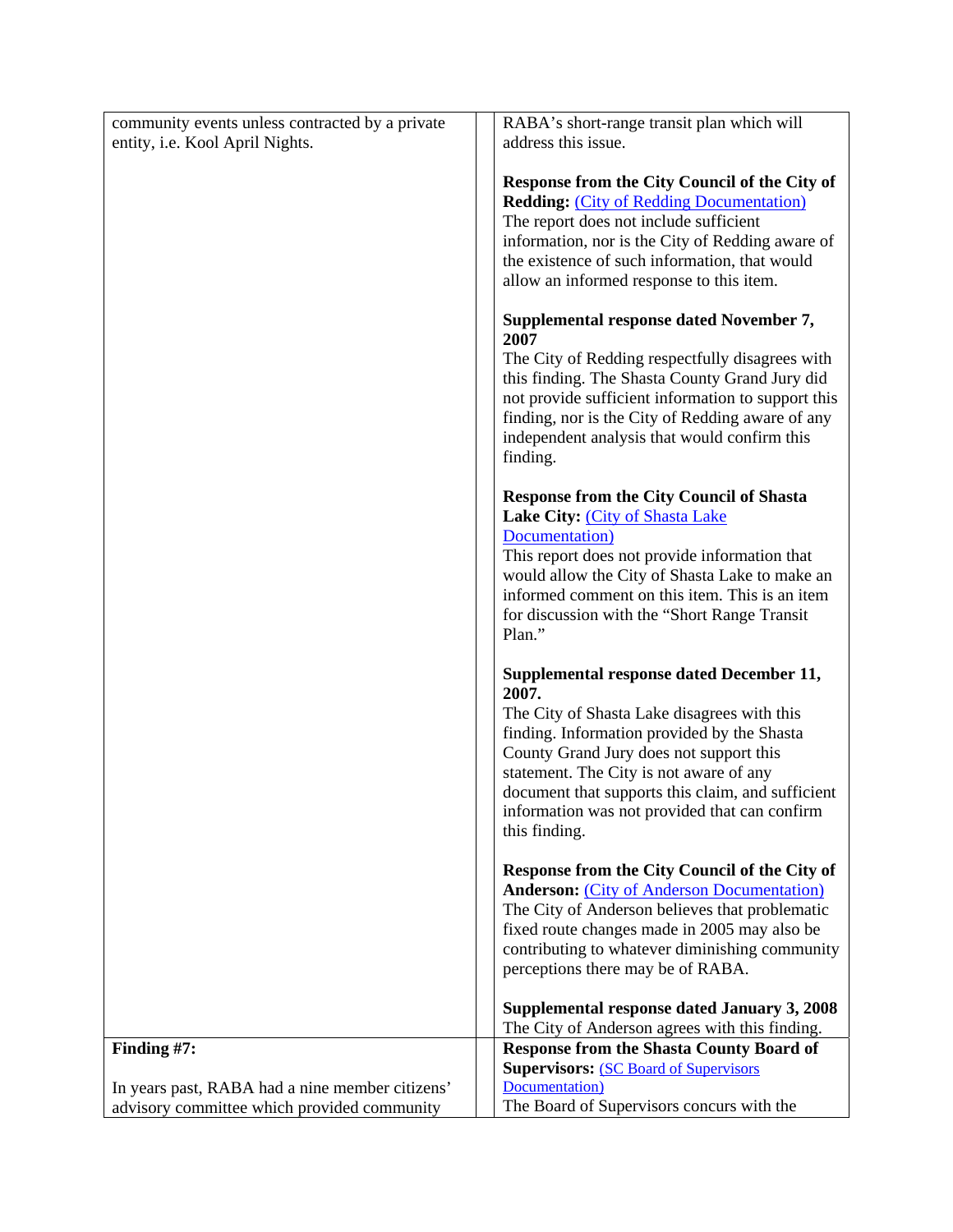| | |
|---|---|
| community events unless contracted by a private entity, i.e. Kool April Nights. | RABA's short-range transit plan which will address this issue.<br><br>**Response from the City Council of the City of Redding:** (City of Redding Documentation)<br>The report does not include sufficient information, nor is the City of Redding aware of the existence of such information, that would allow an informed response to this item.<br><br>**Supplemental response dated November 7, 2007**<br>The City of Redding respectfully disagrees with this finding. The Shasta County Grand Jury did not provide sufficient information to support this finding, nor is the City of Redding aware of any independent analysis that would confirm this finding.<br><br>**Response from the City Council of Shasta Lake City:** (City of Shasta Lake Documentation)<br>This report does not provide information that would allow the City of Shasta Lake to make an informed comment on this item. This is an item for discussion with the "Short Range Transit Plan."<br><br>**Supplemental response dated December 11, 2007.**<br>The City of Shasta Lake disagrees with this finding. Information provided by the Shasta County Grand Jury does not support this statement. The City is not aware of any document that supports this claim, and sufficient information was not provided that can confirm this finding.<br><br>**Response from the City Council of the City of Anderson:** (City of Anderson Documentation)<br>The City of Anderson believes that problematic fixed route changes made in 2005 may also be contributing to whatever diminishing community perceptions there may be of RABA.<br><br>**Supplemental response dated January 3, 2008**<br>The City of Anderson agrees with this finding. |
| **Finding #7:**<br><br>In years past, RABA had a nine member citizens' advisory committee which provided community | **Response from the Shasta County Board of Supervisors:** (SC Board of Supervisors Documentation)<br>The Board of Supervisors concurs with the |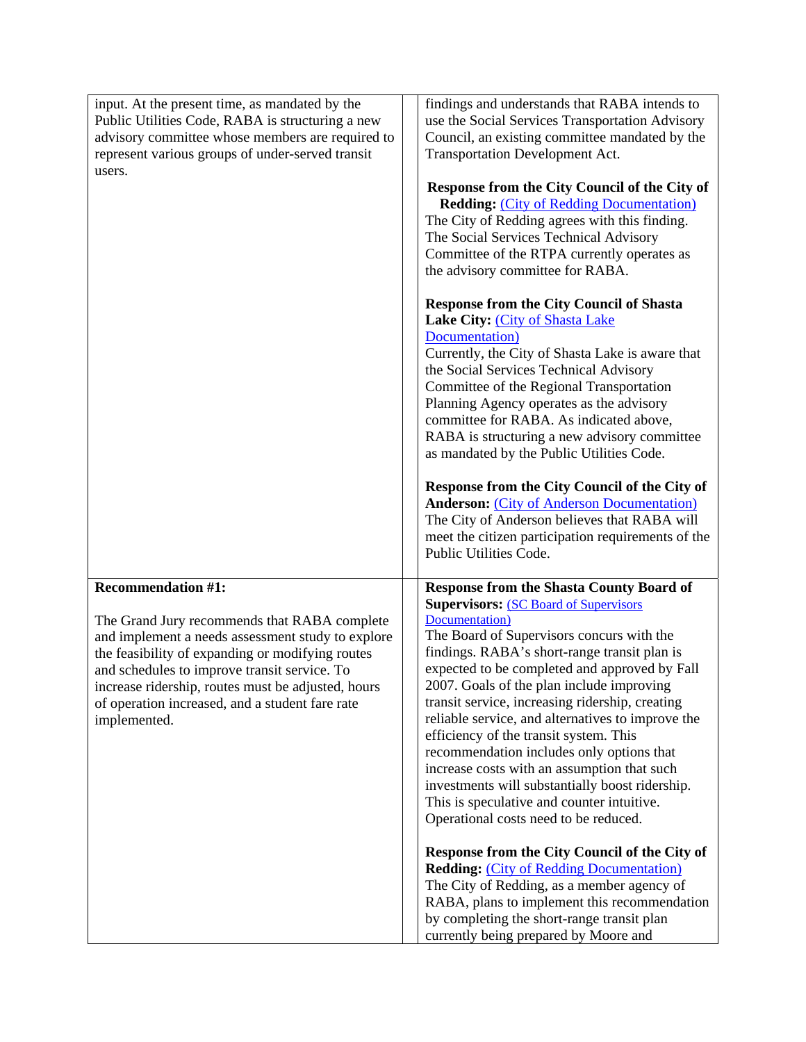| | |
|---|---|
| input. At the present time, as mandated by the Public Utilities Code, RABA is structuring a new advisory committee whose members are required to represent various groups of under-served transit users. | findings and understands that RABA intends to use the Social Services Transportation Advisory Council, an existing committee mandated by the Transportation Development Act.<br><br>**Response from the City Council of the City of Redding:** (City of Redding Documentation)<br>The City of Redding agrees with this finding. The Social Services Technical Advisory Committee of the RTPA currently operates as the advisory committee for RABA.<br><br>**Response from the City Council of Shasta Lake City:** (City of Shasta Lake Documentation)<br>Currently, the City of Shasta Lake is aware that the Social Services Technical Advisory Committee of the Regional Transportation Planning Agency operates as the advisory committee for RABA. As indicated above, RABA is structuring a new advisory committee as mandated by the Public Utilities Code.<br><br>**Response from the City Council of the City of Anderson:** (City of Anderson Documentation)<br>The City of Anderson believes that RABA will meet the citizen participation requirements of the Public Utilities Code. |
| **Recommendation #1:**<br><br>The Grand Jury recommends that RABA complete and implement a needs assessment study to explore the feasibility of expanding or modifying routes and schedules to improve transit service. To increase ridership, routes must be adjusted, hours of operation increased, and a student fare rate implemented. | **Response from the Shasta County Board of Supervisors:** (SC Board of Supervisors Documentation)<br>The Board of Supervisors concurs with the findings. RABA's short-range transit plan is expected to be completed and approved by Fall 2007. Goals of the plan include improving transit service, increasing ridership, creating reliable service, and alternatives to improve the efficiency of the transit system. This recommendation includes only options that increase costs with an assumption that such investments will substantially boost ridership. This is speculative and counter intuitive. Operational costs need to be reduced.<br><br>**Response from the City Council of the City of Redding:** (City of Redding Documentation)<br>The City of Redding, as a member agency of RABA, plans to implement this recommendation by completing the short-range transit plan currently being prepared by Moore and |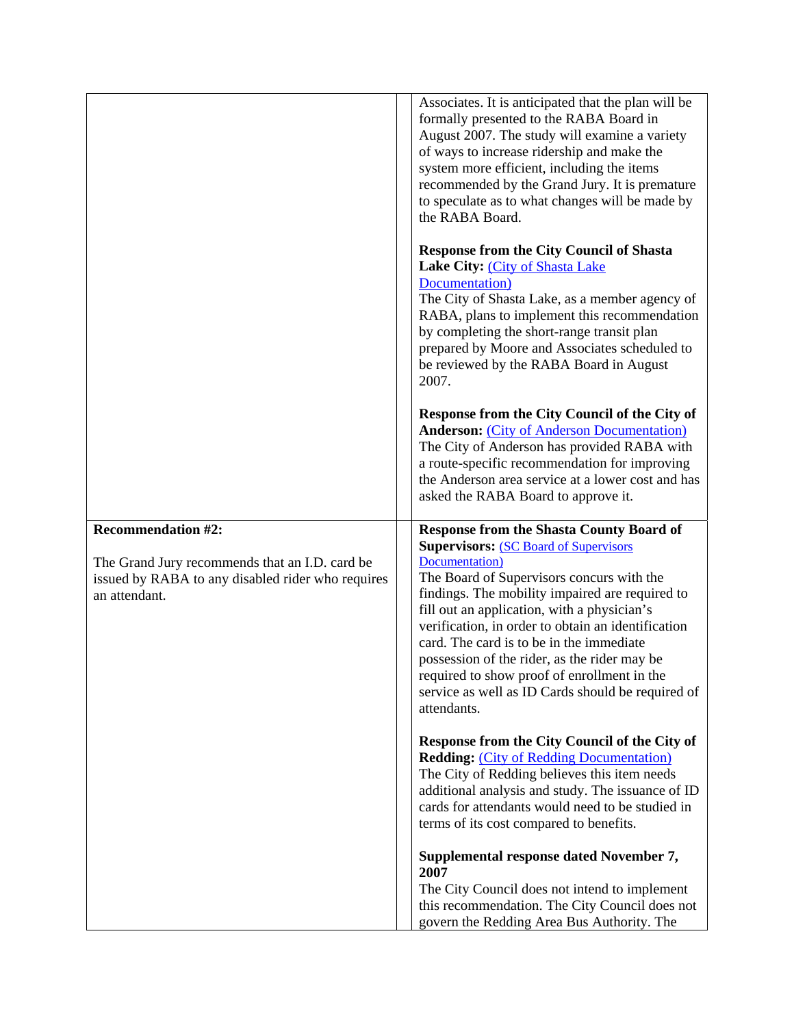| | |
|---|---|
| | Associates. It is anticipated that the plan will be formally presented to the RABA Board in August 2007. The study will examine a variety of ways to increase ridership and make the system more efficient, including the items recommended by the Grand Jury. It is premature to speculate as to what changes will be made by the RABA Board.<br><br>**Response from the City Council of Shasta Lake City:** (City of Shasta Lake Documentation)<br>The City of Shasta Lake, as a member agency of RABA, plans to implement this recommendation by completing the short-range transit plan prepared by Moore and Associates scheduled to be reviewed by the RABA Board in August 2007.<br><br>**Response from the City Council of the City of Anderson:** (City of Anderson Documentation)<br>The City of Anderson has provided RABA with a route-specific recommendation for improving the Anderson area service at a lower cost and has asked the RABA Board to approve it. |
| **Recommendation #2:**<br><br>The Grand Jury recommends that an I.D. card be issued by RABA to any disabled rider who requires an attendant. | **Response from the Shasta County Board of Supervisors:** (SC Board of Supervisors Documentation)<br>The Board of Supervisors concurs with the findings. The mobility impaired are required to fill out an application, with a physician's verification, in order to obtain an identification card. The card is to be in the immediate possession of the rider, as the rider may be required to show proof of enrollment in the service as well as ID Cards should be required of attendants.<br><br>**Response from the City Council of the City of Redding:** (City of Redding Documentation)<br>The City of Redding believes this item needs additional analysis and study. The issuance of ID cards for attendants would need to be studied in terms of its cost compared to benefits.<br><br>**Supplemental response dated November 7, 2007**<br>The City Council does not intend to implement this recommendation. The City Council does not govern the Redding Area Bus Authority. The |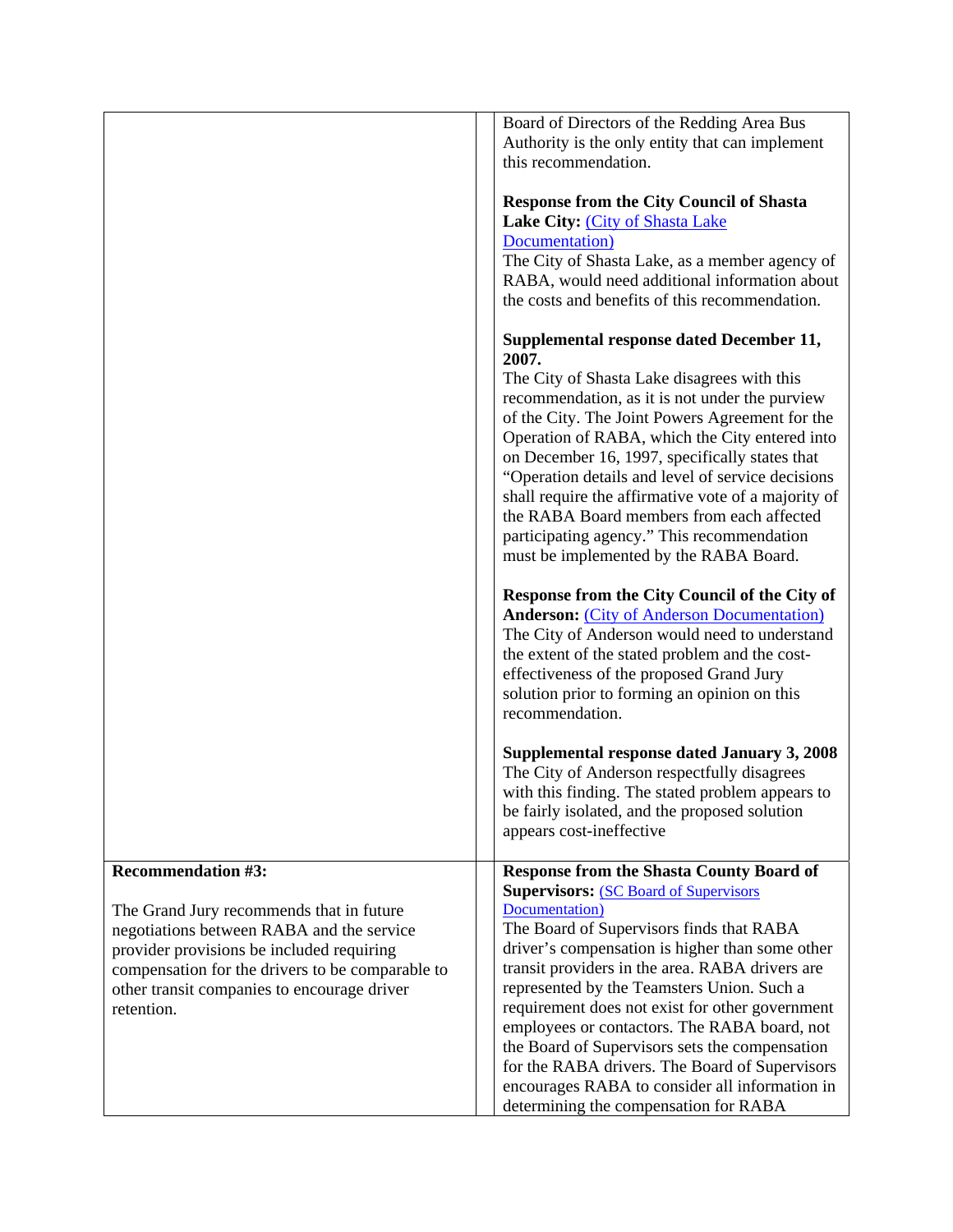| | |
|---|---|
| | Board of Directors of the Redding Area Bus Authority is the only entity that can implement this recommendation.<br><br>**Response from the City Council of Shasta Lake City:** (City of Shasta Lake Documentation)<br>The City of Shasta Lake, as a member agency of RABA, would need additional information about the costs and benefits of this recommendation.<br><br>**Supplemental response dated December 11, 2007.**<br>The City of Shasta Lake disagrees with this recommendation, as it is not under the purview of the City. The Joint Powers Agreement for the Operation of RABA, which the City entered into on December 16, 1997, specifically states that "Operation details and level of service decisions shall require the affirmative vote of a majority of the RABA Board members from each affected participating agency." This recommendation must be implemented by the RABA Board.<br><br>**Response from the City Council of the City of Anderson:** (City of Anderson Documentation)<br>The City of Anderson would need to understand the extent of the stated problem and the cost-effectiveness of the proposed Grand Jury solution prior to forming an opinion on this recommendation.<br><br>**Supplemental response dated January 3, 2008**<br>The City of Anderson respectfully disagrees with this finding. The stated problem appears to be fairly isolated, and the proposed solution appears cost-ineffective |
| **Recommendation #3:**<br><br>The Grand Jury recommends that in future negotiations between RABA and the service provider provisions be included requiring compensation for the drivers to be comparable to other transit companies to encourage driver retention. | **Response from the Shasta County Board of Supervisors:** (SC Board of Supervisors Documentation)<br>The Board of Supervisors finds that RABA driver's compensation is higher than some other transit providers in the area. RABA drivers are represented by the Teamsters Union. Such a requirement does not exist for other government employees or contactors. The RABA board, not the Board of Supervisors sets the compensation for the RABA drivers. The Board of Supervisors encourages RABA to consider all information in determining the compensation for RABA |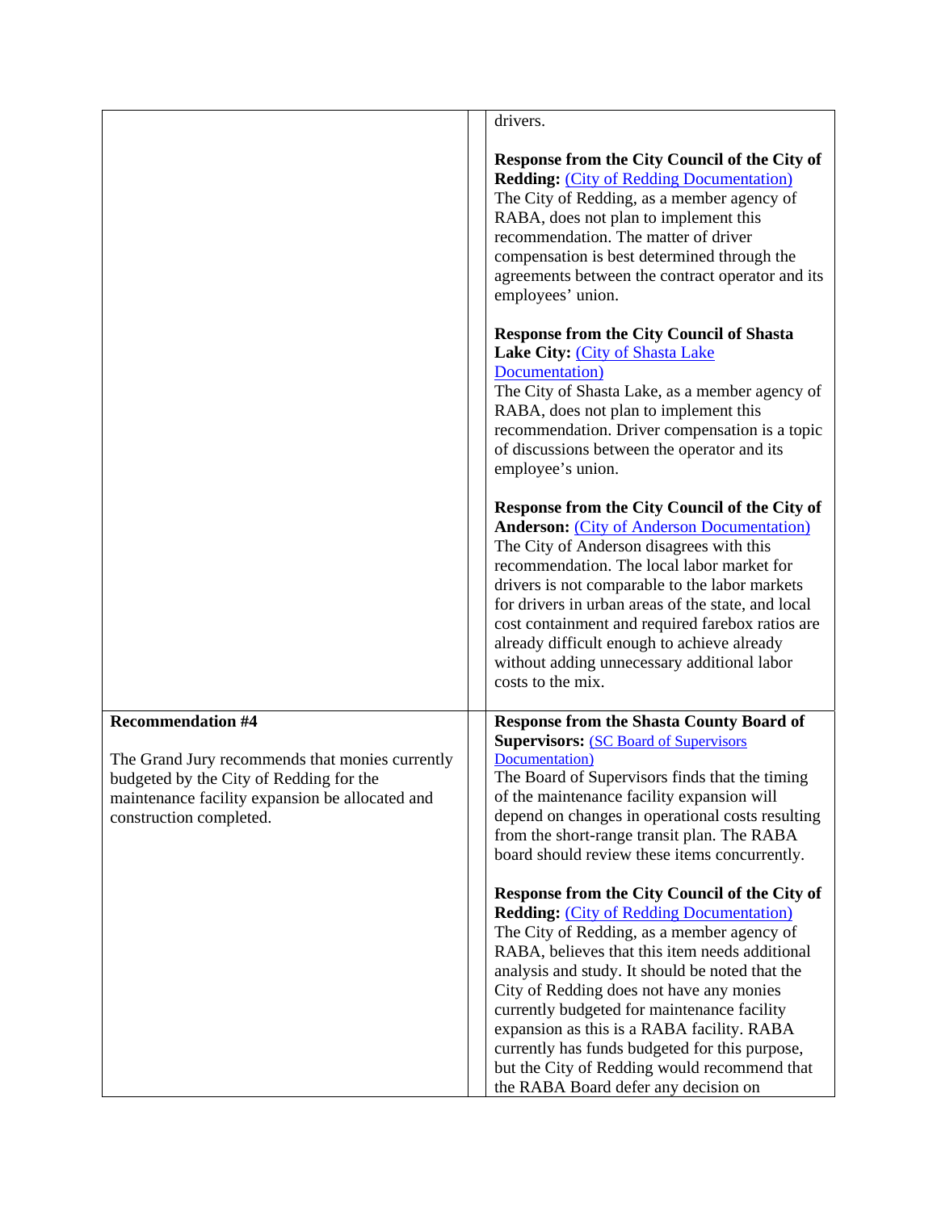| | |
|---|---|
| | drivers.<br><br>**Response from the City Council of the City of Redding:** (City of Redding Documentation)<br>The City of Redding, as a member agency of RABA, does not plan to implement this recommendation. The matter of driver compensation is best determined through the agreements between the contract operator and its employees' union.<br><br>**Response from the City Council of Shasta Lake City:** (City of Shasta Lake Documentation)<br>The City of Shasta Lake, as a member agency of RABA, does not plan to implement this recommendation. Driver compensation is a topic of discussions between the operator and its employee's union.<br><br>**Response from the City Council of the City of Anderson:** (City of Anderson Documentation)<br>The City of Anderson disagrees with this recommendation. The local labor market for drivers is not comparable to the labor markets for drivers in urban areas of the state, and local cost containment and required farebox ratios are already difficult enough to achieve already without adding unnecessary additional labor costs to the mix. |
| **Recommendation #4**<br><br>The Grand Jury recommends that monies currently budgeted by the City of Redding for the maintenance facility expansion be allocated and construction completed. | **Response from the Shasta County Board of Supervisors:** (SC Board of Supervisors Documentation)<br>The Board of Supervisors finds that the timing of the maintenance facility expansion will depend on changes in operational costs resulting from the short-range transit plan. The RABA board should review these items concurrently.<br><br>**Response from the City Council of the City of Redding:** (City of Redding Documentation)<br>The City of Redding, as a member agency of RABA, believes that this item needs additional analysis and study. It should be noted that the City of Redding does not have any monies currently budgeted for maintenance facility expansion as this is a RABA facility. RABA currently has funds budgeted for this purpose, but the City of Redding would recommend that the RABA Board defer any decision on |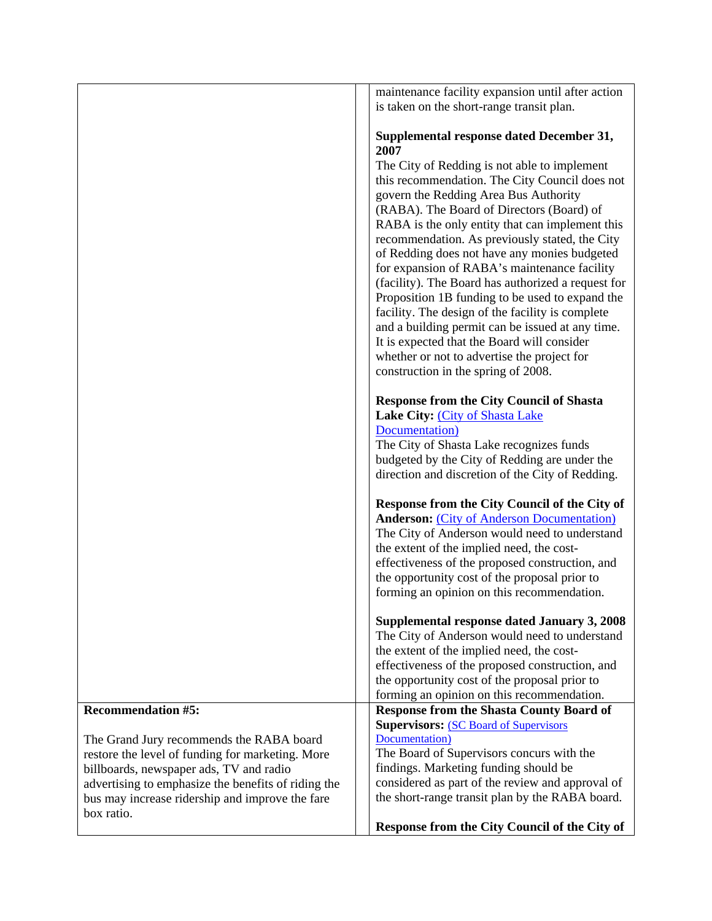| | | |
|---|---|---|
| | | maintenance facility expansion until after action is taken on the short-range transit plan.<br><br>**Supplemental response dated December 31, 2007**<br>The City of Redding is not able to implement this recommendation. The City Council does not govern the Redding Area Bus Authority (RABA). The Board of Directors (Board) of RABA is the only entity that can implement this recommendation. As previously stated, the City of Redding does not have any monies budgeted for expansion of RABA's maintenance facility (facility). The Board has authorized a request for Proposition 1B funding to be used to expand the facility. The design of the facility is complete and a building permit can be issued at any time. It is expected that the Board will consider whether or not to advertise the project for construction in the spring of 2008.<br><br>**Response from the City Council of Shasta Lake City:** (City of Shasta Lake Documentation)<br>The City of Shasta Lake recognizes funds budgeted by the City of Redding are under the direction and discretion of the City of Redding.<br><br>**Response from the City Council of the City of Anderson:** (City of Anderson Documentation)<br>The City of Anderson would need to understand the extent of the implied need, the cost-effectiveness of the proposed construction, and the opportunity cost of the proposal prior to forming an opinion on this recommendation.<br><br>**Supplemental response dated January 3, 2008**<br>The City of Anderson would need to understand the extent of the implied need, the cost-effectiveness of the proposed construction, and the opportunity cost of the proposal prior to forming an opinion on this recommendation. |
| **Recommendation #5:**<br><br>The Grand Jury recommends the RABA board restore the level of funding for marketing. More billboards, newspaper ads, TV and radio advertising to emphasize the benefits of riding the bus may increase ridership and improve the fare box ratio. | | **Response from the Shasta County Board of Supervisors:** (SC Board of Supervisors Documentation)<br>The Board of Supervisors concurs with the findings. Marketing funding should be considered as part of the review and approval of the short-range transit plan by the RABA board.<br><br>**Response from the City Council of the City of** |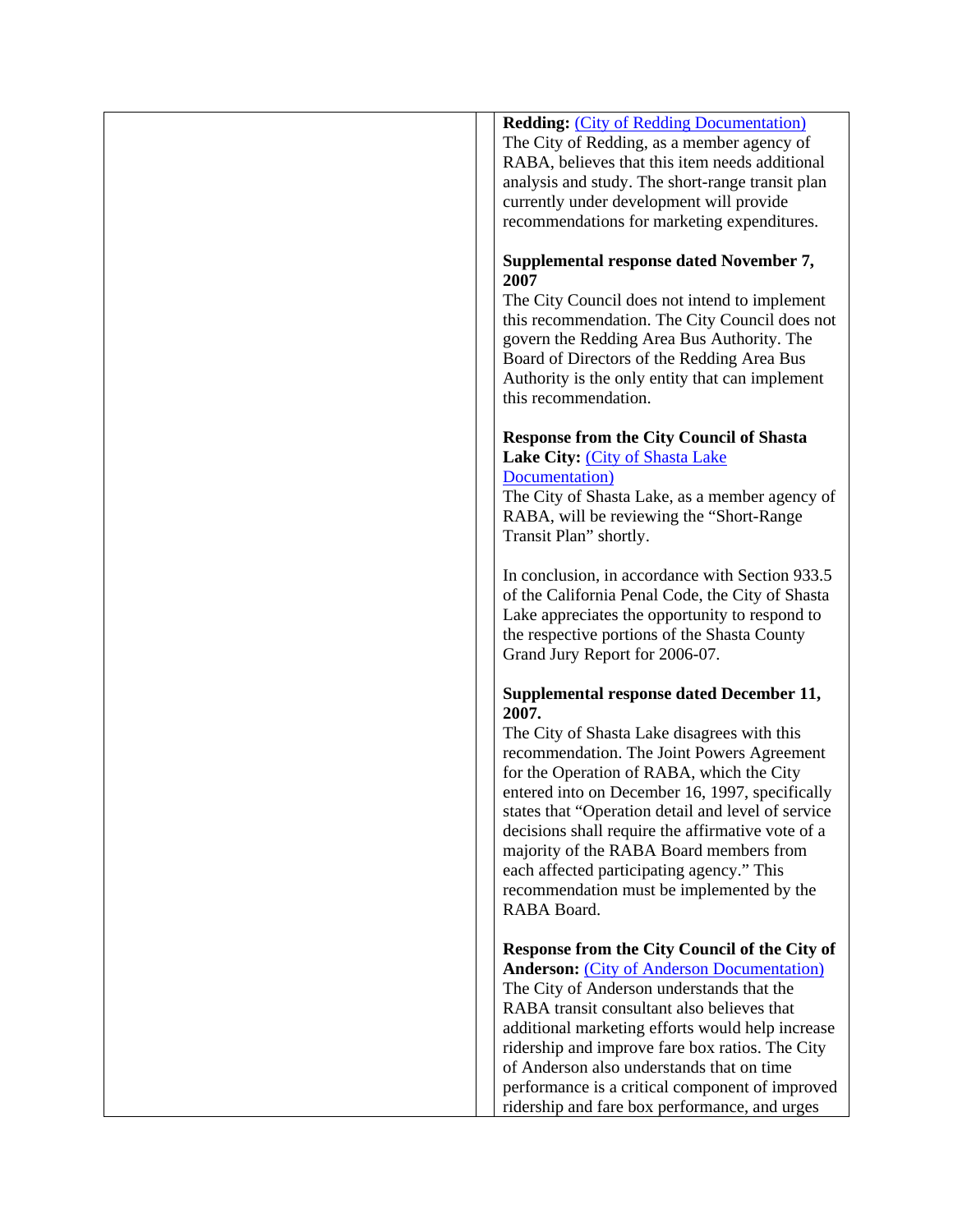| | |
|---|---|
| | **Redding:** (City of Redding Documentation)<br>The City of Redding, as a member agency of RABA, believes that this item needs additional analysis and study. The short-range transit plan currently under development will provide recommendations for marketing expenditures.<br><br>**Supplemental response dated November 7, 2007**<br>The City Council does not intend to implement this recommendation. The City Council does not govern the Redding Area Bus Authority. The Board of Directors of the Redding Area Bus Authority is the only entity that can implement this recommendation.<br><br>**Response from the City Council of Shasta Lake City:** (City of Shasta Lake Documentation)<br>The City of Shasta Lake, as a member agency of RABA, will be reviewing the "Short-Range Transit Plan" shortly.<br><br>In conclusion, in accordance with Section 933.5 of the California Penal Code, the City of Shasta Lake appreciates the opportunity to respond to the respective portions of the Shasta County Grand Jury Report for 2006-07.<br><br>**Supplemental response dated December 11, 2007.**<br>The City of Shasta Lake disagrees with this recommendation. The Joint Powers Agreement for the Operation of RABA, which the City entered into on December 16, 1997, specifically states that "Operation detail and level of service decisions shall require the affirmative vote of a majority of the RABA Board members from each affected participating agency." This recommendation must be implemented by the RABA Board.<br><br>**Response from the City Council of the City of Anderson:** (City of Anderson Documentation)<br>The City of Anderson understands that the RABA transit consultant also believes that additional marketing efforts would help increase ridership and improve fare box ratios. The City of Anderson also understands that on time performance is a critical component of improved ridership and fare box performance, and urges |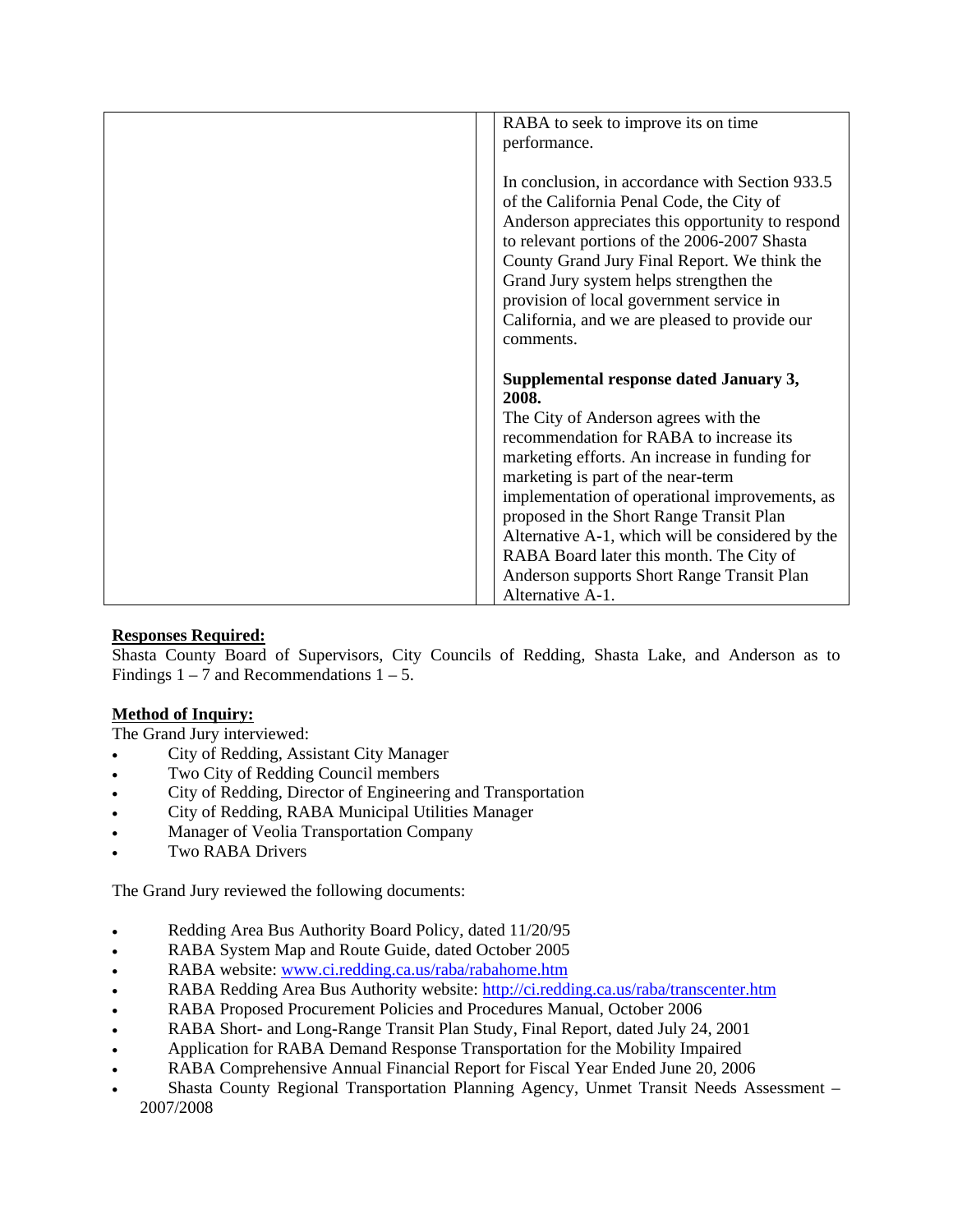| | | |
|---|---|---|
| | | RABA to seek to improve its on time performance.<br><br>In conclusion, in accordance with Section 933.5 of the California Penal Code, the City of Anderson appreciates this opportunity to respond to relevant portions of the 2006-2007 Shasta County Grand Jury Final Report. We think the Grand Jury system helps strengthen the provision of local government service in California, and we are pleased to provide our comments.<br><br>**Supplemental response dated January 3, 2008.**<br>The City of Anderson agrees with the recommendation for RABA to increase its marketing efforts. An increase in funding for marketing is part of the near-term implementation of operational improvements, as proposed in the Short Range Transit Plan Alternative A-1, which will be considered by the RABA Board later this month. The City of Anderson supports Short Range Transit Plan Alternative A-1. |

**Responses Required:**

Shasta County Board of Supervisors, City Councils of Redding, Shasta Lake, and Anderson as to Findings 1 – 7 and Recommendations 1 – 5.

**Method of Inquiry:**

The Grand Jury interviewed:

- City of Redding, Assistant City Manager
- Two City of Redding Council members
- City of Redding, Director of Engineering and Transportation
- City of Redding, RABA Municipal Utilities Manager
- Manager of Veolia Transportation Company
- Two RABA Drivers

The Grand Jury reviewed the following documents:

- Redding Area Bus Authority Board Policy, dated 11/20/95
- RABA System Map and Route Guide, dated October 2005
- RABA website: www.ci.redding.ca.us/raba/rabahome.htm
- RABA Redding Area Bus Authority website: http://ci.redding.ca.us/raba/transcenter.htm
- RABA Proposed Procurement Policies and Procedures Manual, October 2006
- RABA Short- and Long-Range Transit Plan Study, Final Report, dated July 24, 2001
- Application for RABA Demand Response Transportation for the Mobility Impaired
- RABA Comprehensive Annual Financial Report for Fiscal Year Ended June 20, 2006
- Shasta County Regional Transportation Planning Agency, Unmet Transit Needs Assessment – 2007/2008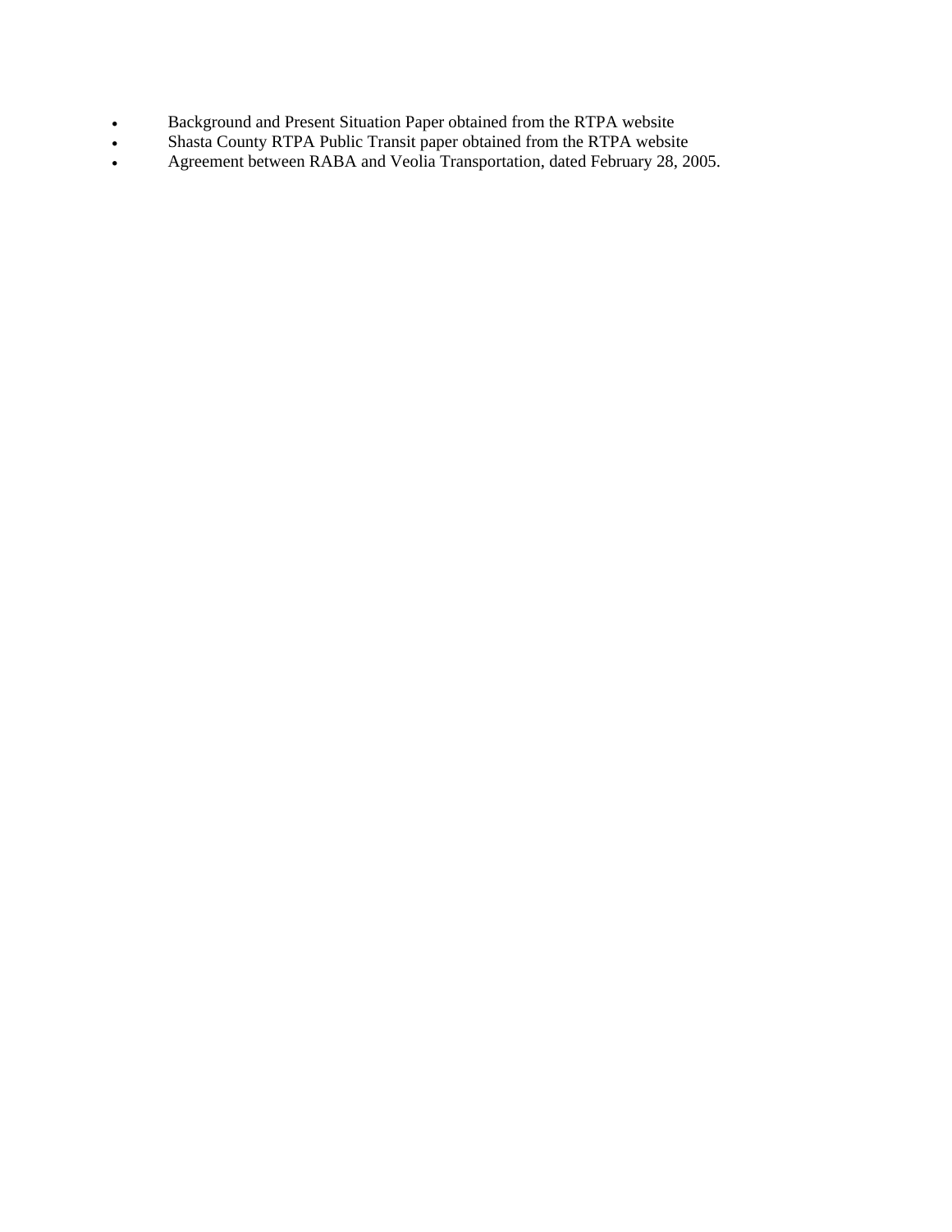- Background and Present Situation Paper obtained from the RTPA website
- Shasta County RTPA Public Transit paper obtained from the RTPA website
- Agreement between RABA and Veolia Transportation, dated February 28, 2005.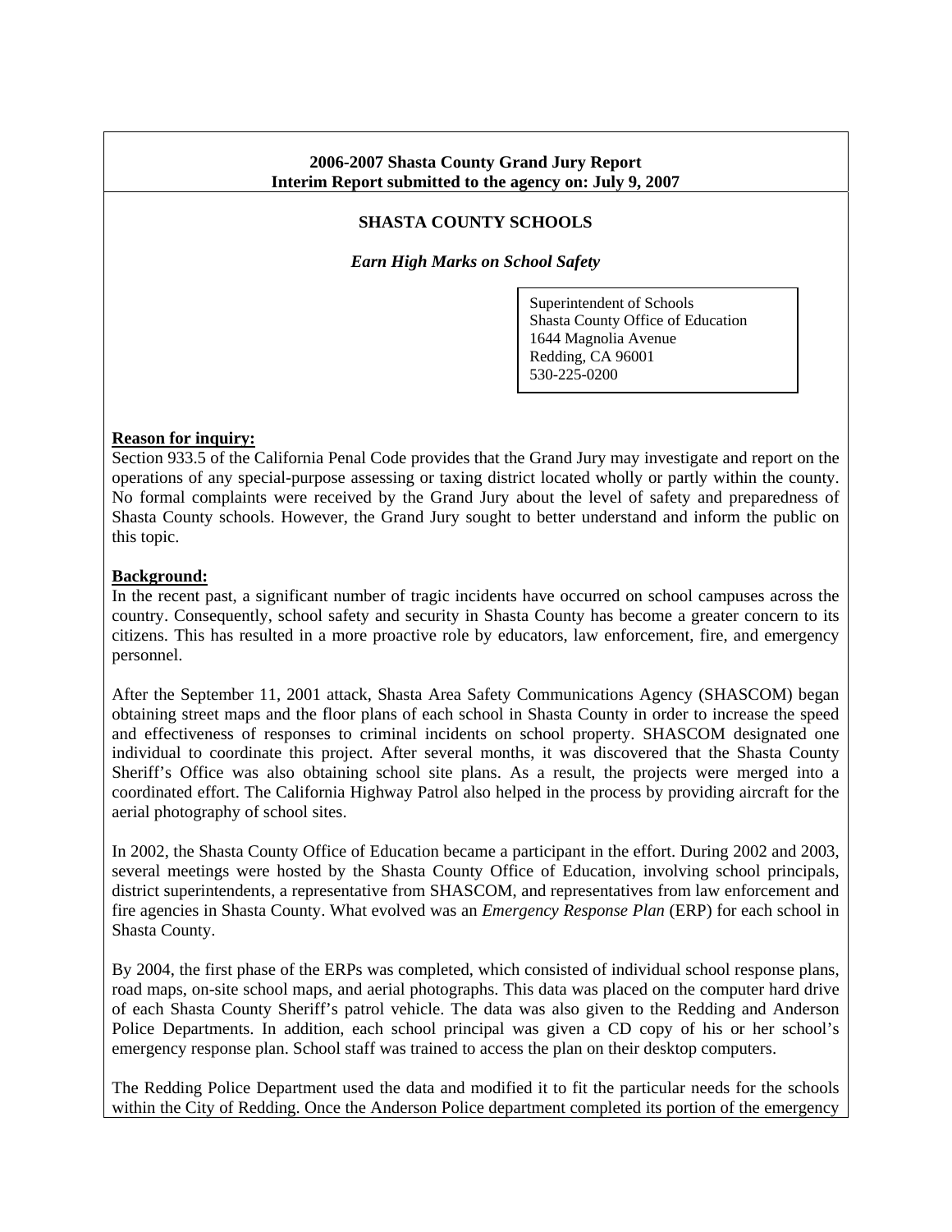**2006-2007 Shasta County Grand Jury Report**
**Interim Report submitted to the agency on: July 9, 2007**

## SHASTA COUNTY SCHOOLS

### *Earn High Marks on School Safety*

Superintendent of Schools
Shasta County Office of Education
1644 Magnolia Avenue
Redding, CA 96001
530-225-0200

**Reason for inquiry:**

Section 933.5 of the California Penal Code provides that the Grand Jury may investigate and report on the operations of any special-purpose assessing or taxing district located wholly or partly within the county. No formal complaints were received by the Grand Jury about the level of safety and preparedness of Shasta County schools. However, the Grand Jury sought to better understand and inform the public on this topic.

**Background:**

In the recent past, a significant number of tragic incidents have occurred on school campuses across the country. Consequently, school safety and security in Shasta County has become a greater concern to its citizens. This has resulted in a more proactive role by educators, law enforcement, fire, and emergency personnel.

After the September 11, 2001 attack, Shasta Area Safety Communications Agency (SHASCOM) began obtaining street maps and the floor plans of each school in Shasta County in order to increase the speed and effectiveness of responses to criminal incidents on school property. SHASCOM designated one individual to coordinate this project. After several months, it was discovered that the Shasta County Sheriff's Office was also obtaining school site plans. As a result, the projects were merged into a coordinated effort. The California Highway Patrol also helped in the process by providing aircraft for the aerial photography of school sites.

In 2002, the Shasta County Office of Education became a participant in the effort. During 2002 and 2003, several meetings were hosted by the Shasta County Office of Education, involving school principals, district superintendents, a representative from SHASCOM, and representatives from law enforcement and fire agencies in Shasta County. What evolved was an *Emergency Response Plan* (ERP) for each school in Shasta County.

By 2004, the first phase of the ERPs was completed, which consisted of individual school response plans, road maps, on-site school maps, and aerial photographs. This data was placed on the computer hard drive of each Shasta County Sheriff's patrol vehicle. The data was also given to the Redding and Anderson Police Departments. In addition, each school principal was given a CD copy of his or her school's emergency response plan. School staff was trained to access the plan on their desktop computers.

The Redding Police Department used the data and modified it to fit the particular needs for the schools within the City of Redding. Once the Anderson Police department completed its portion of the emergency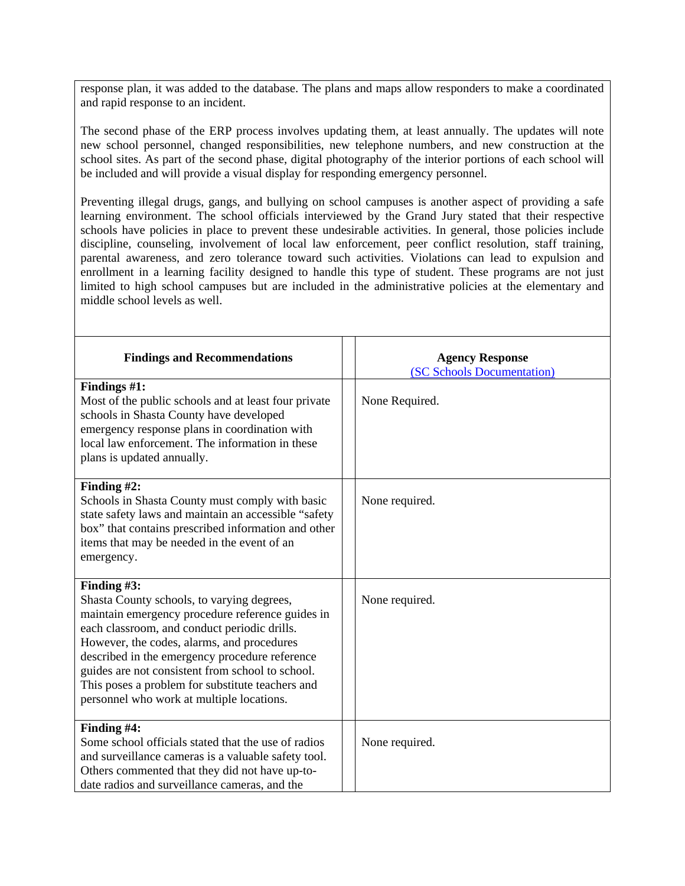response plan, it was added to the database. The plans and maps allow responders to make a coordinated and rapid response to an incident.

The second phase of the ERP process involves updating them, at least annually. The updates will note new school personnel, changed responsibilities, new telephone numbers, and new construction at the school sites. As part of the second phase, digital photography of the interior portions of each school will be included and will provide a visual display for responding emergency personnel.

Preventing illegal drugs, gangs, and bullying on school campuses is another aspect of providing a safe learning environment. The school officials interviewed by the Grand Jury stated that their respective schools have policies in place to prevent these undesirable activities. In general, those policies include discipline, counseling, involvement of local law enforcement, peer conflict resolution, staff training, parental awareness, and zero tolerance toward such activities. Violations can lead to expulsion and enrollment in a learning facility designed to handle this type of student. These programs are not just limited to high school campuses but are included in the administrative policies at the elementary and middle school levels as well.

| **Findings and Recommendations** | | **Agency Response** (SC Schools Documentation) |
|---|---|---|
| **Findings #1:** Most of the public schools and at least four private schools in Shasta County have developed emergency response plans in coordination with local law enforcement. The information in these plans is updated annually. | | None Required. |
| **Finding #2:** Schools in Shasta County must comply with basic state safety laws and maintain an accessible "safety box" that contains prescribed information and other items that may be needed in the event of an emergency. | | None required. |
| **Finding #3:** Shasta County schools, to varying degrees, maintain emergency procedure reference guides in each classroom, and conduct periodic drills. However, the codes, alarms, and procedures described in the emergency procedure reference guides are not consistent from school to school. This poses a problem for substitute teachers and personnel who work at multiple locations. | | None required. |
| **Finding #4:** Some school officials stated that the use of radios and surveillance cameras is a valuable safety tool. Others commented that they did not have up-to-date radios and surveillance cameras, and the | | None required. |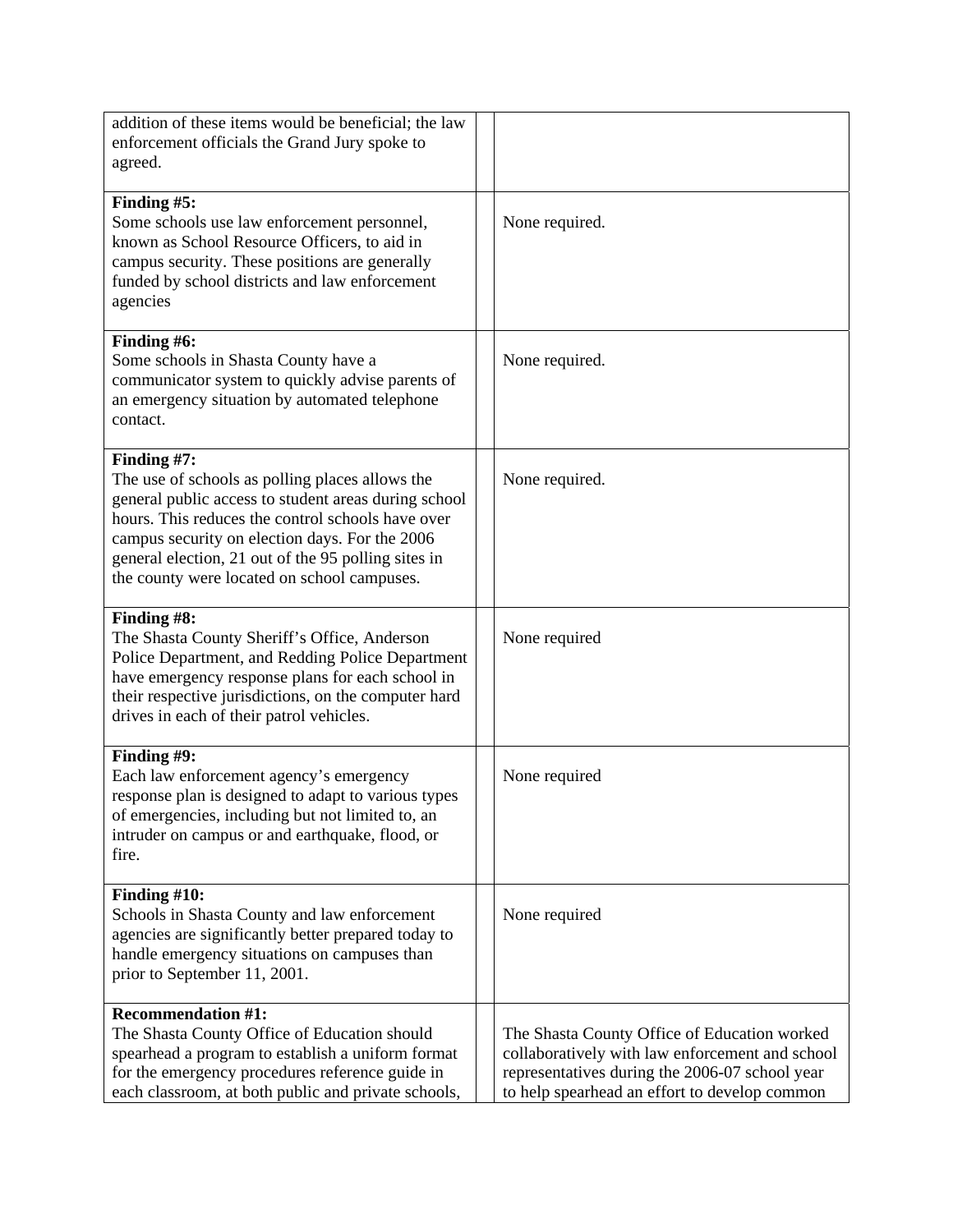| | | |
|---|---|---|
| addition of these items would be beneficial; the law enforcement officials the Grand Jury spoke to agreed. | | |
| **Finding #5:**<br>Some schools use law enforcement personnel, known as School Resource Officers, to aid in campus security. These positions are generally funded by school districts and law enforcement agencies | | None required. |
| **Finding #6:**<br>Some schools in Shasta County have a communicator system to quickly advise parents of an emergency situation by automated telephone contact. | | None required. |
| **Finding #7:**<br>The use of schools as polling places allows the general public access to student areas during school hours. This reduces the control schools have over campus security on election days. For the 2006 general election, 21 out of the 95 polling sites in the county were located on school campuses. | | None required. |
| **Finding #8:**<br>The Shasta County Sheriff's Office, Anderson Police Department, and Redding Police Department have emergency response plans for each school in their respective jurisdictions, on the computer hard drives in each of their patrol vehicles. | | None required |
| **Finding #9:**<br>Each law enforcement agency's emergency response plan is designed to adapt to various types of emergencies, including but not limited to, an intruder on campus or and earthquake, flood, or fire. | | None required |
| **Finding #10:**<br>Schools in Shasta County and law enforcement agencies are significantly better prepared today to handle emergency situations on campuses than prior to September 11, 2001. | | None required |
| **Recommendation #1:**<br>The Shasta County Office of Education should spearhead a program to establish a uniform format for the emergency procedures reference guide in each classroom, at both public and private schools, | | The Shasta County Office of Education worked collaboratively with law enforcement and school representatives during the 2006-07 school year to help spearhead an effort to develop common |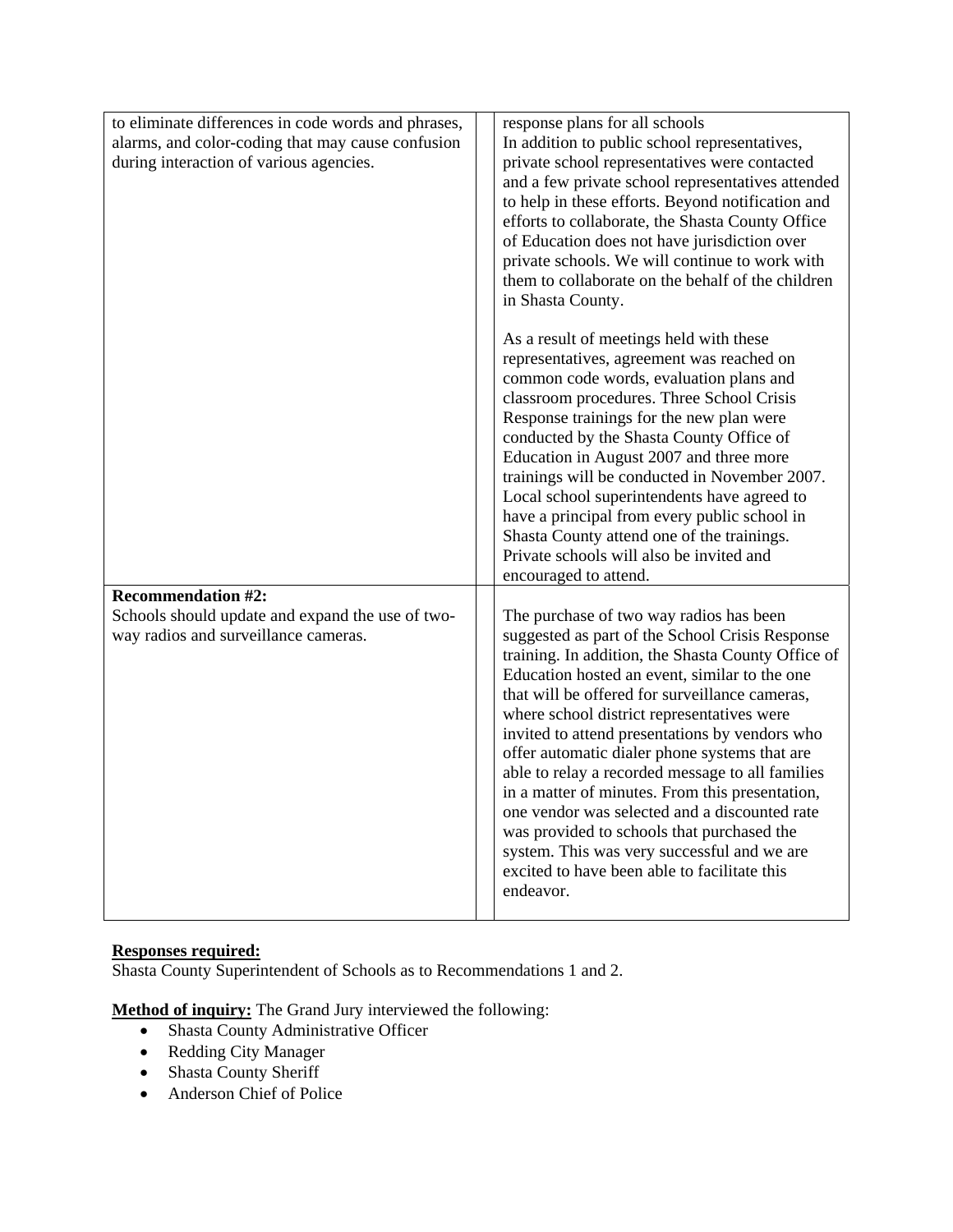| | | |
|---|---|---|
| to eliminate differences in code words and phrases, alarms, and color-coding that may cause confusion during interaction of various agencies. | | response plans for all schools<br>In addition to public school representatives, private school representatives were contacted and a few private school representatives attended to help in these efforts. Beyond notification and efforts to collaborate, the Shasta County Office of Education does not have jurisdiction over private schools. We will continue to work with them to collaborate on the behalf of the children in Shasta County.<br><br>As a result of meetings held with these representatives, agreement was reached on common code words, evaluation plans and classroom procedures. Three School Crisis Response trainings for the new plan were conducted by the Shasta County Office of Education in August 2007 and three more trainings will be conducted in November 2007. Local school superintendents have agreed to have a principal from every public school in Shasta County attend one of the trainings. Private schools will also be invited and encouraged to attend. |
| **Recommendation #2:**<br>Schools should update and expand the use of two-way radios and surveillance cameras. | | The purchase of two way radios has been suggested as part of the School Crisis Response training. In addition, the Shasta County Office of Education hosted an event, similar to the one that will be offered for surveillance cameras, where school district representatives were invited to attend presentations by vendors who offer automatic dialer phone systems that are able to relay a recorded message to all families in a matter of minutes. From this presentation, one vendor was selected and a discounted rate was provided to schools that purchased the system. This was very successful and we are excited to have been able to facilitate this endeavor. |

**Responses required:**
Shasta County Superintendent of Schools as to Recommendations 1 and 2.

**Method of inquiry:** The Grand Jury interviewed the following:

- Shasta County Administrative Officer
- Redding City Manager
- Shasta County Sheriff
- Anderson Chief of Police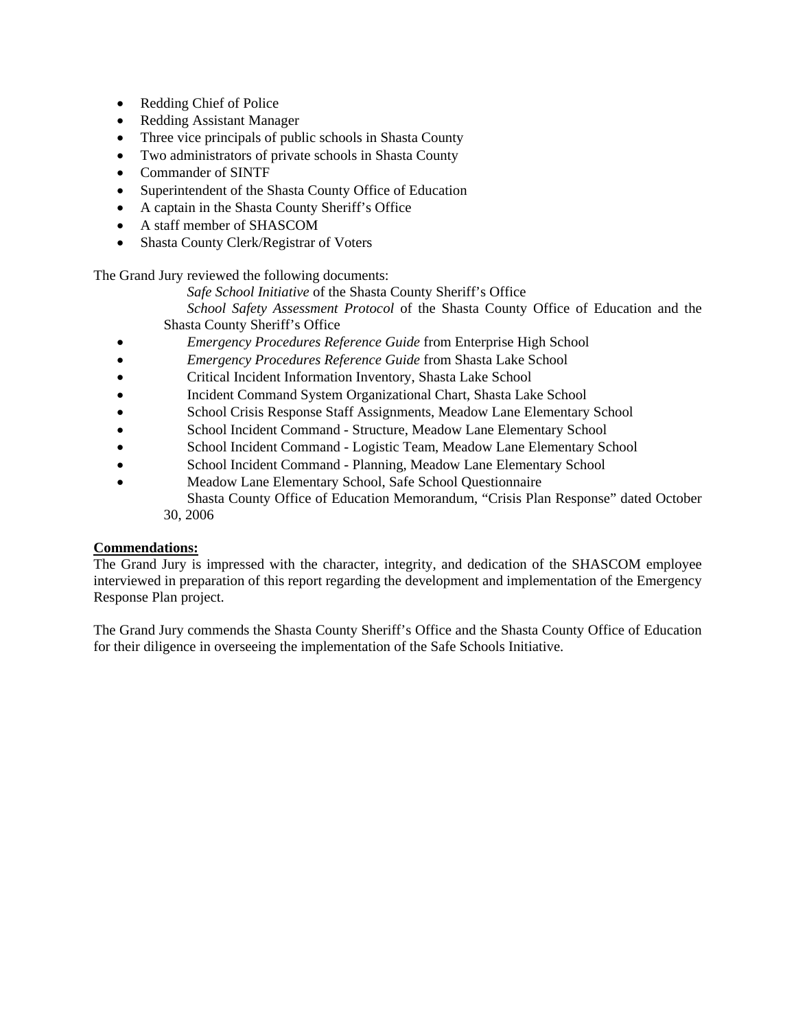- Redding Chief of Police
- Redding Assistant Manager
- Three vice principals of public schools in Shasta County
- Two administrators of private schools in Shasta County
- Commander of SINTF
- Superintendent of the Shasta County Office of Education
- A captain in the Shasta County Sheriff's Office
- A staff member of SHASCOM
- Shasta County Clerk/Registrar of Voters

The Grand Jury reviewed the following documents:

- *Safe School Initiative* of the Shasta County Sheriff's Office
- *School Safety Assessment Protocol* of the Shasta County Office of Education and the Shasta County Sheriff's Office
- *Emergency Procedures Reference Guide* from Enterprise High School
- *Emergency Procedures Reference Guide* from Shasta Lake School
- Critical Incident Information Inventory, Shasta Lake School
- Incident Command System Organizational Chart, Shasta Lake School
- School Crisis Response Staff Assignments, Meadow Lane Elementary School
- School Incident Command - Structure, Meadow Lane Elementary School
- School Incident Command - Logistic Team, Meadow Lane Elementary School
- School Incident Command - Planning, Meadow Lane Elementary School
- Meadow Lane Elementary School, Safe School Questionnaire
- Shasta County Office of Education Memorandum, "Crisis Plan Response" dated October 30, 2006

**Commendations:**

The Grand Jury is impressed with the character, integrity, and dedication of the SHASCOM employee interviewed in preparation of this report regarding the development and implementation of the Emergency Response Plan project.

The Grand Jury commends the Shasta County Sheriff's Office and the Shasta County Office of Education for their diligence in overseeing the implementation of the Safe Schools Initiative.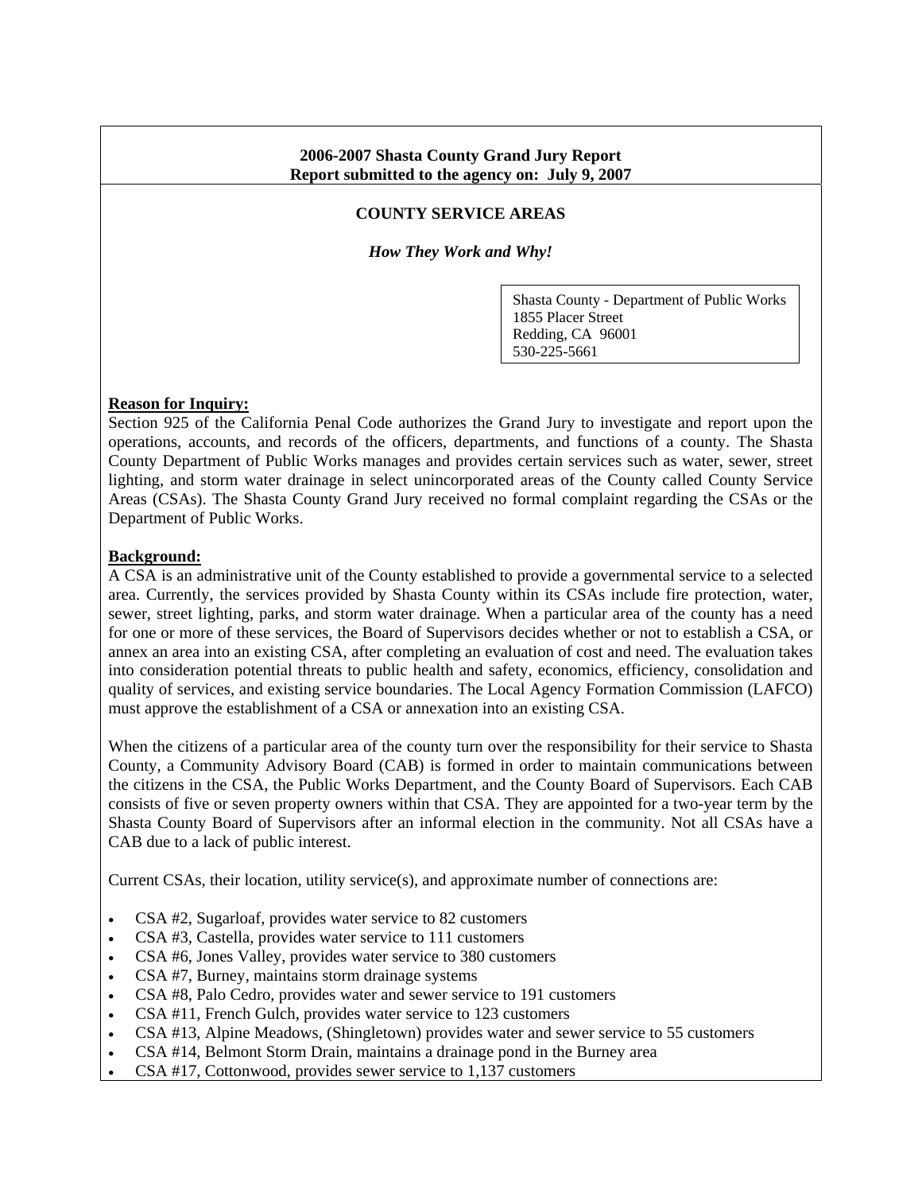**2006-2007 Shasta County Grand Jury Report**
**Report submitted to the agency on: July 9, 2007**

## COUNTY SERVICE AREAS

*How They Work and Why!*

Shasta County - Department of Public Works
1855 Placer Street
Redding, CA 96001
530-225-5661

**Reason for Inquiry:**

Section 925 of the California Penal Code authorizes the Grand Jury to investigate and report upon the operations, accounts, and records of the officers, departments, and functions of a county. The Shasta County Department of Public Works manages and provides certain services such as water, sewer, street lighting, and storm water drainage in select unincorporated areas of the County called County Service Areas (CSAs). The Shasta County Grand Jury received no formal complaint regarding the CSAs or the Department of Public Works.

**Background:**

A CSA is an administrative unit of the County established to provide a governmental service to a selected area. Currently, the services provided by Shasta County within its CSAs include fire protection, water, sewer, street lighting, parks, and storm water drainage. When a particular area of the county has a need for one or more of these services, the Board of Supervisors decides whether or not to establish a CSA, or annex an area into an existing CSA, after completing an evaluation of cost and need. The evaluation takes into consideration potential threats to public health and safety, economics, efficiency, consolidation and quality of services, and existing service boundaries. The Local Agency Formation Commission (LAFCO) must approve the establishment of a CSA or annexation into an existing CSA.

When the citizens of a particular area of the county turn over the responsibility for their service to Shasta County, a Community Advisory Board (CAB) is formed in order to maintain communications between the citizens in the CSA, the Public Works Department, and the County Board of Supervisors. Each CAB consists of five or seven property owners within that CSA. They are appointed for a two-year term by the Shasta County Board of Supervisors after an informal election in the community. Not all CSAs have a CAB due to a lack of public interest.

Current CSAs, their location, utility service(s), and approximate number of connections are:

- CSA #2, Sugarloaf, provides water service to 82 customers
- CSA #3, Castella, provides water service to 111 customers
- CSA #6, Jones Valley, provides water service to 380 customers
- CSA #7, Burney, maintains storm drainage systems
- CSA #8, Palo Cedro, provides water and sewer service to 191 customers
- CSA #11, French Gulch, provides water service to 123 customers
- CSA #13, Alpine Meadows, (Shingletown) provides water and sewer service to 55 customers
- CSA #14, Belmont Storm Drain, maintains a drainage pond in the Burney area
- CSA #17, Cottonwood, provides sewer service to 1,137 customers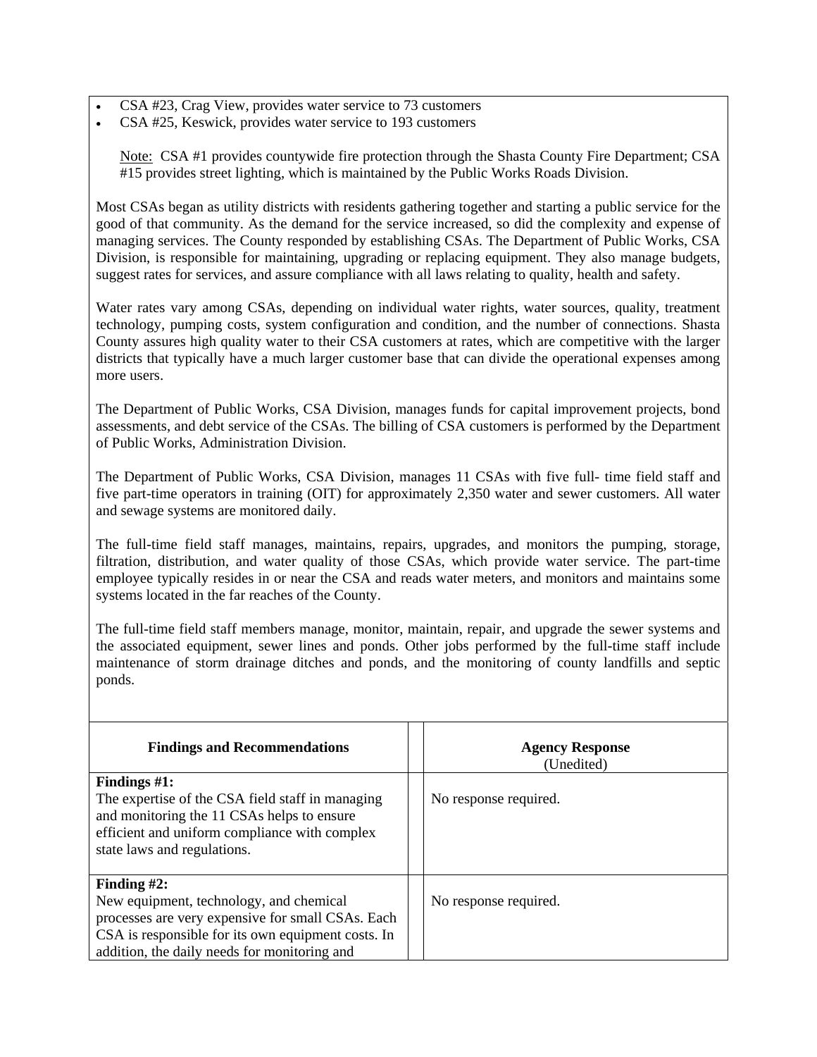- CSA #23, Crag View, provides water service to 73 customers
- CSA #25, Keswick, provides water service to 193 customers

Note: CSA #1 provides countywide fire protection through the Shasta County Fire Department; CSA #15 provides street lighting, which is maintained by the Public Works Roads Division.

Most CSAs began as utility districts with residents gathering together and starting a public service for the good of that community. As the demand for the service increased, so did the complexity and expense of managing services. The County responded by establishing CSAs. The Department of Public Works, CSA Division, is responsible for maintaining, upgrading or replacing equipment. They also manage budgets, suggest rates for services, and assure compliance with all laws relating to quality, health and safety.

Water rates vary among CSAs, depending on individual water rights, water sources, quality, treatment technology, pumping costs, system configuration and condition, and the number of connections. Shasta County assures high quality water to their CSA customers at rates, which are competitive with the larger districts that typically have a much larger customer base that can divide the operational expenses among more users.

The Department of Public Works, CSA Division, manages funds for capital improvement projects, bond assessments, and debt service of the CSAs. The billing of CSA customers is performed by the Department of Public Works, Administration Division.

The Department of Public Works, CSA Division, manages 11 CSAs with five full- time field staff and five part-time operators in training (OIT) for approximately 2,350 water and sewer customers. All water and sewage systems are monitored daily.

The full-time field staff manages, maintains, repairs, upgrades, and monitors the pumping, storage, filtration, distribution, and water quality of those CSAs, which provide water service. The part-time employee typically resides in or near the CSA and reads water meters, and monitors and maintains some systems located in the far reaches of the County.

The full-time field staff members manage, monitor, maintain, repair, and upgrade the sewer systems and the associated equipment, sewer lines and ponds. Other jobs performed by the full-time staff include maintenance of storm drainage ditches and ponds, and the monitoring of county landfills and septic ponds.

| **Findings and Recommendations** | **Agency Response** (Unedited) |
|---|---|
| **Findings #1:** The expertise of the CSA field staff in managing and monitoring the 11 CSAs helps to ensure efficient and uniform compliance with complex state laws and regulations. | No response required. |
| **Finding #2:** New equipment, technology, and chemical processes are very expensive for small CSAs. Each CSA is responsible for its own equipment costs. In addition, the daily needs for monitoring and | No response required. |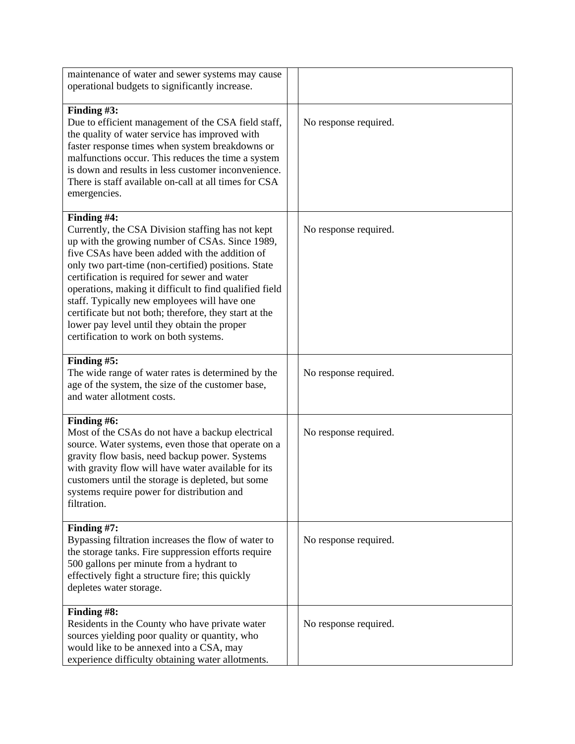| | | |
|---|---|---|
| maintenance of water and sewer systems may cause operational budgets to significantly increase. | | |
| **Finding #3:** Due to efficient management of the CSA field staff, the quality of water service has improved with faster response times when system breakdowns or malfunctions occur. This reduces the time a system is down and results in less customer inconvenience. There is staff available on-call at all times for CSA emergencies. | | No response required. |
| **Finding #4:** Currently, the CSA Division staffing has not kept up with the growing number of CSAs. Since 1989, five CSAs have been added with the addition of only two part-time (non-certified) positions. State certification is required for sewer and water operations, making it difficult to find qualified field staff. Typically new employees will have one certificate but not both; therefore, they start at the lower pay level until they obtain the proper certification to work on both systems. | | No response required. |
| **Finding #5:** The wide range of water rates is determined by the age of the system, the size of the customer base, and water allotment costs. | | No response required. |
| **Finding #6:** Most of the CSAs do not have a backup electrical source. Water systems, even those that operate on a gravity flow basis, need backup power. Systems with gravity flow will have water available for its customers until the storage is depleted, but some systems require power for distribution and filtration. | | No response required. |
| **Finding #7:** Bypassing filtration increases the flow of water to the storage tanks. Fire suppression efforts require 500 gallons per minute from a hydrant to effectively fight a structure fire; this quickly depletes water storage. | | No response required. |
| **Finding #8:** Residents in the County who have private water sources yielding poor quality or quantity, who would like to be annexed into a CSA, may experience difficulty obtaining water allotments. | | No response required. |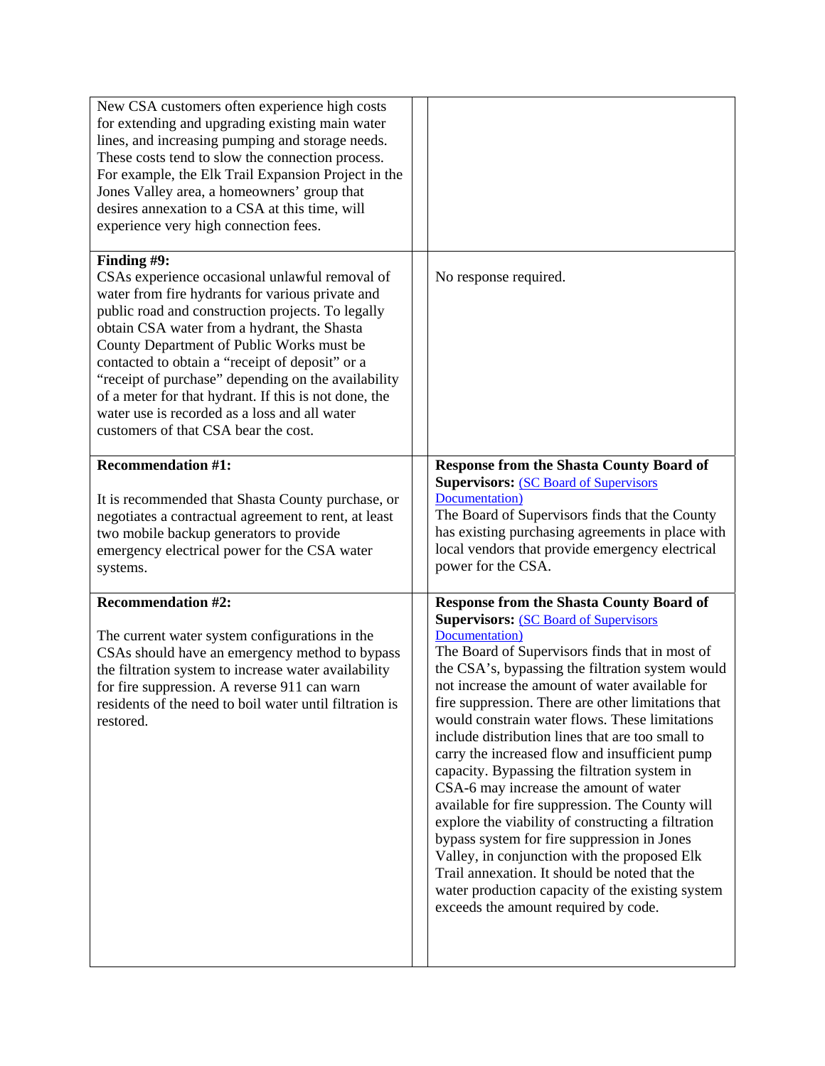| | | |
|---|---|---|
| New CSA customers often experience high costs for extending and upgrading existing main water lines, and increasing pumping and storage needs. These costs tend to slow the connection process. For example, the Elk Trail Expansion Project in the Jones Valley area, a homeowners' group that desires annexation to a CSA at this time, will experience very high connection fees. | | |
| **Finding #9:** CSAs experience occasional unlawful removal of water from fire hydrants for various private and public road and construction projects. To legally obtain CSA water from a hydrant, the Shasta County Department of Public Works must be contacted to obtain a "receipt of deposit" or a "receipt of purchase" depending on the availability of a meter for that hydrant. If this is not done, the water use is recorded as a loss and all water customers of that CSA bear the cost. | | No response required. |
| **Recommendation #1:** It is recommended that Shasta County purchase, or negotiates a contractual agreement to rent, at least two mobile backup generators to provide emergency electrical power for the CSA water systems. | | **Response from the Shasta County Board of Supervisors:** (SC Board of Supervisors Documentation) The Board of Supervisors finds that the County has existing purchasing agreements in place with local vendors that provide emergency electrical power for the CSA. |
| **Recommendation #2:** The current water system configurations in the CSAs should have an emergency method to bypass the filtration system to increase water availability for fire suppression. A reverse 911 can warn residents of the need to boil water until filtration is restored. | | **Response from the Shasta County Board of Supervisors:** (SC Board of Supervisors Documentation) The Board of Supervisors finds that in most of the CSA's, bypassing the filtration system would not increase the amount of water available for fire suppression. There are other limitations that would constrain water flows. These limitations include distribution lines that are too small to carry the increased flow and insufficient pump capacity. Bypassing the filtration system in CSA-6 may increase the amount of water available for fire suppression. The County will explore the viability of constructing a filtration bypass system for fire suppression in Jones Valley, in conjunction with the proposed Elk Trail annexation. It should be noted that the water production capacity of the existing system exceeds the amount required by code. |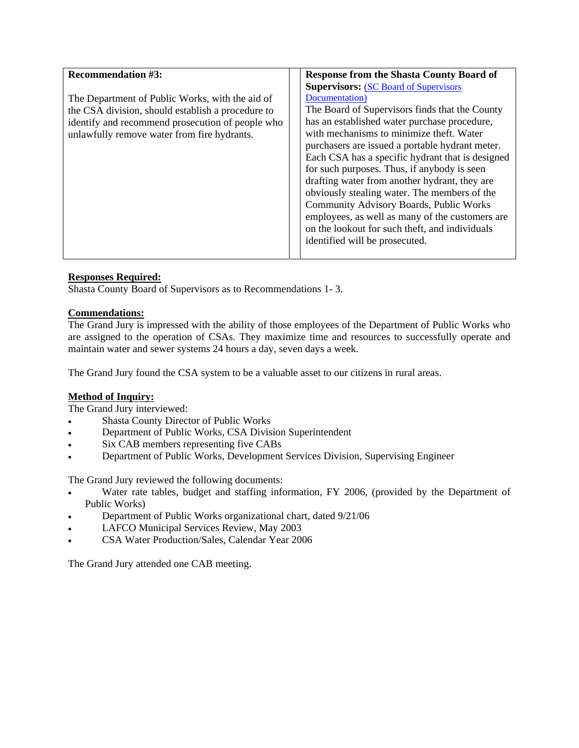| Recommendation #3: | Response from the Shasta County Board of Supervisors: (SC Board of Supervisors Documentation) |
|---|---|
| The Department of Public Works, with the aid of the CSA division, should establish a procedure to identify and recommend prosecution of people who unlawfully remove water from fire hydrants. | The Board of Supervisors finds that the County has an established water purchase procedure, with mechanisms to minimize theft. Water purchasers are issued a portable hydrant meter. Each CSA has a specific hydrant that is designed for such purposes. Thus, if anybody is seen drafting water from another hydrant, they are obviously stealing water. The members of the Community Advisory Boards, Public Works employees, as well as many of the customers are on the lookout for such theft, and individuals identified will be prosecuted. |

**Responses Required:**
Shasta County Board of Supervisors as to Recommendations 1- 3.

**Commendations:**
The Grand Jury is impressed with the ability of those employees of the Department of Public Works who are assigned to the operation of CSAs. They maximize time and resources to successfully operate and maintain water and sewer systems 24 hours a day, seven days a week.

The Grand Jury found the CSA system to be a valuable asset to our citizens in rural areas.

**Method of Inquiry:**
The Grand Jury interviewed:

- Shasta County Director of Public Works
- Department of Public Works, CSA Division Superintendent
- Six CAB members representing five CABs
- Department of Public Works, Development Services Division, Supervising Engineer

The Grand Jury reviewed the following documents:

- Water rate tables, budget and staffing information, FY 2006, (provided by the Department of Public Works)
- Department of Public Works organizational chart, dated 9/21/06
- LAFCO Municipal Services Review, May 2003
- CSA Water Production/Sales, Calendar Year 2006

The Grand Jury attended one CAB meeting.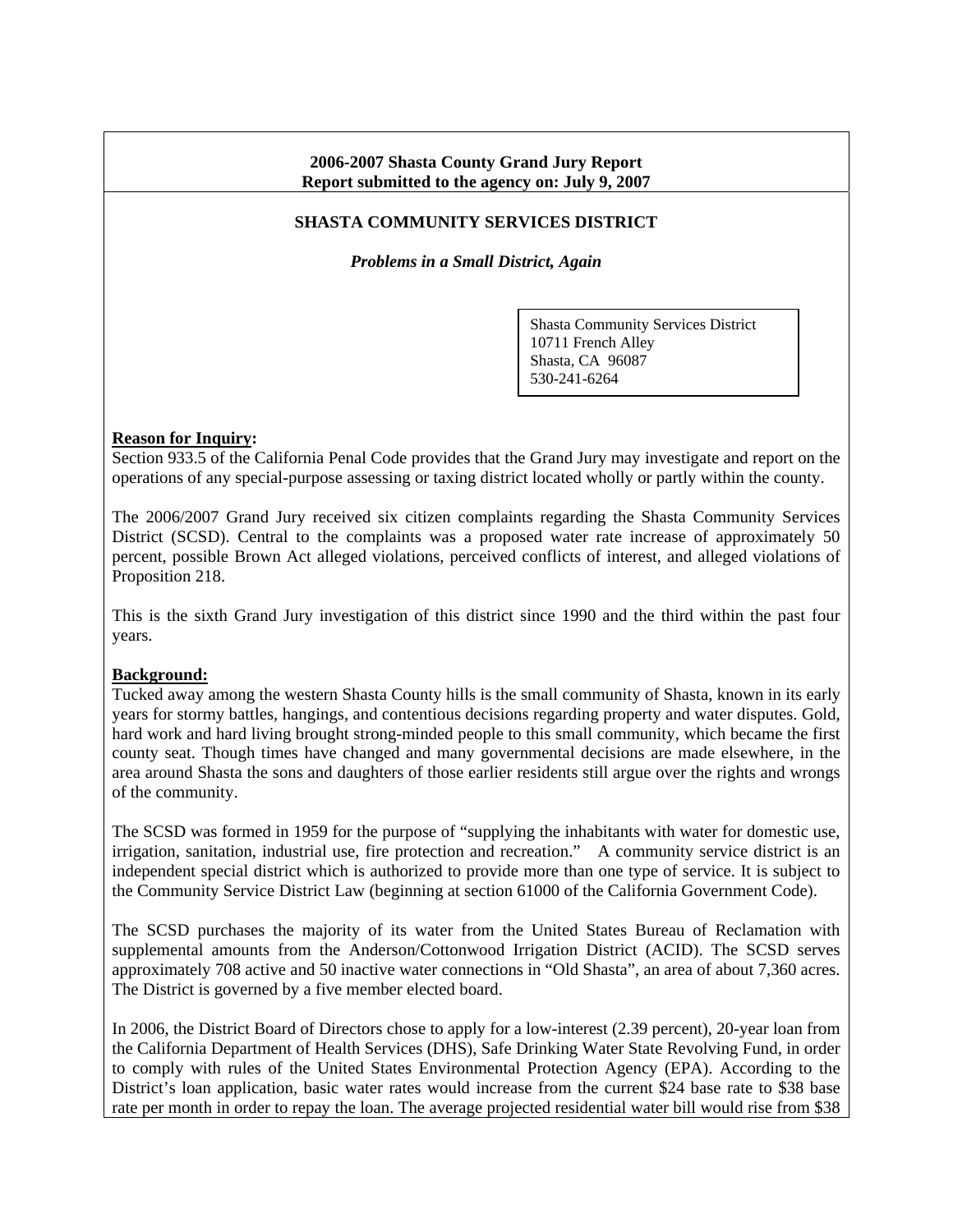**2006-2007 Shasta County Grand Jury Report**
**Report submitted to the agency on: July 9, 2007**

## SHASTA COMMUNITY SERVICES DISTRICT

***Problems in a Small District, Again***

Shasta Community Services District
10711 French Alley
Shasta, CA 96087
530-241-6264

**Reason for Inquiry:**

Section 933.5 of the California Penal Code provides that the Grand Jury may investigate and report on the operations of any special-purpose assessing or taxing district located wholly or partly within the county.

The 2006/2007 Grand Jury received six citizen complaints regarding the Shasta Community Services District (SCSD). Central to the complaints was a proposed water rate increase of approximately 50 percent, possible Brown Act alleged violations, perceived conflicts of interest, and alleged violations of Proposition 218.

This is the sixth Grand Jury investigation of this district since 1990 and the third within the past four years.

**Background:**

Tucked away among the western Shasta County hills is the small community of Shasta, known in its early years for stormy battles, hangings, and contentious decisions regarding property and water disputes. Gold, hard work and hard living brought strong-minded people to this small community, which became the first county seat. Though times have changed and many governmental decisions are made elsewhere, in the area around Shasta the sons and daughters of those earlier residents still argue over the rights and wrongs of the community.

The SCSD was formed in 1959 for the purpose of "supplying the inhabitants with water for domestic use, irrigation, sanitation, industrial use, fire protection and recreation." A community service district is an independent special district which is authorized to provide more than one type of service. It is subject to the Community Service District Law (beginning at section 61000 of the California Government Code).

The SCSD purchases the majority of its water from the United States Bureau of Reclamation with supplemental amounts from the Anderson/Cottonwood Irrigation District (ACID). The SCSD serves approximately 708 active and 50 inactive water connections in "Old Shasta", an area of about 7,360 acres. The District is governed by a five member elected board.

In 2006, the District Board of Directors chose to apply for a low-interest (2.39 percent), 20-year loan from the California Department of Health Services (DHS), Safe Drinking Water State Revolving Fund, in order to comply with rules of the United States Environmental Protection Agency (EPA). According to the District's loan application, basic water rates would increase from the current $24 base rate to $38 base rate per month in order to repay the loan. The average projected residential water bill would rise from $38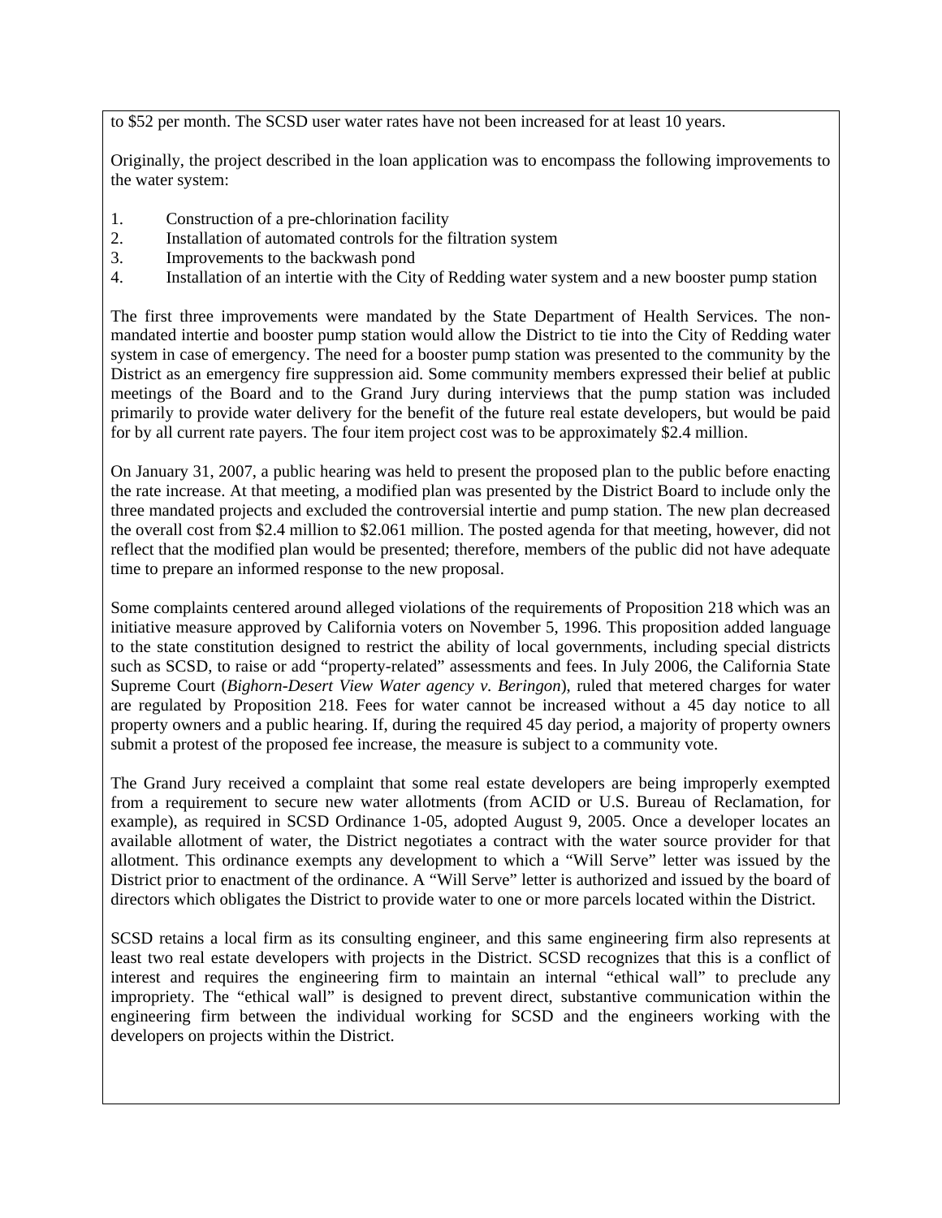to $52 per month. The SCSD user water rates have not been increased for at least 10 years.

Originally, the project described in the loan application was to encompass the following improvements to the water system:

1. Construction of a pre-chlorination facility
2. Installation of automated controls for the filtration system
3. Improvements to the backwash pond
4. Installation of an intertie with the City of Redding water system and a new booster pump station

The first three improvements were mandated by the State Department of Health Services. The non-mandated intertie and booster pump station would allow the District to tie into the City of Redding water system in case of emergency. The need for a booster pump station was presented to the community by the District as an emergency fire suppression aid. Some community members expressed their belief at public meetings of the Board and to the Grand Jury during interviews that the pump station was included primarily to provide water delivery for the benefit of the future real estate developers, but would be paid for by all current rate payers. The four item project cost was to be approximately $2.4 million.

On January 31, 2007, a public hearing was held to present the proposed plan to the public before enacting the rate increase. At that meeting, a modified plan was presented by the District Board to include only the three mandated projects and excluded the controversial intertie and pump station. The new plan decreased the overall cost from $2.4 million to $2.061 million. The posted agenda for that meeting, however, did not reflect that the modified plan would be presented; therefore, members of the public did not have adequate time to prepare an informed response to the new proposal.

Some complaints centered around alleged violations of the requirements of Proposition 218 which was an initiative measure approved by California voters on November 5, 1996. This proposition added language to the state constitution designed to restrict the ability of local governments, including special districts such as SCSD, to raise or add "property-related" assessments and fees. In July 2006, the California State Supreme Court (*Bighorn-Desert View Water agency v. Beringon*), ruled that metered charges for water are regulated by Proposition 218. Fees for water cannot be increased without a 45 day notice to all property owners and a public hearing. If, during the required 45 day period, a majority of property owners submit a protest of the proposed fee increase, the measure is subject to a community vote.

The Grand Jury received a complaint that some real estate developers are being improperly exempted from a requirement to secure new water allotments (from ACID or U.S. Bureau of Reclamation, for example), as required in SCSD Ordinance 1-05, adopted August 9, 2005. Once a developer locates an available allotment of water, the District negotiates a contract with the water source provider for that allotment. This ordinance exempts any development to which a "Will Serve" letter was issued by the District prior to enactment of the ordinance. A "Will Serve" letter is authorized and issued by the board of directors which obligates the District to provide water to one or more parcels located within the District.

SCSD retains a local firm as its consulting engineer, and this same engineering firm also represents at least two real estate developers with projects in the District. SCSD recognizes that this is a conflict of interest and requires the engineering firm to maintain an internal "ethical wall" to preclude any impropriety. The "ethical wall" is designed to prevent direct, substantive communication within the engineering firm between the individual working for SCSD and the engineers working with the developers on projects within the District.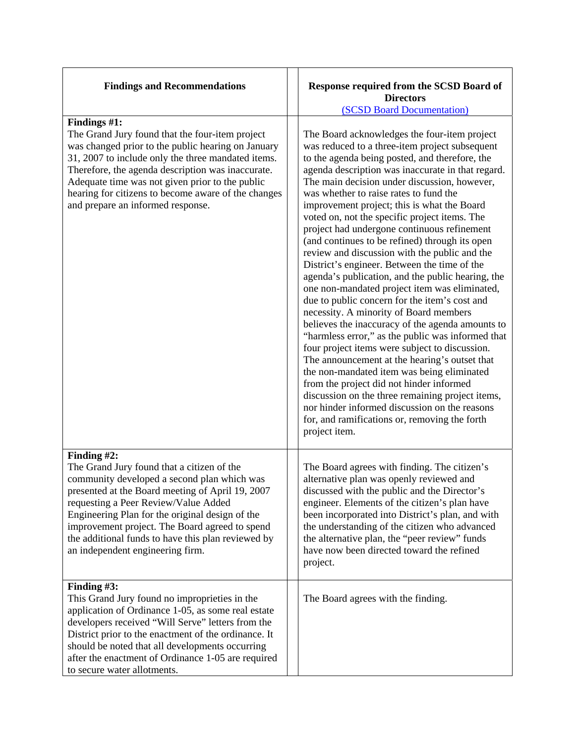| **Findings and Recommendations** | | **Response required from the SCSD Board of Directors** (SCSD Board Documentation) |
|---|---|---|
| **Findings #1:** The Grand Jury found that the four-item project was changed prior to the public hearing on January 31, 2007 to include only the three mandated items. Therefore, the agenda description was inaccurate. Adequate time was not given prior to the public hearing for citizens to become aware of the changes and prepare an informed response. | | The Board acknowledges the four-item project was reduced to a three-item project subsequent to the agenda being posted, and therefore, the agenda description was inaccurate in that regard. The main decision under discussion, however, was whether to raise rates to fund the improvement project; this is what the Board voted on, not the specific project items. The project had undergone continuous refinement (and continues to be refined) through its open review and discussion with the public and the District's engineer. Between the time of the agenda's publication, and the public hearing, the one non-mandated project item was eliminated, due to public concern for the item's cost and necessity. A minority of Board members believes the inaccuracy of the agenda amounts to "harmless error," as the public was informed that four project items were subject to discussion. The announcement at the hearing's outset that the non-mandated item was being eliminated from the project did not hinder informed discussion on the three remaining project items, nor hinder informed discussion on the reasons for, and ramifications or, removing the forth project item. |
| **Finding #2:** The Grand Jury found that a citizen of the community developed a second plan which was presented at the Board meeting of April 19, 2007 requesting a Peer Review/Value Added Engineering Plan for the original design of the improvement project. The Board agreed to spend the additional funds to have this plan reviewed by an independent engineering firm. | | The Board agrees with finding. The citizen's alternative plan was openly reviewed and discussed with the public and the Director's engineer. Elements of the citizen's plan have been incorporated into District's plan, and with the understanding of the citizen who advanced the alternative plan, the "peer review" funds have now been directed toward the refined project. |
| **Finding #3:** This Grand Jury found no improprieties in the application of Ordinance 1-05, as some real estate developers received "Will Serve" letters from the District prior to the enactment of the ordinance. It should be noted that all developments occurring after the enactment of Ordinance 1-05 are required to secure water allotments. | | The Board agrees with the finding. |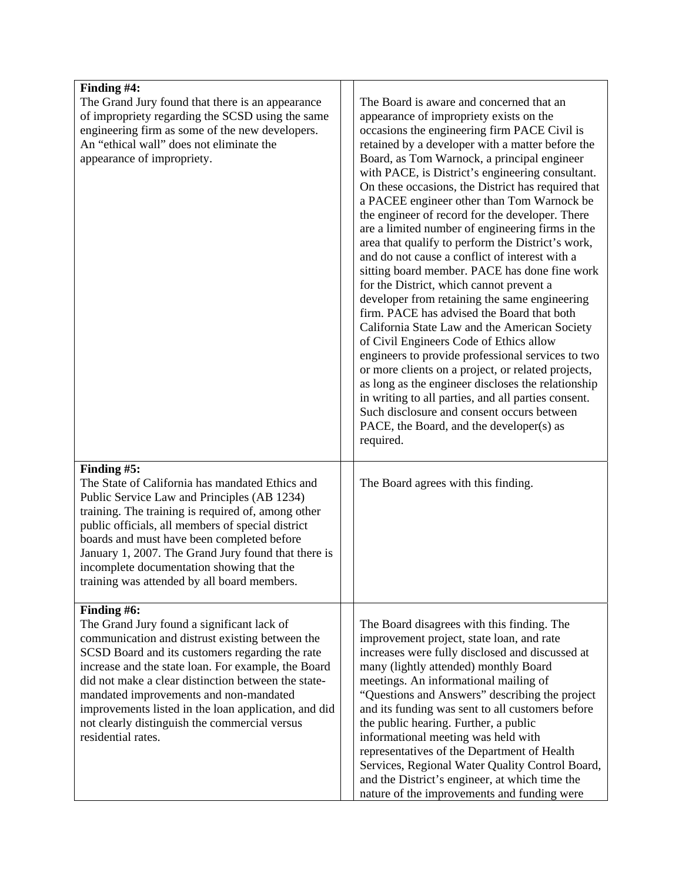| Finding | | Response |
|---|---|---|
| **Finding #4:** The Grand Jury found that there is an appearance of impropriety regarding the SCSD using the same engineering firm as some of the new developers. An "ethical wall" does not eliminate the appearance of impropriety. | | The Board is aware and concerned that an appearance of impropriety exists on the occasions the engineering firm PACE Civil is retained by a developer with a matter before the Board, as Tom Warnock, a principal engineer with PACE, is District's engineering consultant. On these occasions, the District has required that a PACEE engineer other than Tom Warnock be the engineer of record for the developer. There are a limited number of engineering firms in the area that qualify to perform the District's work, and do not cause a conflict of interest with a sitting board member. PACE has done fine work for the District, which cannot prevent a developer from retaining the same engineering firm. PACE has advised the Board that both California State Law and the American Society of Civil Engineers Code of Ethics allow engineers to provide professional services to two or more clients on a project, or related projects, as long as the engineer discloses the relationship in writing to all parties, and all parties consent. Such disclosure and consent occurs between PACE, the Board, and the developer(s) as required. |
| **Finding #5:** The State of California has mandated Ethics and Public Service Law and Principles (AB 1234) training. The training is required of, among other public officials, all members of special district boards and must have been completed before January 1, 2007. The Grand Jury found that there is incomplete documentation showing that the training was attended by all board members. | | The Board agrees with this finding. |
| **Finding #6:** The Grand Jury found a significant lack of communication and distrust existing between the SCSD Board and its customers regarding the rate increase and the state loan. For example, the Board did not make a clear distinction between the state-mandated improvements and non-mandated improvements listed in the loan application, and did not clearly distinguish the commercial versus residential rates. | | The Board disagrees with this finding. The improvement project, state loan, and rate increases were fully disclosed and discussed at many (lightly attended) monthly Board meetings. An informational mailing of "Questions and Answers" describing the project and its funding was sent to all customers before the public hearing. Further, a public informational meeting was held with representatives of the Department of Health Services, Regional Water Quality Control Board, and the District's engineer, at which time the nature of the improvements and funding were |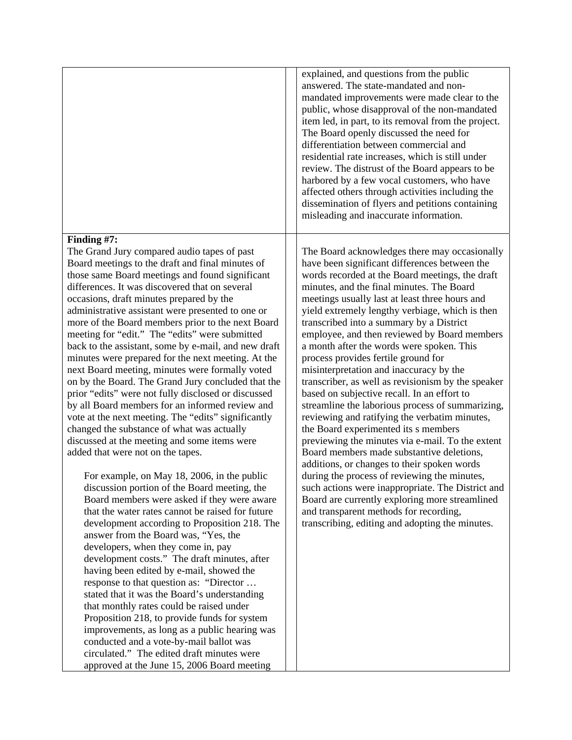| | |
|---|---|
| | explained, and questions from the public answered. The state-mandated and non-mandated improvements were made clear to the public, whose disapproval of the non-mandated item led, in part, to its removal from the project. The Board openly discussed the need for differentiation between commercial and residential rate increases, which is still under review. The distrust of the Board appears to be harbored by a few vocal customers, who have affected others through activities including the dissemination of flyers and petitions containing misleading and inaccurate information. |
| **Finding #7:**<br>The Grand Jury compared audio tapes of past Board meetings to the draft and final minutes of those same Board meetings and found significant differences. It was discovered that on several occasions, draft minutes prepared by the administrative assistant were presented to one or more of the Board members prior to the next Board meeting for "edit." The "edits" were submitted back to the assistant, some by e-mail, and new draft minutes were prepared for the next meeting. At the next Board meeting, minutes were formally voted on by the Board. The Grand Jury concluded that the prior "edits" were not fully disclosed or discussed by all Board members for an informed review and vote at the next meeting. The "edits" significantly changed the substance of what was actually discussed at the meeting and some items were added that were not on the tapes.<br><br>For example, on May 18, 2006, in the public discussion portion of the Board meeting, the Board members were asked if they were aware that the water rates cannot be raised for future development according to Proposition 218. The answer from the Board was, "Yes, the developers, when they come in, pay development costs." The draft minutes, after having been edited by e-mail, showed the response to that question as: "Director … stated that it was the Board's understanding that monthly rates could be raised under Proposition 218, to provide funds for system improvements, as long as a public hearing was conducted and a vote-by-mail ballot was circulated." The edited draft minutes were approved at the June 15, 2006 Board meeting | The Board acknowledges there may occasionally have been significant differences between the words recorded at the Board meetings, the draft minutes, and the final minutes. The Board meetings usually last at least three hours and yield extremely lengthy verbiage, which is then transcribed into a summary by a District employee, and then reviewed by Board members a month after the words were spoken. This process provides fertile ground for misinterpretation and inaccuracy by the transcriber, as well as revisionism by the speaker based on subjective recall. In an effort to streamline the laborious process of summarizing, reviewing and ratifying the verbatim minutes, the Board experimented its s members previewing the minutes via e-mail. To the extent Board members made substantive deletions, additions, or changes to their spoken words during the process of reviewing the minutes, such actions were inappropriate. The District and Board are currently exploring more streamlined and transparent methods for recording, transcribing, editing and adopting the minutes. |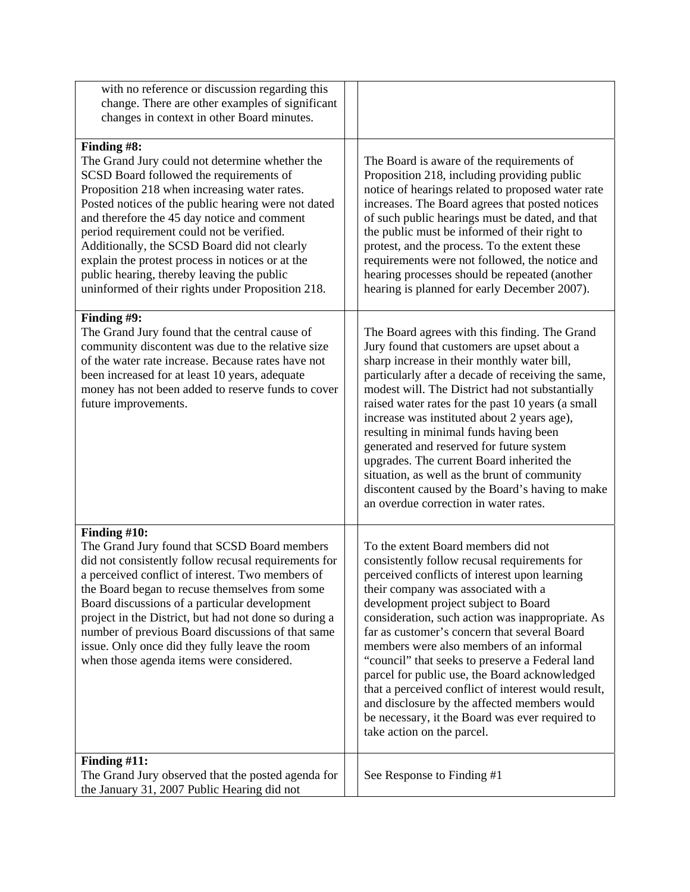| | | |
|---|---|---|
| with no reference or discussion regarding this change. There are other examples of significant changes in context in other Board minutes. | | |
| **Finding #8:** The Grand Jury could not determine whether the SCSD Board followed the requirements of Proposition 218 when increasing water rates. Posted notices of the public hearing were not dated and therefore the 45 day notice and comment period requirement could not be verified. Additionally, the SCSD Board did not clearly explain the protest process in notices or at the public hearing, thereby leaving the public uninformed of their rights under Proposition 218. | | The Board is aware of the requirements of Proposition 218, including providing public notice of hearings related to proposed water rate increases. The Board agrees that posted notices of such public hearings must be dated, and that the public must be informed of their right to protest, and the process. To the extent these requirements were not followed, the notice and hearing processes should be repeated (another hearing is planned for early December 2007). |
| **Finding #9:** The Grand Jury found that the central cause of community discontent was due to the relative size of the water rate increase. Because rates have not been increased for at least 10 years, adequate money has not been added to reserve funds to cover future improvements. | | The Board agrees with this finding. The Grand Jury found that customers are upset about a sharp increase in their monthly water bill, particularly after a decade of receiving the same, modest will. The District had not substantially raised water rates for the past 10 years (a small increase was instituted about 2 years age), resulting in minimal funds having been generated and reserved for future system upgrades. The current Board inherited the situation, as well as the brunt of community discontent caused by the Board's having to make an overdue correction in water rates. |
| **Finding #10:** The Grand Jury found that SCSD Board members did not consistently follow recusal requirements for a perceived conflict of interest. Two members of the Board began to recuse themselves from some Board discussions of a particular development project in the District, but had not done so during a number of previous Board discussions of that same issue. Only once did they fully leave the room when those agenda items were considered. | | To the extent Board members did not consistently follow recusal requirements for perceived conflicts of interest upon learning their company was associated with a development project subject to Board consideration, such action was inappropriate. As far as customer's concern that several Board members were also members of an informal "council" that seeks to preserve a Federal land parcel for public use, the Board acknowledged that a perceived conflict of interest would result, and disclosure by the affected members would be necessary, it the Board was ever required to take action on the parcel. |
| **Finding #11:** The Grand Jury observed that the posted agenda for the January 31, 2007 Public Hearing did not | | See Response to Finding #1 |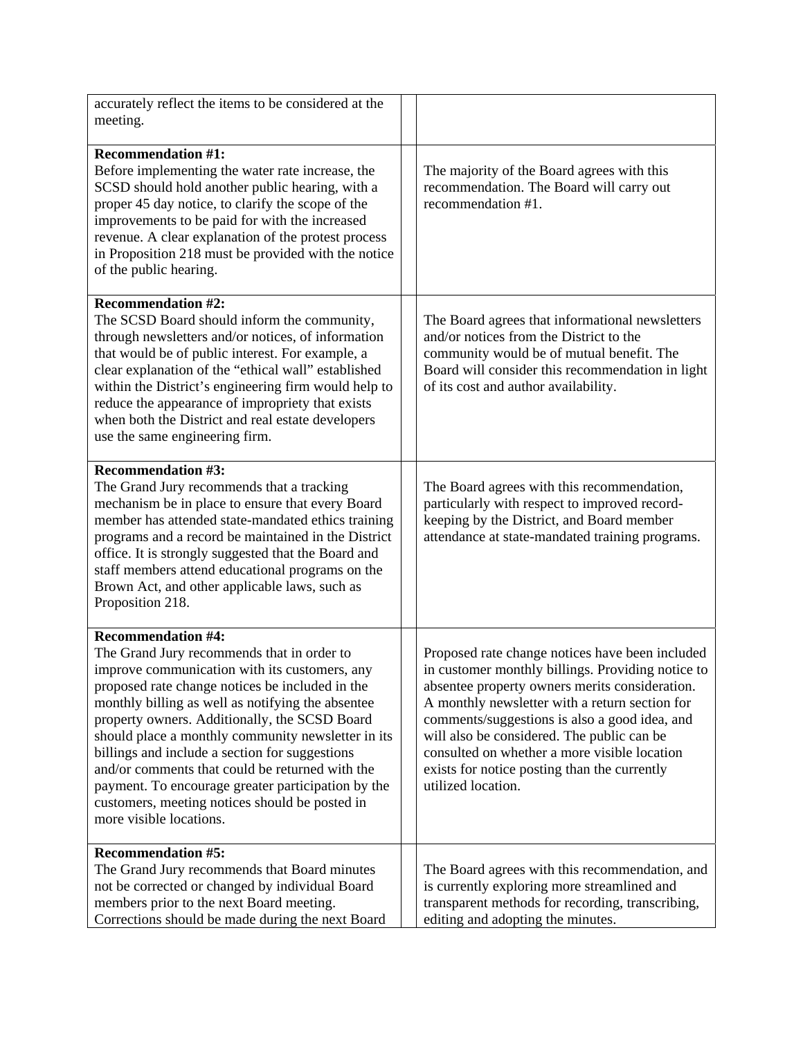| | | |
|---|---|---|
| accurately reflect the items to be considered at the meeting. | | |
| **Recommendation #1:** Before implementing the water rate increase, the SCSD should hold another public hearing, with a proper 45 day notice, to clarify the scope of the improvements to be paid for with the increased revenue. A clear explanation of the protest process in Proposition 218 must be provided with the notice of the public hearing. | | The majority of the Board agrees with this recommendation. The Board will carry out recommendation #1. |
| **Recommendation #2:** The SCSD Board should inform the community, through newsletters and/or notices, of information that would be of public interest. For example, a clear explanation of the "ethical wall" established within the District's engineering firm would help to reduce the appearance of impropriety that exists when both the District and real estate developers use the same engineering firm. | | The Board agrees that informational newsletters and/or notices from the District to the community would be of mutual benefit. The Board will consider this recommendation in light of its cost and author availability. |
| **Recommendation #3:** The Grand Jury recommends that a tracking mechanism be in place to ensure that every Board member has attended state-mandated ethics training programs and a record be maintained in the District office. It is strongly suggested that the Board and staff members attend educational programs on the Brown Act, and other applicable laws, such as Proposition 218. | | The Board agrees with this recommendation, particularly with respect to improved record-keeping by the District, and Board member attendance at state-mandated training programs. |
| **Recommendation #4:** The Grand Jury recommends that in order to improve communication with its customers, any proposed rate change notices be included in the monthly billing as well as notifying the absentee property owners. Additionally, the SCSD Board should place a monthly community newsletter in its billings and include a section for suggestions and/or comments that could be returned with the payment. To encourage greater participation by the customers, meeting notices should be posted in more visible locations. | | Proposed rate change notices have been included in customer monthly billings. Providing notice to absentee property owners merits consideration. A monthly newsletter with a return section for comments/suggestions is also a good idea, and will also be considered. The public can be consulted on whether a more visible location exists for notice posting than the currently utilized location. |
| **Recommendation #5:** The Grand Jury recommends that Board minutes not be corrected or changed by individual Board members prior to the next Board meeting. Corrections should be made during the next Board | | The Board agrees with this recommendation, and is currently exploring more streamlined and transparent methods for recording, transcribing, editing and adopting the minutes. |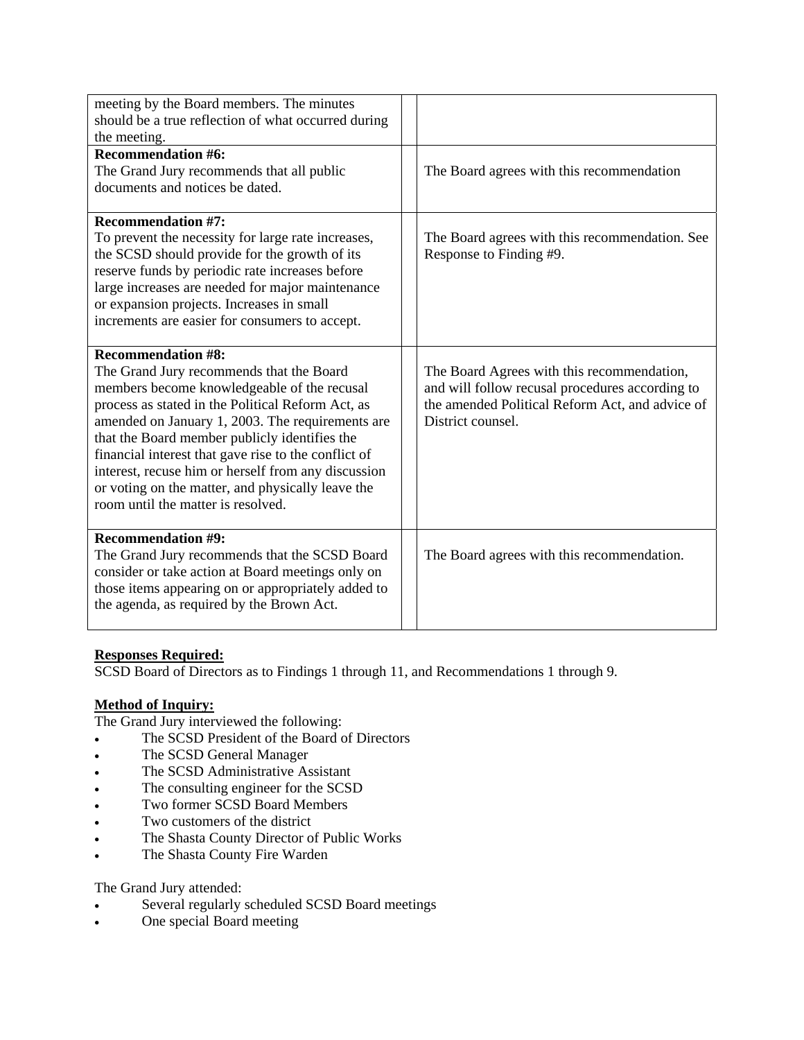| | | |
|---|---|---|
| meeting by the Board members. The minutes should be a true reflection of what occurred during the meeting. | | |
| **Recommendation #6:** The Grand Jury recommends that all public documents and notices be dated. | | The Board agrees with this recommendation |
| **Recommendation #7:** To prevent the necessity for large rate increases, the SCSD should provide for the growth of its reserve funds by periodic rate increases before large increases are needed for major maintenance or expansion projects. Increases in small increments are easier for consumers to accept. | | The Board agrees with this recommendation. See Response to Finding #9. |
| **Recommendation #8:** The Grand Jury recommends that the Board members become knowledgeable of the recusal process as stated in the Political Reform Act, as amended on January 1, 2003. The requirements are that the Board member publicly identifies the financial interest that gave rise to the conflict of interest, recuse him or herself from any discussion or voting on the matter, and physically leave the room until the matter is resolved. | | The Board Agrees with this recommendation, and will follow recusal procedures according to the amended Political Reform Act, and advice of District counsel. |
| **Recommendation #9:** The Grand Jury recommends that the SCSD Board consider or take action at Board meetings only on those items appearing on or appropriately added to the agenda, as required by the Brown Act. | | The Board agrees with this recommendation. |

**Responses Required:**
SCSD Board of Directors as to Findings 1 through 11, and Recommendations 1 through 9.

**Method of Inquiry:**
The Grand Jury interviewed the following:

- The SCSD President of the Board of Directors
- The SCSD General Manager
- The SCSD Administrative Assistant
- The consulting engineer for the SCSD
- Two former SCSD Board Members
- Two customers of the district
- The Shasta County Director of Public Works
- The Shasta County Fire Warden

The Grand Jury attended:

- Several regularly scheduled SCSD Board meetings
- One special Board meeting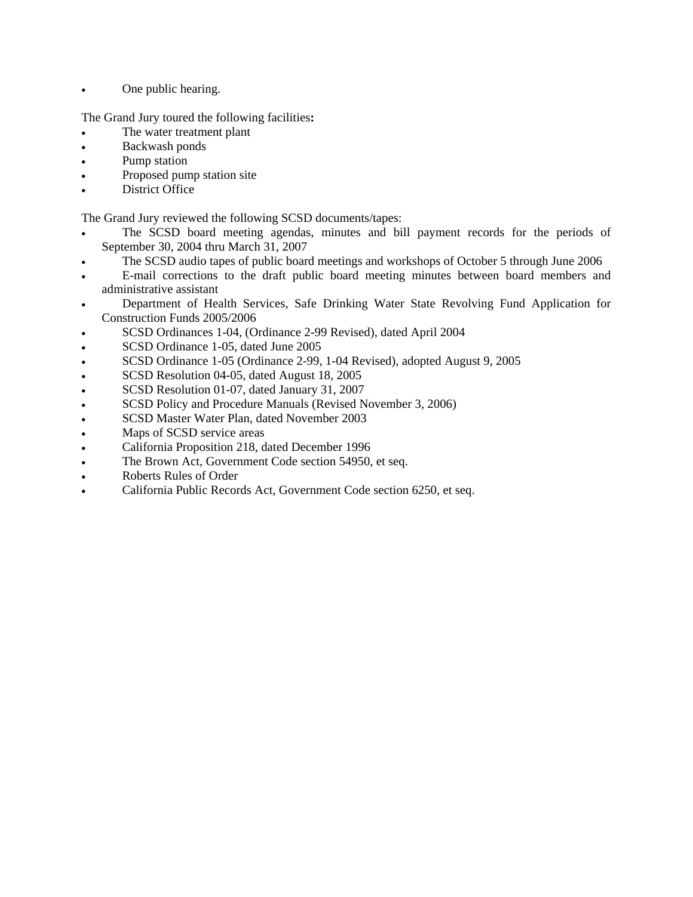- One public hearing.

The Grand Jury toured the following facilities**:**

- The water treatment plant
- Backwash ponds
- Pump station
- Proposed pump station site
- District Office

The Grand Jury reviewed the following SCSD documents/tapes:

- The SCSD board meeting agendas, minutes and bill payment records for the periods of September 30, 2004 thru March 31, 2007
- The SCSD audio tapes of public board meetings and workshops of October 5 through June 2006
- E-mail corrections to the draft public board meeting minutes between board members and administrative assistant
- Department of Health Services, Safe Drinking Water State Revolving Fund Application for Construction Funds 2005/2006
- SCSD Ordinances 1-04, (Ordinance 2-99 Revised), dated April 2004
- SCSD Ordinance 1-05, dated June 2005
- SCSD Ordinance 1-05 (Ordinance 2-99, 1-04 Revised), adopted August 9, 2005
- SCSD Resolution 04-05, dated August 18, 2005
- SCSD Resolution 01-07, dated January 31, 2007
- SCSD Policy and Procedure Manuals (Revised November 3, 2006)
- SCSD Master Water Plan, dated November 2003
- Maps of SCSD service areas
- California Proposition 218, dated December 1996
- The Brown Act, Government Code section 54950, et seq.
- Roberts Rules of Order
- California Public Records Act, Government Code section 6250, et seq.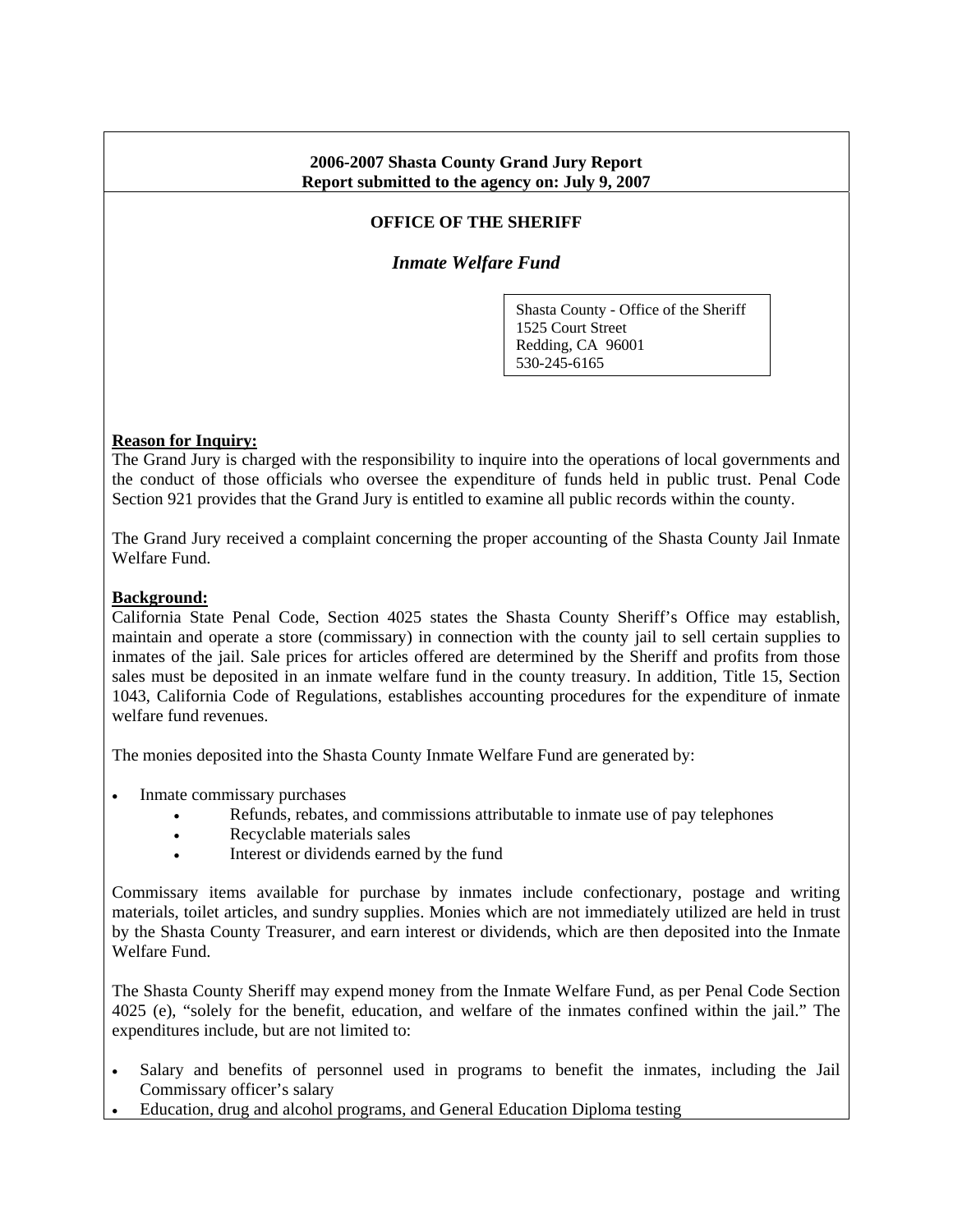**2006-2007 Shasta County Grand Jury Report**
**Report submitted to the agency on: July 9, 2007**

## OFFICE OF THE SHERIFF

### *Inmate Welfare Fund*

Shasta County - Office of the Sheriff
1525 Court Street
Redding, CA 96001
530-245-6165

**Reason for Inquiry:**

The Grand Jury is charged with the responsibility to inquire into the operations of local governments and the conduct of those officials who oversee the expenditure of funds held in public trust. Penal Code Section 921 provides that the Grand Jury is entitled to examine all public records within the county.

The Grand Jury received a complaint concerning the proper accounting of the Shasta County Jail Inmate Welfare Fund.

**Background:**

California State Penal Code, Section 4025 states the Shasta County Sheriff's Office may establish, maintain and operate a store (commissary) in connection with the county jail to sell certain supplies to inmates of the jail. Sale prices for articles offered are determined by the Sheriff and profits from those sales must be deposited in an inmate welfare fund in the county treasury. In addition, Title 15, Section 1043, California Code of Regulations, establishes accounting procedures for the expenditure of inmate welfare fund revenues.

The monies deposited into the Shasta County Inmate Welfare Fund are generated by:

- Inmate commissary purchases
    - Refunds, rebates, and commissions attributable to inmate use of pay telephones
    - Recyclable materials sales
    - Interest or dividends earned by the fund

Commissary items available for purchase by inmates include confectionary, postage and writing materials, toilet articles, and sundry supplies. Monies which are not immediately utilized are held in trust by the Shasta County Treasurer, and earn interest or dividends, which are then deposited into the Inmate Welfare Fund.

The Shasta County Sheriff may expend money from the Inmate Welfare Fund, as per Penal Code Section 4025 (e), "solely for the benefit, education, and welfare of the inmates confined within the jail." The expenditures include, but are not limited to:

- Salary and benefits of personnel used in programs to benefit the inmates, including the Jail Commissary officer's salary
- Education, drug and alcohol programs, and General Education Diploma testing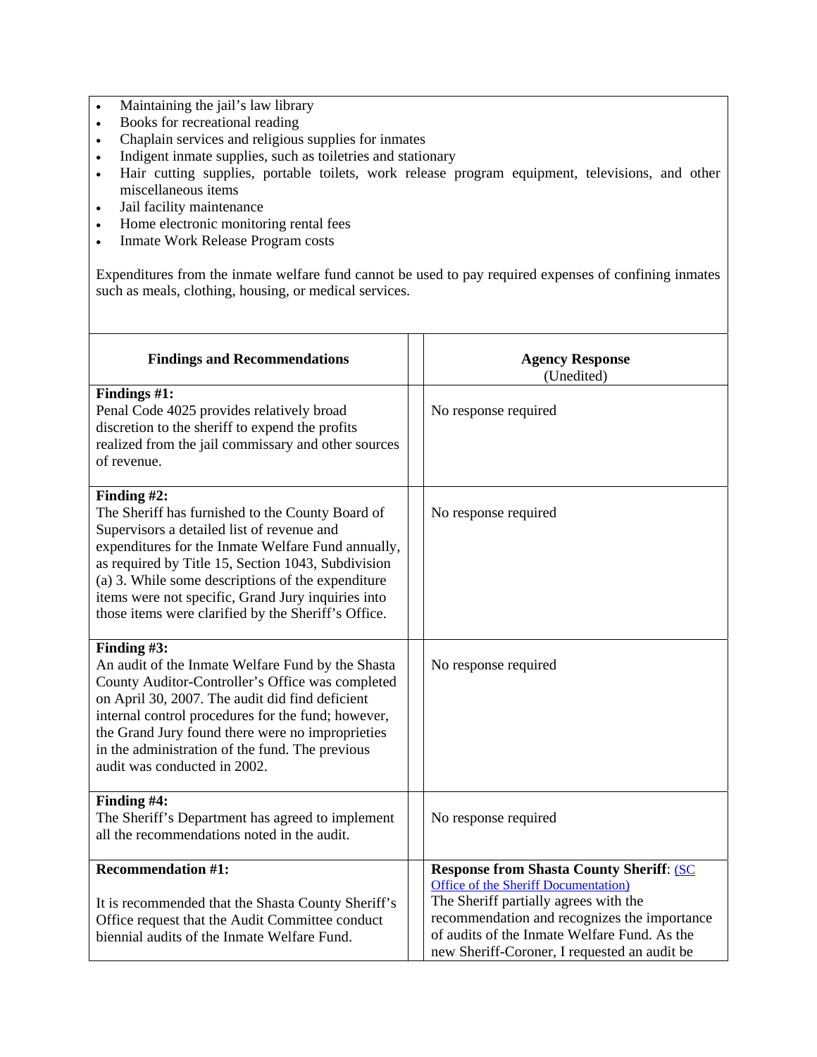- Maintaining the jail's law library
- Books for recreational reading
- Chaplain services and religious supplies for inmates
- Indigent inmate supplies, such as toiletries and stationary
- Hair cutting supplies, portable toilets, work release program equipment, televisions, and other miscellaneous items
- Jail facility maintenance
- Home electronic monitoring rental fees
- Inmate Work Release Program costs

Expenditures from the inmate welfare fund cannot be used to pay required expenses of confining inmates such as meals, clothing, housing, or medical services.

| **Findings and Recommendations** | **Agency Response** (Unedited) |
|---|---|
| **Findings #1:** Penal Code 4025 provides relatively broad discretion to the sheriff to expend the profits realized from the jail commissary and other sources of revenue. | No response required |
| **Finding #2:** The Sheriff has furnished to the County Board of Supervisors a detailed list of revenue and expenditures for the Inmate Welfare Fund annually, as required by Title 15, Section 1043, Subdivision (a) 3. While some descriptions of the expenditure items were not specific, Grand Jury inquiries into those items were clarified by the Sheriff's Office. | No response required |
| **Finding #3:** An audit of the Inmate Welfare Fund by the Shasta County Auditor-Controller's Office was completed on April 30, 2007. The audit did find deficient internal control procedures for the fund; however, the Grand Jury found there were no improprieties in the administration of the fund. The previous audit was conducted in 2002. | No response required |
| **Finding #4:** The Sheriff's Department has agreed to implement all the recommendations noted in the audit. | No response required |
| **Recommendation #1:** It is recommended that the Shasta County Sheriff's Office request that the Audit Committee conduct biennial audits of the Inmate Welfare Fund. | **Response from Shasta County Sheriff**: (SC Office of the Sheriff Documentation) The Sheriff partially agrees with the recommendation and recognizes the importance of audits of the Inmate Welfare Fund. As the new Sheriff-Coroner, I requested an audit be |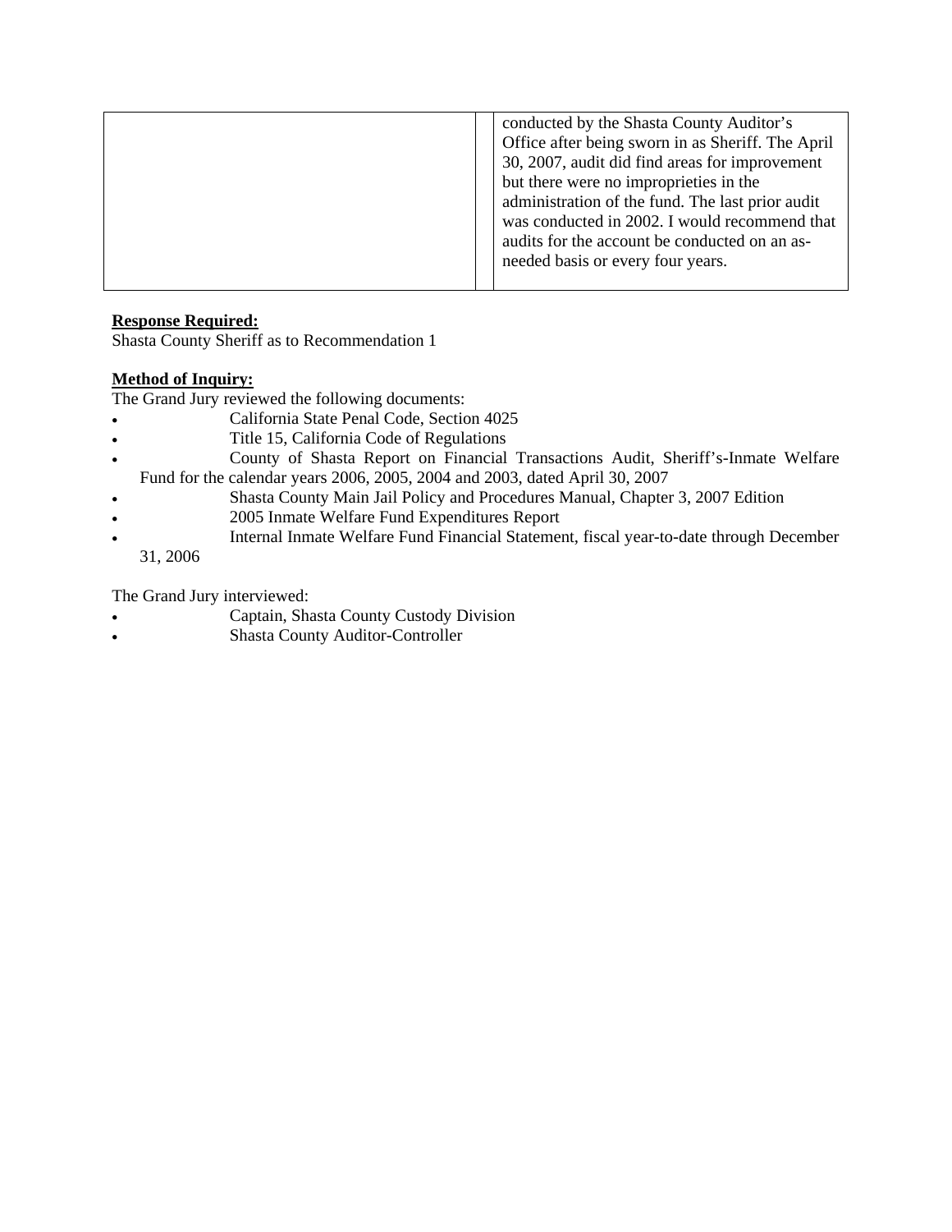| | | |
|---|---|---|
| | | conducted by the Shasta County Auditor's Office after being sworn in as Sheriff. The April 30, 2007, audit did find areas for improvement but there were no improprieties in the administration of the fund. The last prior audit was conducted in 2002. I would recommend that audits for the account be conducted on an as-needed basis or every four years. |

**Response Required:**

Shasta County Sheriff as to Recommendation 1

**Method of Inquiry:**

The Grand Jury reviewed the following documents:

- California State Penal Code, Section 4025
- Title 15, California Code of Regulations
- County of Shasta Report on Financial Transactions Audit, Sheriff's-Inmate Welfare Fund for the calendar years 2006, 2005, 2004 and 2003, dated April 30, 2007
- Shasta County Main Jail Policy and Procedures Manual, Chapter 3, 2007 Edition
- 2005 Inmate Welfare Fund Expenditures Report
- Internal Inmate Welfare Fund Financial Statement, fiscal year-to-date through December 31, 2006

The Grand Jury interviewed:

- Captain, Shasta County Custody Division
- Shasta County Auditor-Controller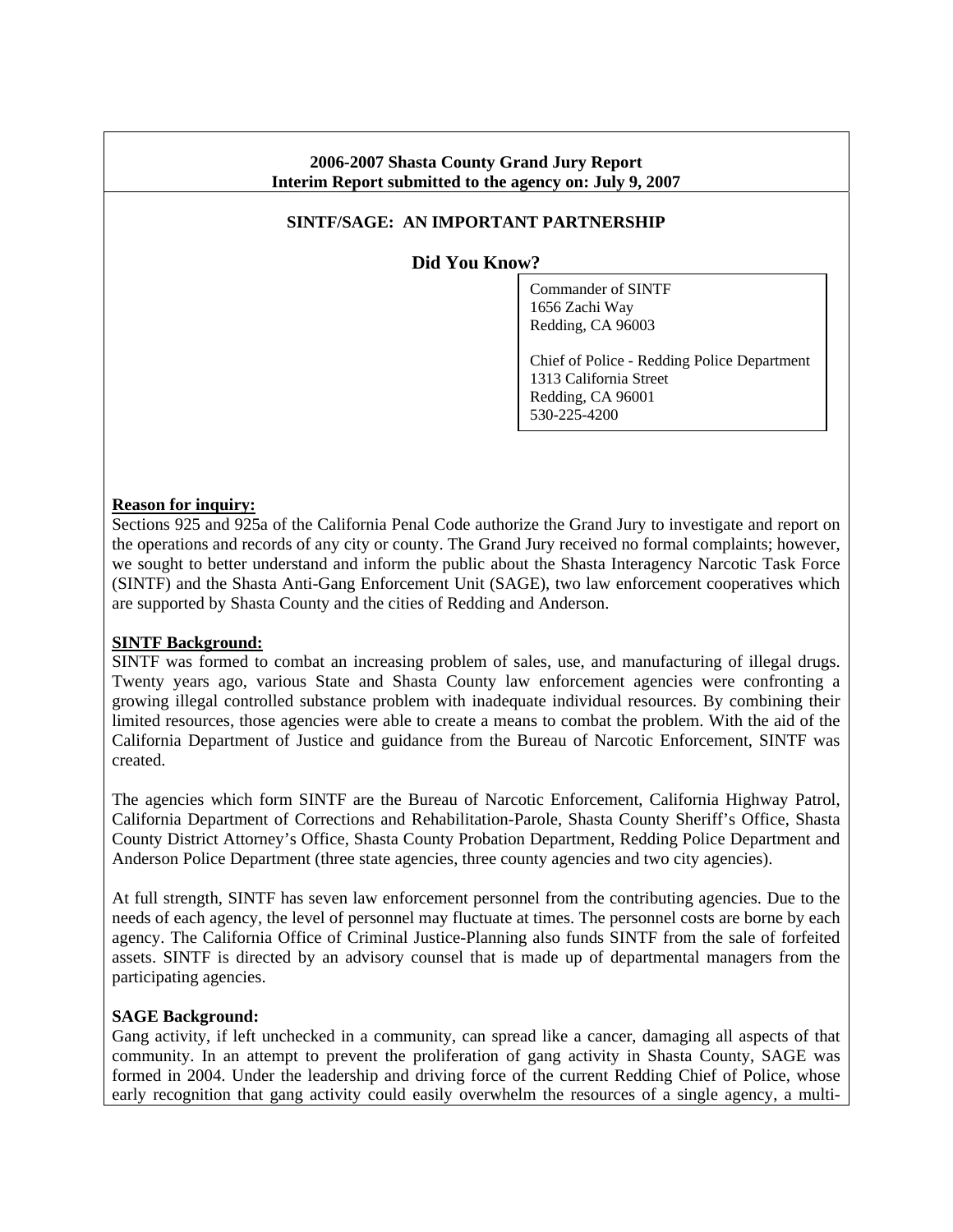**2006-2007 Shasta County Grand Jury Report**
**Interim Report submitted to the agency on: July 9, 2007**

## SINTF/SAGE: AN IMPORTANT PARTNERSHIP

### Did You Know?

Commander of SINTF
1656 Zachi Way
Redding, CA 96003

Chief of Police - Redding Police Department
1313 California Street
Redding, CA 96001
530-225-4200

**Reason for inquiry:**

Sections 925 and 925a of the California Penal Code authorize the Grand Jury to investigate and report on the operations and records of any city or county. The Grand Jury received no formal complaints; however, we sought to better understand and inform the public about the Shasta Interagency Narcotic Task Force (SINTF) and the Shasta Anti-Gang Enforcement Unit (SAGE), two law enforcement cooperatives which are supported by Shasta County and the cities of Redding and Anderson.

**SINTF Background:**

SINTF was formed to combat an increasing problem of sales, use, and manufacturing of illegal drugs. Twenty years ago, various State and Shasta County law enforcement agencies were confronting a growing illegal controlled substance problem with inadequate individual resources. By combining their limited resources, those agencies were able to create a means to combat the problem. With the aid of the California Department of Justice and guidance from the Bureau of Narcotic Enforcement, SINTF was created.

The agencies which form SINTF are the Bureau of Narcotic Enforcement, California Highway Patrol, California Department of Corrections and Rehabilitation-Parole, Shasta County Sheriff's Office, Shasta County District Attorney's Office, Shasta County Probation Department, Redding Police Department and Anderson Police Department (three state agencies, three county agencies and two city agencies).

At full strength, SINTF has seven law enforcement personnel from the contributing agencies. Due to the needs of each agency, the level of personnel may fluctuate at times. The personnel costs are borne by each agency. The California Office of Criminal Justice-Planning also funds SINTF from the sale of forfeited assets. SINTF is directed by an advisory counsel that is made up of departmental managers from the participating agencies.

**SAGE Background:**

Gang activity, if left unchecked in a community, can spread like a cancer, damaging all aspects of that community. In an attempt to prevent the proliferation of gang activity in Shasta County, SAGE was formed in 2004. Under the leadership and driving force of the current Redding Chief of Police, whose early recognition that gang activity could easily overwhelm the resources of a single agency, a multi-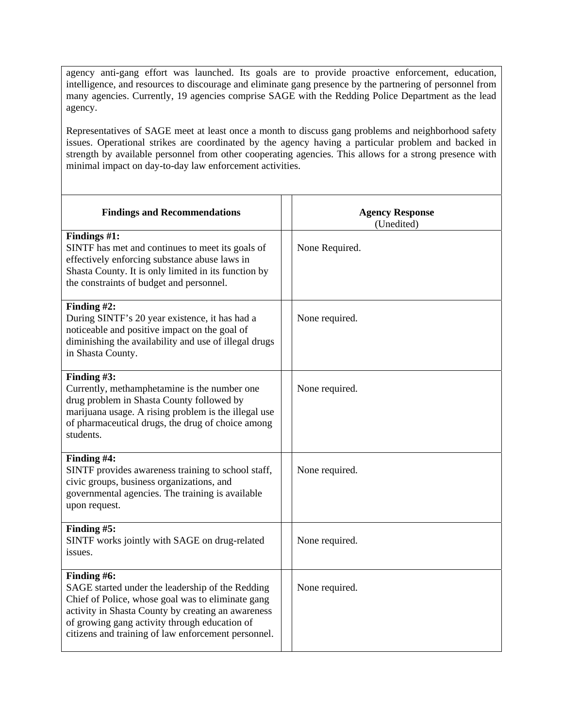agency anti-gang effort was launched. Its goals are to provide proactive enforcement, education, intelligence, and resources to discourage and eliminate gang presence by the partnering of personnel from many agencies. Currently, 19 agencies comprise SAGE with the Redding Police Department as the lead agency.

Representatives of SAGE meet at least once a month to discuss gang problems and neighborhood safety issues. Operational strikes are coordinated by the agency having a particular problem and backed in strength by available personnel from other cooperating agencies. This allows for a strong presence with minimal impact on day-to-day law enforcement activities.

| **Findings and Recommendations** | | **Agency Response** (Unedited) |
|---|---|---|
| **Findings #1:** SINTF has met and continues to meet its goals of effectively enforcing substance abuse laws in Shasta County. It is only limited in its function by the constraints of budget and personnel. | | None Required. |
| **Finding #2:** During SINTF's 20 year existence, it has had a noticeable and positive impact on the goal of diminishing the availability and use of illegal drugs in Shasta County. | | None required. |
| **Finding #3:** Currently, methamphetamine is the number one drug problem in Shasta County followed by marijuana usage. A rising problem is the illegal use of pharmaceutical drugs, the drug of choice among students. | | None required. |
| **Finding #4:** SINTF provides awareness training to school staff, civic groups, business organizations, and governmental agencies. The training is available upon request. | | None required. |
| **Finding #5:** SINTF works jointly with SAGE on drug-related issues. | | None required. |
| **Finding #6:** SAGE started under the leadership of the Redding Chief of Police, whose goal was to eliminate gang activity in Shasta County by creating an awareness of growing gang activity through education of citizens and training of law enforcement personnel. | | None required. |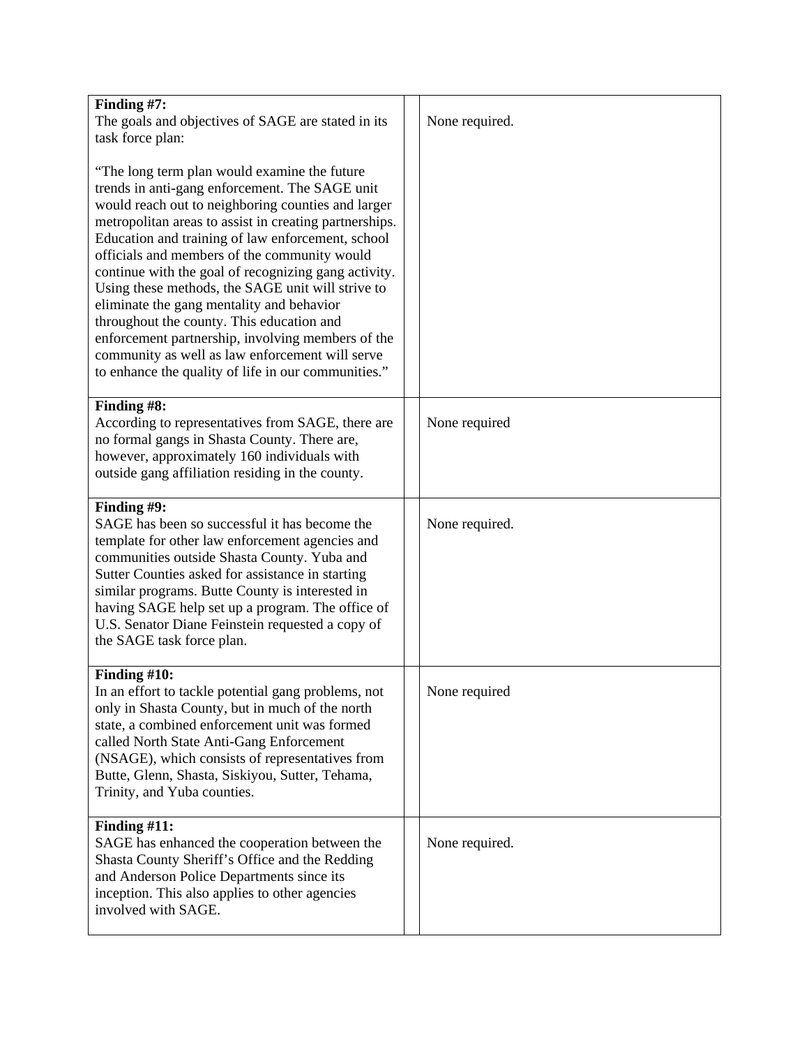| | | |
|---|---|---|
| **Finding #7:**<br>The goals and objectives of SAGE are stated in its task force plan:<br><br>"The long term plan would examine the future trends in anti-gang enforcement. The SAGE unit would reach out to neighboring counties and larger metropolitan areas to assist in creating partnerships. Education and training of law enforcement, school officials and members of the community would continue with the goal of recognizing gang activity. Using these methods, the SAGE unit will strive to eliminate the gang mentality and behavior throughout the county. This education and enforcement partnership, involving members of the community as well as law enforcement will serve to enhance the quality of life in our communities." | | None required. |
| **Finding #8:**<br>According to representatives from SAGE, there are no formal gangs in Shasta County. There are, however, approximately 160 individuals with outside gang affiliation residing in the county. | | None required |
| **Finding #9:**<br>SAGE has been so successful it has become the template for other law enforcement agencies and communities outside Shasta County. Yuba and Sutter Counties asked for assistance in starting similar programs. Butte County is interested in having SAGE help set up a program. The office of U.S. Senator Diane Feinstein requested a copy of the SAGE task force plan. | | None required. |
| **Finding #10:**<br>In an effort to tackle potential gang problems, not only in Shasta County, but in much of the north state, a combined enforcement unit was formed called North State Anti-Gang Enforcement (NSAGE), which consists of representatives from Butte, Glenn, Shasta, Siskiyou, Sutter, Tehama, Trinity, and Yuba counties. | | None required |
| **Finding #11:**<br>SAGE has enhanced the cooperation between the Shasta County Sheriff's Office and the Redding and Anderson Police Departments since its inception. This also applies to other agencies involved with SAGE. | | None required. |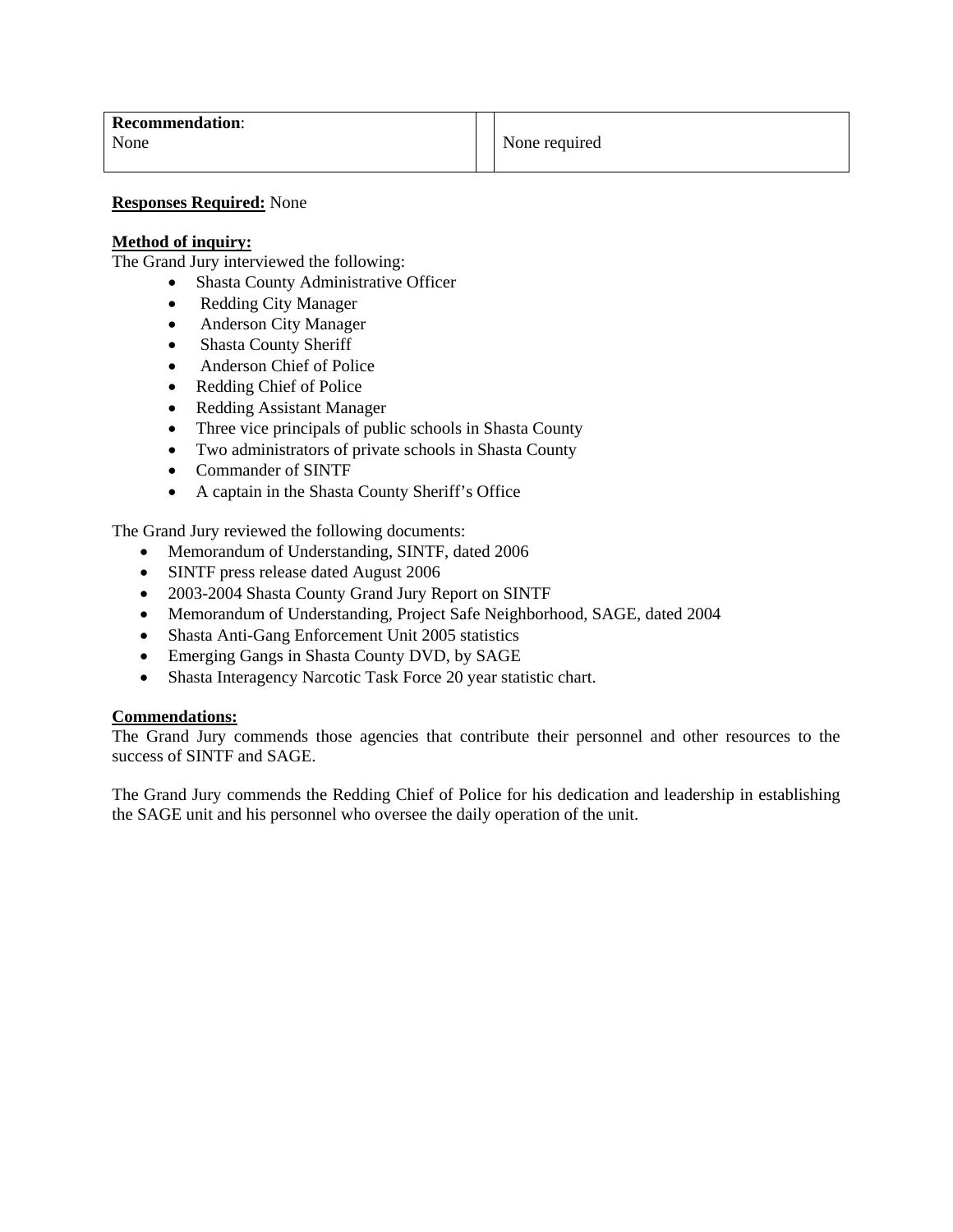| **Recommendation**: None | | None required |
|---|---|---|

**Responses Required:** None

**Method of inquiry:**
The Grand Jury interviewed the following:

- Shasta County Administrative Officer
- Redding City Manager
- Anderson City Manager
- Shasta County Sheriff
- Anderson Chief of Police
- Redding Chief of Police
- Redding Assistant Manager
- Three vice principals of public schools in Shasta County
- Two administrators of private schools in Shasta County
- Commander of SINTF
- A captain in the Shasta County Sheriff's Office

The Grand Jury reviewed the following documents:

- Memorandum of Understanding, SINTF, dated 2006
- SINTF press release dated August 2006
- 2003-2004 Shasta County Grand Jury Report on SINTF
- Memorandum of Understanding, Project Safe Neighborhood, SAGE, dated 2004
- Shasta Anti-Gang Enforcement Unit 2005 statistics
- Emerging Gangs in Shasta County DVD, by SAGE
- Shasta Interagency Narcotic Task Force 20 year statistic chart.

**Commendations:**
The Grand Jury commends those agencies that contribute their personnel and other resources to the success of SINTF and SAGE.

The Grand Jury commends the Redding Chief of Police for his dedication and leadership in establishing the SAGE unit and his personnel who oversee the daily operation of the unit.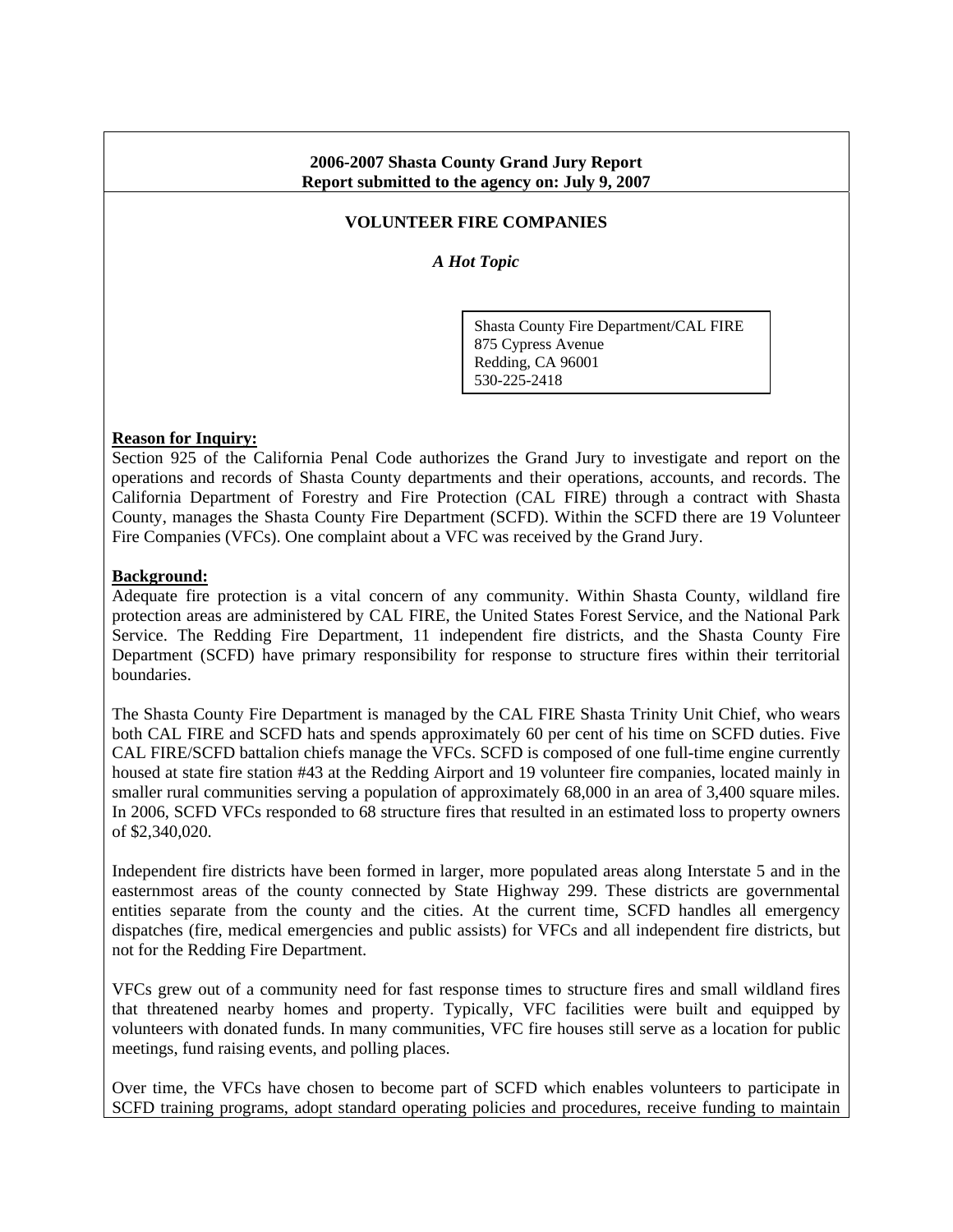**2006-2007 Shasta County Grand Jury Report**
**Report submitted to the agency on: July 9, 2007**

## VOLUNTEER FIRE COMPANIES

*A Hot Topic*

Shasta County Fire Department/CAL FIRE
875 Cypress Avenue
Redding, CA 96001
530-225-2418

**Reason for Inquiry:**

Section 925 of the California Penal Code authorizes the Grand Jury to investigate and report on the operations and records of Shasta County departments and their operations, accounts, and records. The California Department of Forestry and Fire Protection (CAL FIRE) through a contract with Shasta County, manages the Shasta County Fire Department (SCFD). Within the SCFD there are 19 Volunteer Fire Companies (VFCs). One complaint about a VFC was received by the Grand Jury.

**Background:**

Adequate fire protection is a vital concern of any community. Within Shasta County, wildland fire protection areas are administered by CAL FIRE, the United States Forest Service, and the National Park Service. The Redding Fire Department, 11 independent fire districts, and the Shasta County Fire Department (SCFD) have primary responsibility for response to structure fires within their territorial boundaries.

The Shasta County Fire Department is managed by the CAL FIRE Shasta Trinity Unit Chief, who wears both CAL FIRE and SCFD hats and spends approximately 60 per cent of his time on SCFD duties. Five CAL FIRE/SCFD battalion chiefs manage the VFCs. SCFD is composed of one full-time engine currently housed at state fire station #43 at the Redding Airport and 19 volunteer fire companies, located mainly in smaller rural communities serving a population of approximately 68,000 in an area of 3,400 square miles. In 2006, SCFD VFCs responded to 68 structure fires that resulted in an estimated loss to property owners of $2,340,020.

Independent fire districts have been formed in larger, more populated areas along Interstate 5 and in the easternmost areas of the county connected by State Highway 299. These districts are governmental entities separate from the county and the cities. At the current time, SCFD handles all emergency dispatches (fire, medical emergencies and public assists) for VFCs and all independent fire districts, but not for the Redding Fire Department.

VFCs grew out of a community need for fast response times to structure fires and small wildland fires that threatened nearby homes and property. Typically, VFC facilities were built and equipped by volunteers with donated funds. In many communities, VFC fire houses still serve as a location for public meetings, fund raising events, and polling places.

Over time, the VFCs have chosen to become part of SCFD which enables volunteers to participate in SCFD training programs, adopt standard operating policies and procedures, receive funding to maintain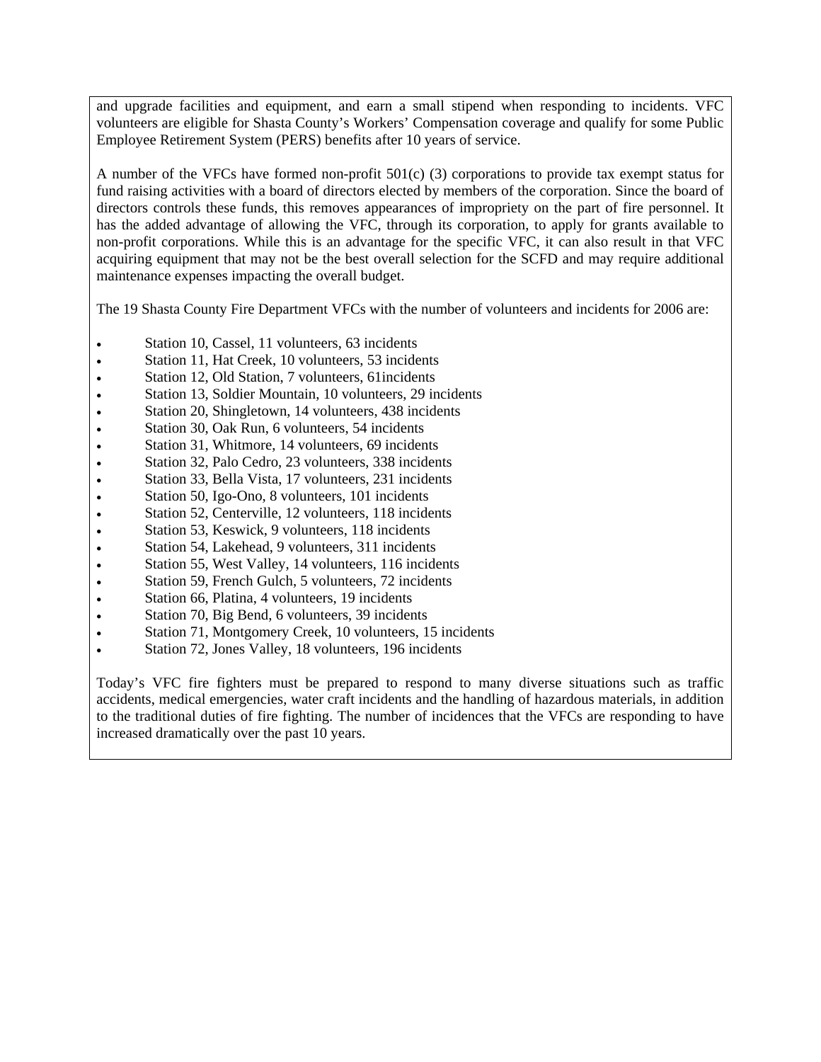and upgrade facilities and equipment, and earn a small stipend when responding to incidents. VFC volunteers are eligible for Shasta County's Workers' Compensation coverage and qualify for some Public Employee Retirement System (PERS) benefits after 10 years of service.

A number of the VFCs have formed non-profit 501(c) (3) corporations to provide tax exempt status for fund raising activities with a board of directors elected by members of the corporation. Since the board of directors controls these funds, this removes appearances of impropriety on the part of fire personnel. It has the added advantage of allowing the VFC, through its corporation, to apply for grants available to non-profit corporations. While this is an advantage for the specific VFC, it can also result in that VFC acquiring equipment that may not be the best overall selection for the SCFD and may require additional maintenance expenses impacting the overall budget.

The 19 Shasta County Fire Department VFCs with the number of volunteers and incidents for 2006 are:

- Station 10, Cassel, 11 volunteers, 63 incidents
- Station 11, Hat Creek, 10 volunteers, 53 incidents
- Station 12, Old Station, 7 volunteers, 61incidents
- Station 13, Soldier Mountain, 10 volunteers, 29 incidents
- Station 20, Shingletown, 14 volunteers, 438 incidents
- Station 30, Oak Run, 6 volunteers, 54 incidents
- Station 31, Whitmore, 14 volunteers, 69 incidents
- Station 32, Palo Cedro, 23 volunteers, 338 incidents
- Station 33, Bella Vista, 17 volunteers, 231 incidents
- Station 50, Igo-Ono, 8 volunteers, 101 incidents
- Station 52, Centerville, 12 volunteers, 118 incidents
- Station 53, Keswick, 9 volunteers, 118 incidents
- Station 54, Lakehead, 9 volunteers, 311 incidents
- Station 55, West Valley, 14 volunteers, 116 incidents
- Station 59, French Gulch, 5 volunteers, 72 incidents
- Station 66, Platina, 4 volunteers, 19 incidents
- Station 70, Big Bend, 6 volunteers, 39 incidents
- Station 71, Montgomery Creek, 10 volunteers, 15 incidents
- Station 72, Jones Valley, 18 volunteers, 196 incidents

Today's VFC fire fighters must be prepared to respond to many diverse situations such as traffic accidents, medical emergencies, water craft incidents and the handling of hazardous materials, in addition to the traditional duties of fire fighting. The number of incidences that the VFCs are responding to have increased dramatically over the past 10 years.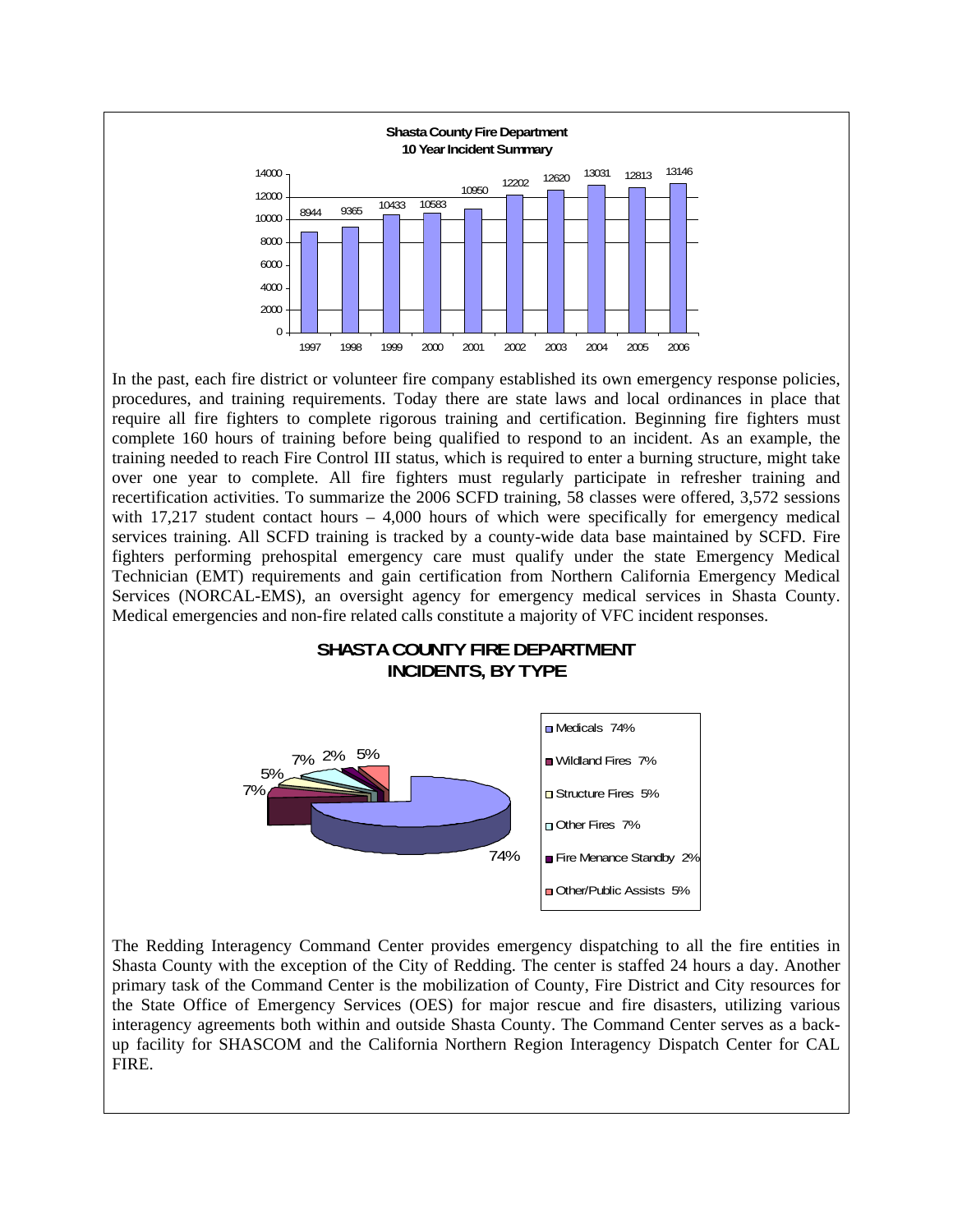**Shasta County Fire Department**
**10 Year Incident Summary**

| Year | Incidents |
|---|---|
| 1997 | 8944 |
| 1998 | 9365 |
| 1999 | 10433 |
| 2000 | 10583 |
| 2001 | 10950 |
| 2002 | 12202 |
| 2003 | 12620 |
| 2004 | 13031 |
| 2005 | 12813 |
| 2006 | 13146 |

In the past, each fire district or volunteer fire company established its own emergency response policies, procedures, and training requirements. Today there are state laws and local ordinances in place that require all fire fighters to complete rigorous training and certification. Beginning fire fighters must complete 160 hours of training before being qualified to respond to an incident. As an example, the training needed to reach Fire Control III status, which is required to enter a burning structure, might take over one year to complete. All fire fighters must regularly participate in refresher training and recertification activities. To summarize the 2006 SCFD training, 58 classes were offered, 3,572 sessions with 17,217 student contact hours – 4,000 hours of which were specifically for emergency medical services training. All SCFD training is tracked by a county-wide data base maintained by SCFD. Fire fighters performing prehospital emergency care must qualify under the state Emergency Medical Technician (EMT) requirements and gain certification from Northern California Emergency Medical Services (NORCAL-EMS), an oversight agency for emergency medical services in Shasta County. Medical emergencies and non-fire related calls constitute a majority of VFC incident responses.

**SHASTA COUNTY FIRE DEPARTMENT INCIDENTS, BY TYPE**

| Type | Percent |
|---|---|
| Medicals | 74% |
| Wildland Fires | 7% |
| Structure Fires | 5% |
| Other Fires | 7% |
| Fire Menance Standby | 2% |
| Other/Public Assists | 5% |

The Redding Interagency Command Center provides emergency dispatching to all the fire entities in Shasta County with the exception of the City of Redding. The center is staffed 24 hours a day. Another primary task of the Command Center is the mobilization of County, Fire District and City resources for the State Office of Emergency Services (OES) for major rescue and fire disasters, utilizing various interagency agreements both within and outside Shasta County. The Command Center serves as a back-up facility for SHASCOM and the California Northern Region Interagency Dispatch Center for CAL FIRE.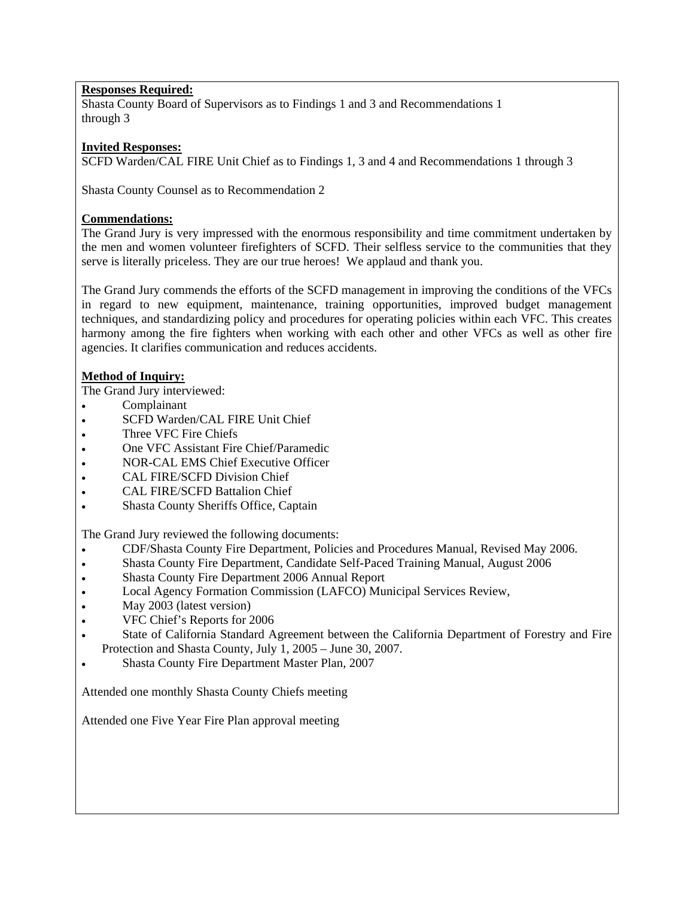**Responses Required:**
Shasta County Board of Supervisors as to Findings 1 and 3 and Recommendations 1 through 3

**Invited Responses:**
SCFD Warden/CAL FIRE Unit Chief as to Findings 1, 3 and 4 and Recommendations 1 through 3

Shasta County Counsel as to Recommendation 2

**Commendations:**
The Grand Jury is very impressed with the enormous responsibility and time commitment undertaken by the men and women volunteer firefighters of SCFD. Their selfless service to the communities that they serve is literally priceless. They are our true heroes! We applaud and thank you.

The Grand Jury commends the efforts of the SCFD management in improving the conditions of the VFCs in regard to new equipment, maintenance, training opportunities, improved budget management techniques, and standardizing policy and procedures for operating policies within each VFC. This creates harmony among the fire fighters when working with each other and other VFCs as well as other fire agencies. It clarifies communication and reduces accidents.

**Method of Inquiry:**
The Grand Jury interviewed:

- Complainant
- SCFD Warden/CAL FIRE Unit Chief
- Three VFC Fire Chiefs
- One VFC Assistant Fire Chief/Paramedic
- NOR-CAL EMS Chief Executive Officer
- CAL FIRE/SCFD Division Chief
- CAL FIRE/SCFD Battalion Chief
- Shasta County Sheriffs Office, Captain

The Grand Jury reviewed the following documents:

- CDF/Shasta County Fire Department, Policies and Procedures Manual, Revised May 2006.
- Shasta County Fire Department, Candidate Self-Paced Training Manual, August 2006
- Shasta County Fire Department 2006 Annual Report
- Local Agency Formation Commission (LAFCO) Municipal Services Review,
- May 2003 (latest version)
- VFC Chief's Reports for 2006
- State of California Standard Agreement between the California Department of Forestry and Fire Protection and Shasta County, July 1, 2005 – June 30, 2007.
- Shasta County Fire Department Master Plan, 2007

Attended one monthly Shasta County Chiefs meeting

Attended one Five Year Fire Plan approval meeting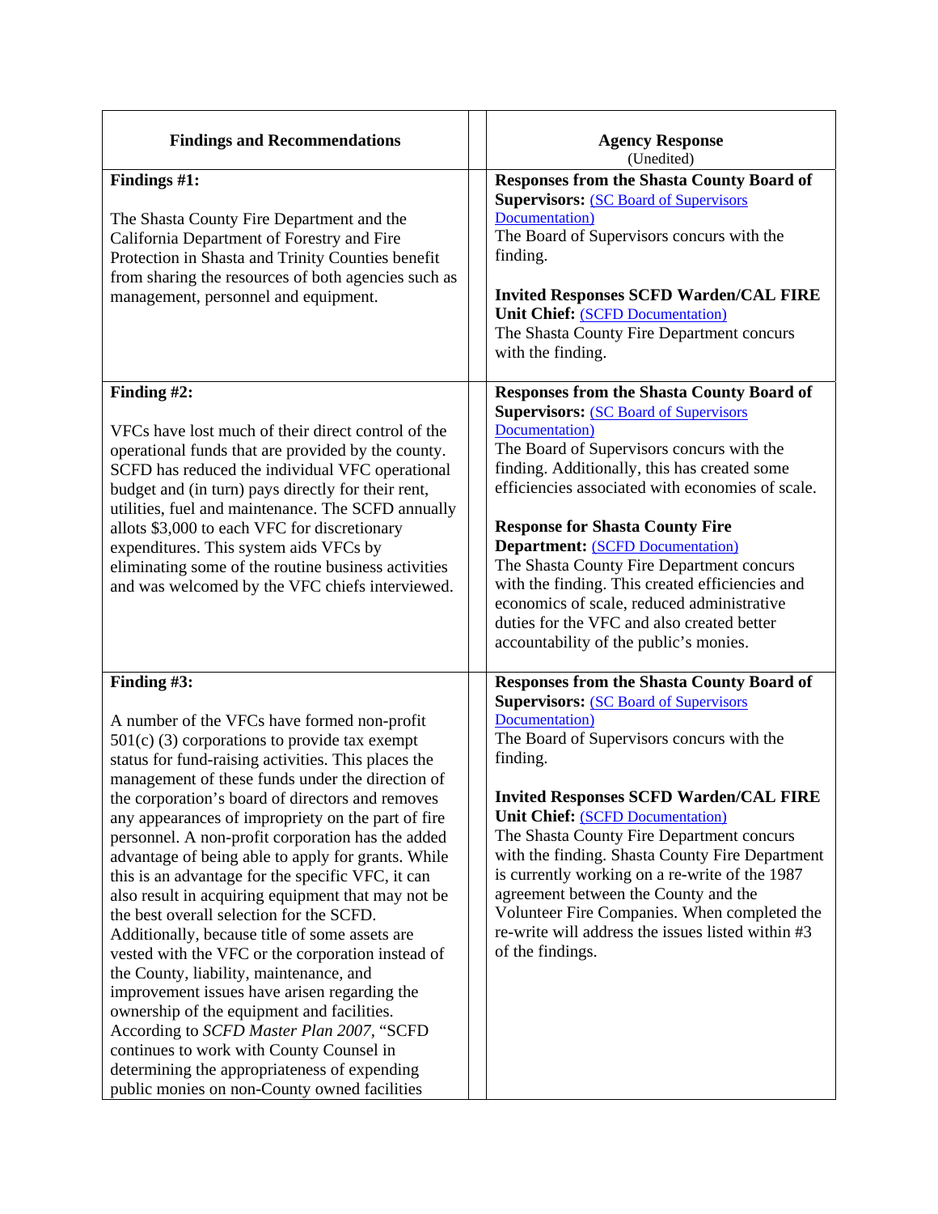| Findings and Recommendations | Agency Response (Unedited) |
|---|---|
| **Findings #1:**<br><br>The Shasta County Fire Department and the California Department of Forestry and Fire Protection in Shasta and Trinity Counties benefit from sharing the resources of both agencies such as management, personnel and equipment. | **Responses from the Shasta County Board of Supervisors:** (SC Board of Supervisors Documentation)<br>The Board of Supervisors concurs with the finding.<br><br>**Invited Responses SCFD Warden/CAL FIRE Unit Chief:** (SCFD Documentation)<br>The Shasta County Fire Department concurs with the finding. |
| **Finding #2:**<br><br>VFCs have lost much of their direct control of the operational funds that are provided by the county. SCFD has reduced the individual VFC operational budget and (in turn) pays directly for their rent, utilities, fuel and maintenance. The SCFD annually allots $3,000 to each VFC for discretionary expenditures. This system aids VFCs by eliminating some of the routine business activities and was welcomed by the VFC chiefs interviewed. | **Responses from the Shasta County Board of Supervisors:** (SC Board of Supervisors Documentation)<br>The Board of Supervisors concurs with the finding. Additionally, this has created some efficiencies associated with economies of scale.<br><br>**Response for Shasta County Fire Department:** (SCFD Documentation)<br>The Shasta County Fire Department concurs with the finding. This created efficiencies and economics of scale, reduced administrative duties for the VFC and also created better accountability of the public's monies. |
| **Finding #3:**<br><br>A number of the VFCs have formed non-profit 501(c) (3) corporations to provide tax exempt status for fund-raising activities. This places the management of these funds under the direction of the corporation's board of directors and removes any appearances of impropriety on the part of fire personnel. A non-profit corporation has the added advantage of being able to apply for grants. While this is an advantage for the specific VFC, it can also result in acquiring equipment that may not be the best overall selection for the SCFD. Additionally, because title of some assets are vested with the VFC or the corporation instead of the County, liability, maintenance, and improvement issues have arisen regarding the ownership of the equipment and facilities. According to *SCFD Master Plan 2007*, "SCFD continues to work with County Counsel in determining the appropriateness of expending public monies on non-County owned facilities | **Responses from the Shasta County Board of Supervisors:** (SC Board of Supervisors Documentation)<br>The Board of Supervisors concurs with the finding.<br><br>**Invited Responses SCFD Warden/CAL FIRE Unit Chief:** (SCFD Documentation)<br>The Shasta County Fire Department concurs with the finding. Shasta County Fire Department is currently working on a re-write of the 1987 agreement between the County and the Volunteer Fire Companies. When completed the re-write will address the issues listed within #3 of the findings. |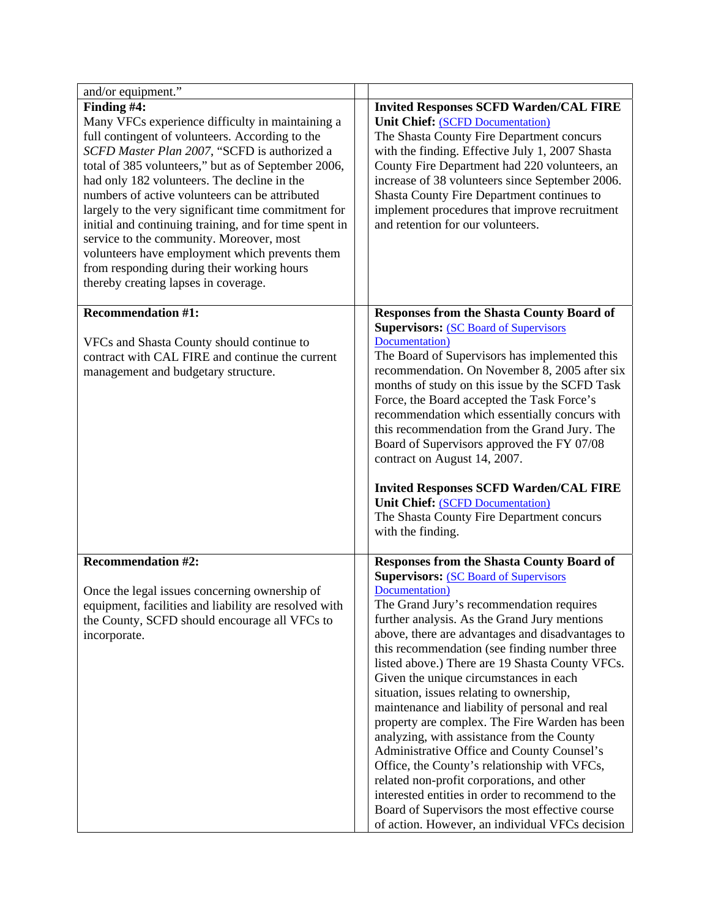| | | |
|---|---|---|
| and/or equipment." | | |
| **Finding #4:**<br>Many VFCs experience difficulty in maintaining a full contingent of volunteers. According to the *SCFD Master Plan 2007*, "SCFD is authorized a total of 385 volunteers," but as of September 2006, had only 182 volunteers. The decline in the numbers of active volunteers can be attributed largely to the very significant time commitment for initial and continuing training, and for time spent in service to the community. Moreover, most volunteers have employment which prevents them from responding during their working hours thereby creating lapses in coverage. | | **Invited Responses SCFD Warden/CAL FIRE Unit Chief:** (SCFD Documentation)<br>The Shasta County Fire Department concurs with the finding. Effective July 1, 2007 Shasta County Fire Department had 220 volunteers, an increase of 38 volunteers since September 2006. Shasta County Fire Department continues to implement procedures that improve recruitment and retention for our volunteers. |
| **Recommendation #1:**<br><br>VFCs and Shasta County should continue to contract with CAL FIRE and continue the current management and budgetary structure. | | **Responses from the Shasta County Board of Supervisors:** (SC Board of Supervisors Documentation)<br>The Board of Supervisors has implemented this recommendation. On November 8, 2005 after six months of study on this issue by the SCFD Task Force, the Board accepted the Task Force's recommendation which essentially concurs with this recommendation from the Grand Jury. The Board of Supervisors approved the FY 07/08 contract on August 14, 2007.<br><br>**Invited Responses SCFD Warden/CAL FIRE Unit Chief:** (SCFD Documentation)<br>The Shasta County Fire Department concurs with the finding. |
| **Recommendation #2:**<br><br>Once the legal issues concerning ownership of equipment, facilities and liability are resolved with the County, SCFD should encourage all VFCs to incorporate. | | **Responses from the Shasta County Board of Supervisors:** (SC Board of Supervisors Documentation)<br>The Grand Jury's recommendation requires further analysis. As the Grand Jury mentions above, there are advantages and disadvantages to this recommendation (see finding number three listed above.) There are 19 Shasta County VFCs. Given the unique circumstances in each situation, issues relating to ownership, maintenance and liability of personal and real property are complex. The Fire Warden has been analyzing, with assistance from the County Administrative Office and County Counsel's Office, the County's relationship with VFCs, related non-profit corporations, and other interested entities in order to recommend to the Board of Supervisors the most effective course of action. However, an individual VFCs decision |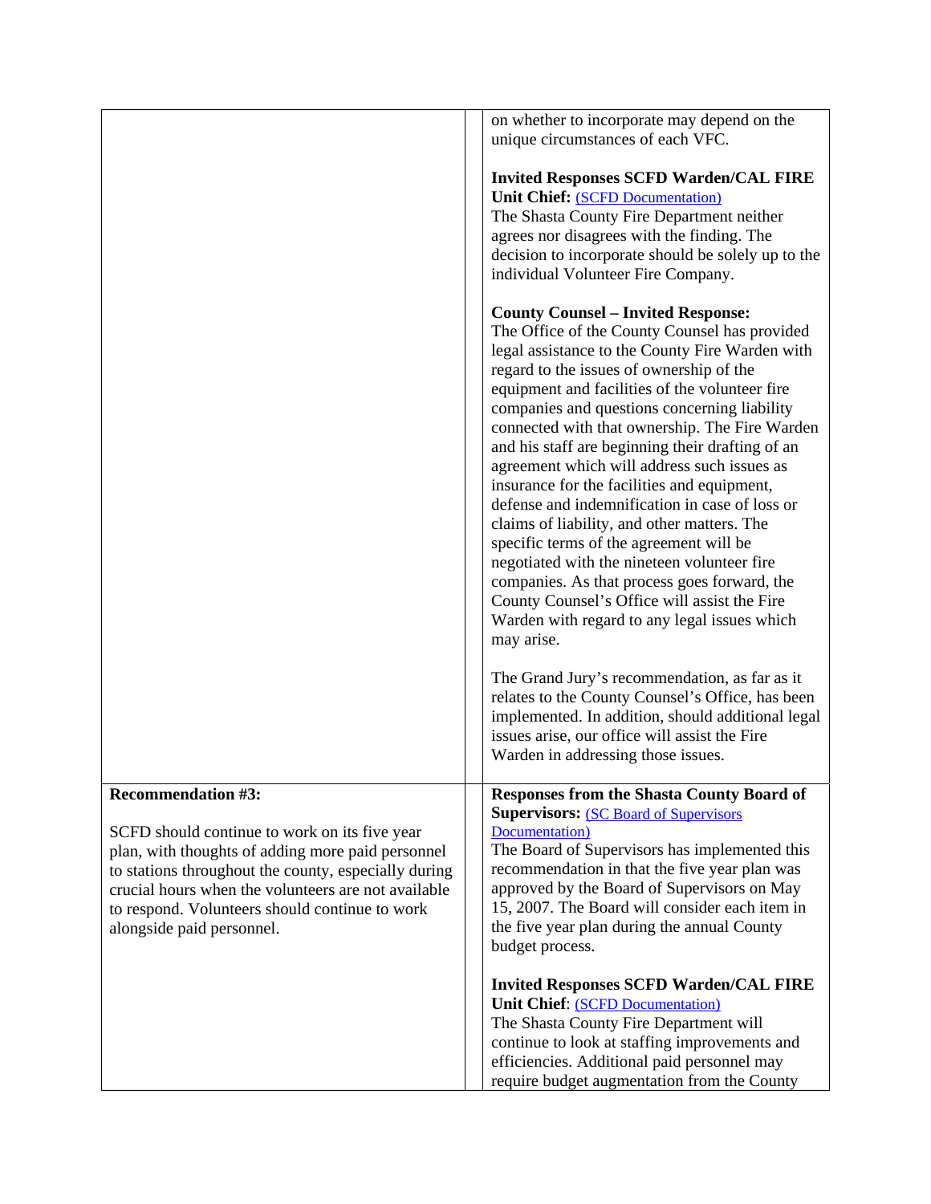| | | |
|---|---|---|
| | | on whether to incorporate may depend on the unique circumstances of each VFC.<br><br>**Invited Responses SCFD Warden/CAL FIRE Unit Chief:** (SCFD Documentation)<br>The Shasta County Fire Department neither agrees nor disagrees with the finding. The decision to incorporate should be solely up to the individual Volunteer Fire Company.<br><br>**County Counsel – Invited Response:**<br>The Office of the County Counsel has provided legal assistance to the County Fire Warden with regard to the issues of ownership of the equipment and facilities of the volunteer fire companies and questions concerning liability connected with that ownership. The Fire Warden and his staff are beginning their drafting of an agreement which will address such issues as insurance for the facilities and equipment, defense and indemnification in case of loss or claims of liability, and other matters. The specific terms of the agreement will be negotiated with the nineteen volunteer fire companies. As that process goes forward, the County Counsel's Office will assist the Fire Warden with regard to any legal issues which may arise.<br><br>The Grand Jury's recommendation, as far as it relates to the County Counsel's Office, has been implemented. In addition, should additional legal issues arise, our office will assist the Fire Warden in addressing those issues. |
| **Recommendation #3:**<br><br>SCFD should continue to work on its five year plan, with thoughts of adding more paid personnel to stations throughout the county, especially during crucial hours when the volunteers are not available to respond. Volunteers should continue to work alongside paid personnel. | | **Responses from the Shasta County Board of Supervisors:** (SC Board of Supervisors Documentation)<br>The Board of Supervisors has implemented this recommendation in that the five year plan was approved by the Board of Supervisors on May 15, 2007. The Board will consider each item in the five year plan during the annual County budget process.<br><br>**Invited Responses SCFD Warden/CAL FIRE Unit Chief**: (SCFD Documentation)<br>The Shasta County Fire Department will continue to look at staffing improvements and efficiencies. Additional paid personnel may require budget augmentation from the County |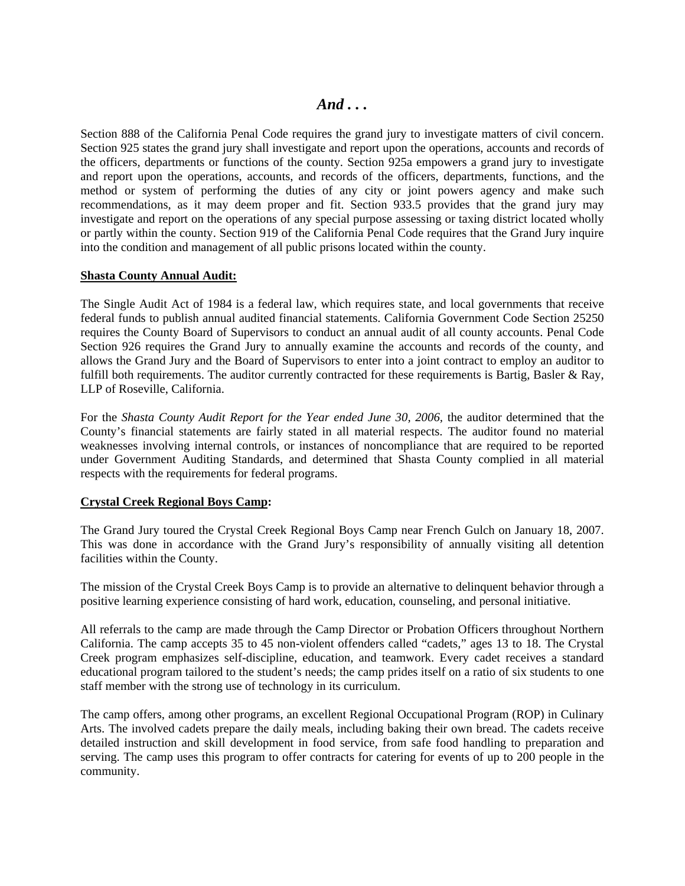# *And . . .*

Section 888 of the California Penal Code requires the grand jury to investigate matters of civil concern. Section 925 states the grand jury shall investigate and report upon the operations, accounts and records of the officers, departments or functions of the county. Section 925a empowers a grand jury to investigate and report upon the operations, accounts, and records of the officers, departments, functions, and the method or system of performing the duties of any city or joint powers agency and make such recommendations, as it may deem proper and fit. Section 933.5 provides that the grand jury may investigate and report on the operations of any special purpose assessing or taxing district located wholly or partly within the county. Section 919 of the California Penal Code requires that the Grand Jury inquire into the condition and management of all public prisons located within the county.

**Shasta County Annual Audit:**

The Single Audit Act of 1984 is a federal law, which requires state, and local governments that receive federal funds to publish annual audited financial statements. California Government Code Section 25250 requires the County Board of Supervisors to conduct an annual audit of all county accounts. Penal Code Section 926 requires the Grand Jury to annually examine the accounts and records of the county, and allows the Grand Jury and the Board of Supervisors to enter into a joint contract to employ an auditor to fulfill both requirements. The auditor currently contracted for these requirements is Bartig, Basler & Ray, LLP of Roseville, California.

For the *Shasta County Audit Report for the Year ended June 30, 2006*, the auditor determined that the County's financial statements are fairly stated in all material respects. The auditor found no material weaknesses involving internal controls, or instances of noncompliance that are required to be reported under Government Auditing Standards, and determined that Shasta County complied in all material respects with the requirements for federal programs.

**Crystal Creek Regional Boys Camp:**

The Grand Jury toured the Crystal Creek Regional Boys Camp near French Gulch on January 18, 2007. This was done in accordance with the Grand Jury's responsibility of annually visiting all detention facilities within the County.

The mission of the Crystal Creek Boys Camp is to provide an alternative to delinquent behavior through a positive learning experience consisting of hard work, education, counseling, and personal initiative.

All referrals to the camp are made through the Camp Director or Probation Officers throughout Northern California. The camp accepts 35 to 45 non-violent offenders called "cadets," ages 13 to 18. The Crystal Creek program emphasizes self-discipline, education, and teamwork. Every cadet receives a standard educational program tailored to the student's needs; the camp prides itself on a ratio of six students to one staff member with the strong use of technology in its curriculum.

The camp offers, among other programs, an excellent Regional Occupational Program (ROP) in Culinary Arts. The involved cadets prepare the daily meals, including baking their own bread. The cadets receive detailed instruction and skill development in food service, from safe food handling to preparation and serving. The camp uses this program to offer contracts for catering for events of up to 200 people in the community.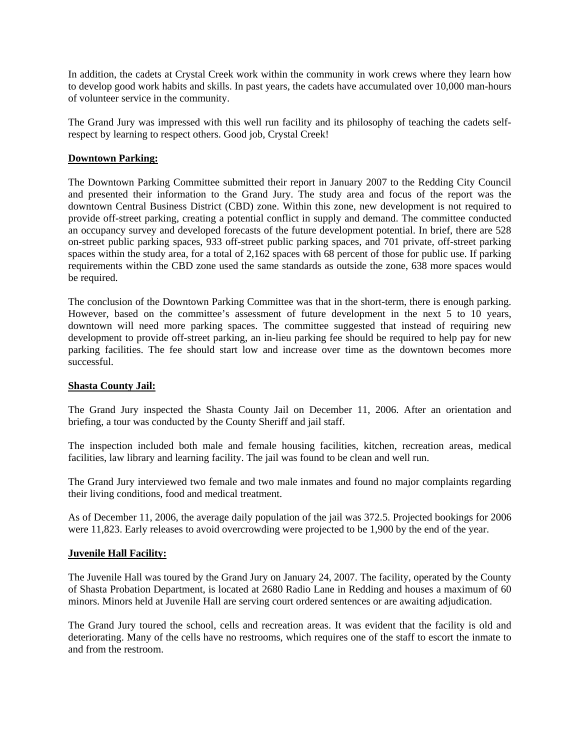In addition, the cadets at Crystal Creek work within the community in work crews where they learn how to develop good work habits and skills. In past years, the cadets have accumulated over 10,000 man-hours of volunteer service in the community.

The Grand Jury was impressed with this well run facility and its philosophy of teaching the cadets self-respect by learning to respect others. Good job, Crystal Creek!

**Downtown Parking:**

The Downtown Parking Committee submitted their report in January 2007 to the Redding City Council and presented their information to the Grand Jury. The study area and focus of the report was the downtown Central Business District (CBD) zone. Within this zone, new development is not required to provide off-street parking, creating a potential conflict in supply and demand. The committee conducted an occupancy survey and developed forecasts of the future development potential. In brief, there are 528 on-street public parking spaces, 933 off-street public parking spaces, and 701 private, off-street parking spaces within the study area, for a total of 2,162 spaces with 68 percent of those for public use. If parking requirements within the CBD zone used the same standards as outside the zone, 638 more spaces would be required.

The conclusion of the Downtown Parking Committee was that in the short-term, there is enough parking. However, based on the committee's assessment of future development in the next 5 to 10 years, downtown will need more parking spaces. The committee suggested that instead of requiring new development to provide off-street parking, an in-lieu parking fee should be required to help pay for new parking facilities. The fee should start low and increase over time as the downtown becomes more successful.

**Shasta County Jail:**

The Grand Jury inspected the Shasta County Jail on December 11, 2006. After an orientation and briefing, a tour was conducted by the County Sheriff and jail staff.

The inspection included both male and female housing facilities, kitchen, recreation areas, medical facilities, law library and learning facility. The jail was found to be clean and well run.

The Grand Jury interviewed two female and two male inmates and found no major complaints regarding their living conditions, food and medical treatment.

As of December 11, 2006, the average daily population of the jail was 372.5. Projected bookings for 2006 were 11,823. Early releases to avoid overcrowding were projected to be 1,900 by the end of the year.

**Juvenile Hall Facility:**

The Juvenile Hall was toured by the Grand Jury on January 24, 2007. The facility, operated by the County of Shasta Probation Department, is located at 2680 Radio Lane in Redding and houses a maximum of 60 minors. Minors held at Juvenile Hall are serving court ordered sentences or are awaiting adjudication.

The Grand Jury toured the school, cells and recreation areas. It was evident that the facility is old and deteriorating. Many of the cells have no restrooms, which requires one of the staff to escort the inmate to and from the restroom.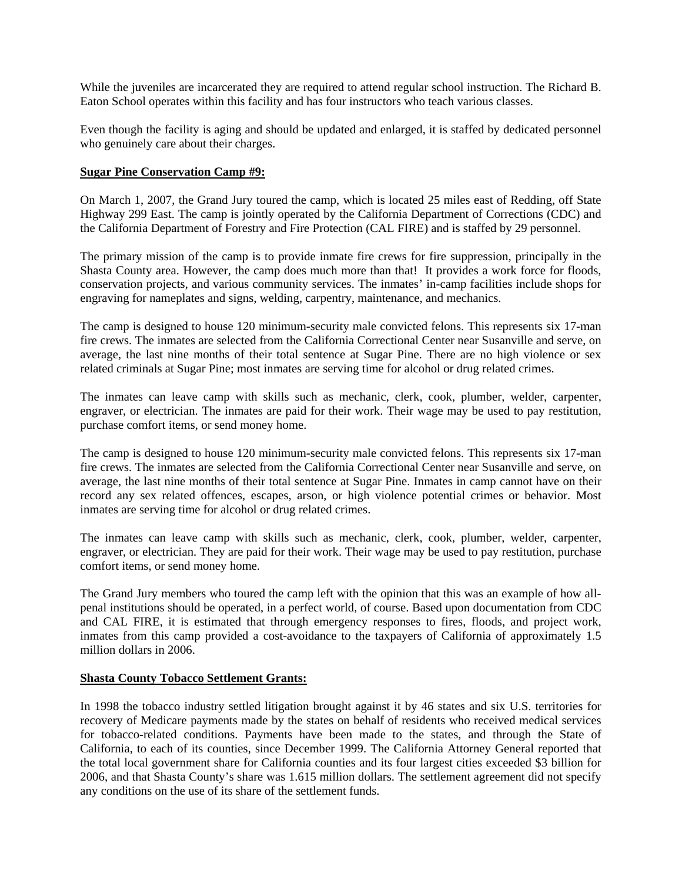While the juveniles are incarcerated they are required to attend regular school instruction. The Richard B. Eaton School operates within this facility and has four instructors who teach various classes.

Even though the facility is aging and should be updated and enlarged, it is staffed by dedicated personnel who genuinely care about their charges.

**Sugar Pine Conservation Camp #9:**

On March 1, 2007, the Grand Jury toured the camp, which is located 25 miles east of Redding, off State Highway 299 East. The camp is jointly operated by the California Department of Corrections (CDC) and the California Department of Forestry and Fire Protection (CAL FIRE) and is staffed by 29 personnel.

The primary mission of the camp is to provide inmate fire crews for fire suppression, principally in the Shasta County area. However, the camp does much more than that! It provides a work force for floods, conservation projects, and various community services. The inmates' in-camp facilities include shops for engraving for nameplates and signs, welding, carpentry, maintenance, and mechanics.

The camp is designed to house 120 minimum-security male convicted felons. This represents six 17-man fire crews. The inmates are selected from the California Correctional Center near Susanville and serve, on average, the last nine months of their total sentence at Sugar Pine. There are no high violence or sex related criminals at Sugar Pine; most inmates are serving time for alcohol or drug related crimes.

The inmates can leave camp with skills such as mechanic, clerk, cook, plumber, welder, carpenter, engraver, or electrician. The inmates are paid for their work. Their wage may be used to pay restitution, purchase comfort items, or send money home.

The camp is designed to house 120 minimum-security male convicted felons. This represents six 17-man fire crews. The inmates are selected from the California Correctional Center near Susanville and serve, on average, the last nine months of their total sentence at Sugar Pine. Inmates in camp cannot have on their record any sex related offences, escapes, arson, or high violence potential crimes or behavior. Most inmates are serving time for alcohol or drug related crimes.

The inmates can leave camp with skills such as mechanic, clerk, cook, plumber, welder, carpenter, engraver, or electrician. They are paid for their work. Their wage may be used to pay restitution, purchase comfort items, or send money home.

The Grand Jury members who toured the camp left with the opinion that this was an example of how all-penal institutions should be operated, in a perfect world, of course. Based upon documentation from CDC and CAL FIRE, it is estimated that through emergency responses to fires, floods, and project work, inmates from this camp provided a cost-avoidance to the taxpayers of California of approximately 1.5 million dollars in 2006.

**Shasta County Tobacco Settlement Grants:**

In 1998 the tobacco industry settled litigation brought against it by 46 states and six U.S. territories for recovery of Medicare payments made by the states on behalf of residents who received medical services for tobacco-related conditions. Payments have been made to the states, and through the State of California, to each of its counties, since December 1999. The California Attorney General reported that the total local government share for California counties and its four largest cities exceeded $3 billion for 2006, and that Shasta County's share was 1.615 million dollars. The settlement agreement did not specify any conditions on the use of its share of the settlement funds.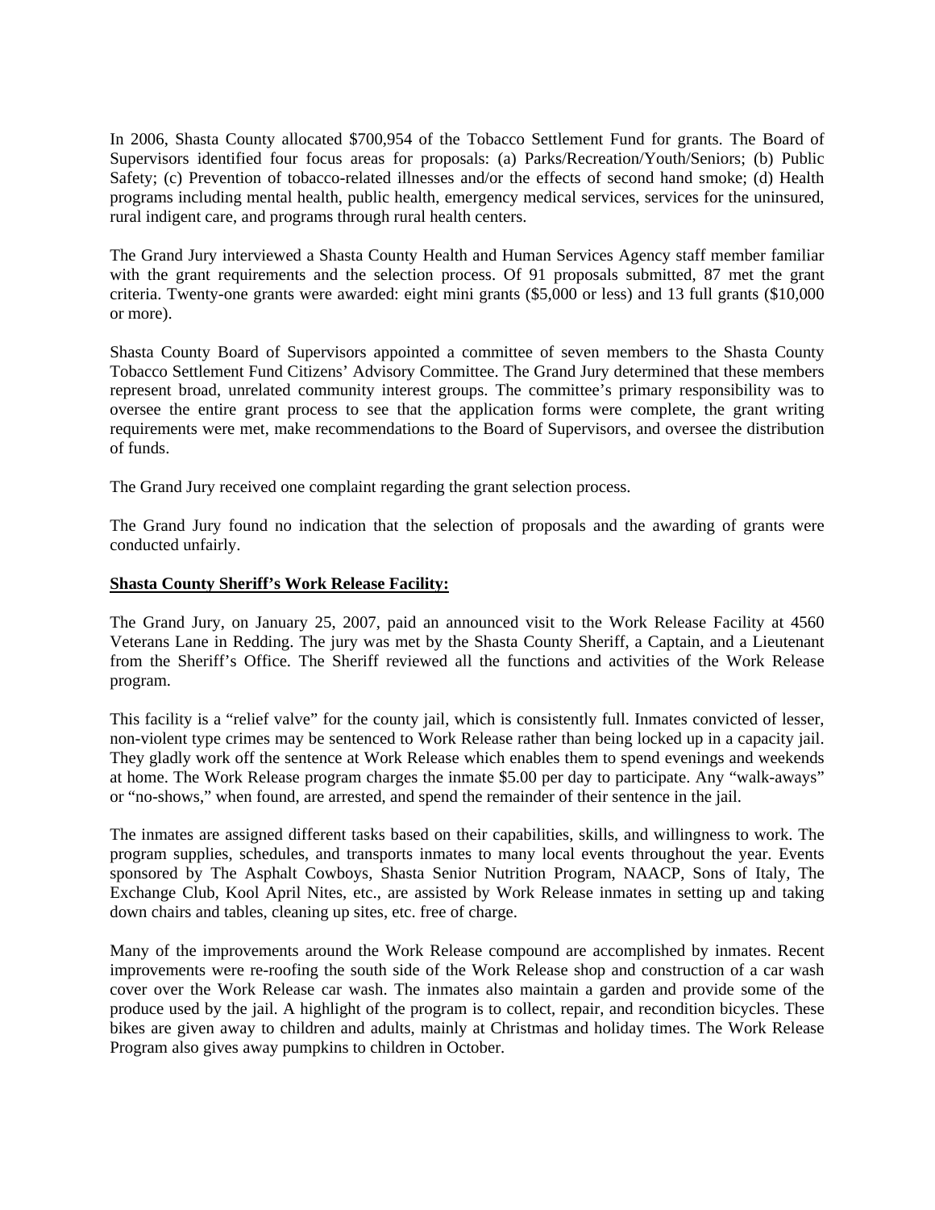In 2006, Shasta County allocated $700,954 of the Tobacco Settlement Fund for grants. The Board of Supervisors identified four focus areas for proposals: (a) Parks/Recreation/Youth/Seniors; (b) Public Safety; (c) Prevention of tobacco-related illnesses and/or the effects of second hand smoke; (d) Health programs including mental health, public health, emergency medical services, services for the uninsured, rural indigent care, and programs through rural health centers.

The Grand Jury interviewed a Shasta County Health and Human Services Agency staff member familiar with the grant requirements and the selection process. Of 91 proposals submitted, 87 met the grant criteria. Twenty-one grants were awarded: eight mini grants ($5,000 or less) and 13 full grants ($10,000 or more).

Shasta County Board of Supervisors appointed a committee of seven members to the Shasta County Tobacco Settlement Fund Citizens' Advisory Committee. The Grand Jury determined that these members represent broad, unrelated community interest groups. The committee's primary responsibility was to oversee the entire grant process to see that the application forms were complete, the grant writing requirements were met, make recommendations to the Board of Supervisors, and oversee the distribution of funds.

The Grand Jury received one complaint regarding the grant selection process.

The Grand Jury found no indication that the selection of proposals and the awarding of grants were conducted unfairly.

**Shasta County Sheriff's Work Release Facility:**

The Grand Jury, on January 25, 2007, paid an announced visit to the Work Release Facility at 4560 Veterans Lane in Redding. The jury was met by the Shasta County Sheriff, a Captain, and a Lieutenant from the Sheriff's Office. The Sheriff reviewed all the functions and activities of the Work Release program.

This facility is a "relief valve" for the county jail, which is consistently full. Inmates convicted of lesser, non-violent type crimes may be sentenced to Work Release rather than being locked up in a capacity jail. They gladly work off the sentence at Work Release which enables them to spend evenings and weekends at home. The Work Release program charges the inmate $5.00 per day to participate. Any "walk-aways" or "no-shows," when found, are arrested, and spend the remainder of their sentence in the jail.

The inmates are assigned different tasks based on their capabilities, skills, and willingness to work. The program supplies, schedules, and transports inmates to many local events throughout the year. Events sponsored by The Asphalt Cowboys, Shasta Senior Nutrition Program, NAACP, Sons of Italy, The Exchange Club, Kool April Nites, etc., are assisted by Work Release inmates in setting up and taking down chairs and tables, cleaning up sites, etc. free of charge.

Many of the improvements around the Work Release compound are accomplished by inmates. Recent improvements were re-roofing the south side of the Work Release shop and construction of a car wash cover over the Work Release car wash. The inmates also maintain a garden and provide some of the produce used by the jail. A highlight of the program is to collect, repair, and recondition bicycles. These bikes are given away to children and adults, mainly at Christmas and holiday times. The Work Release Program also gives away pumpkins to children in October.